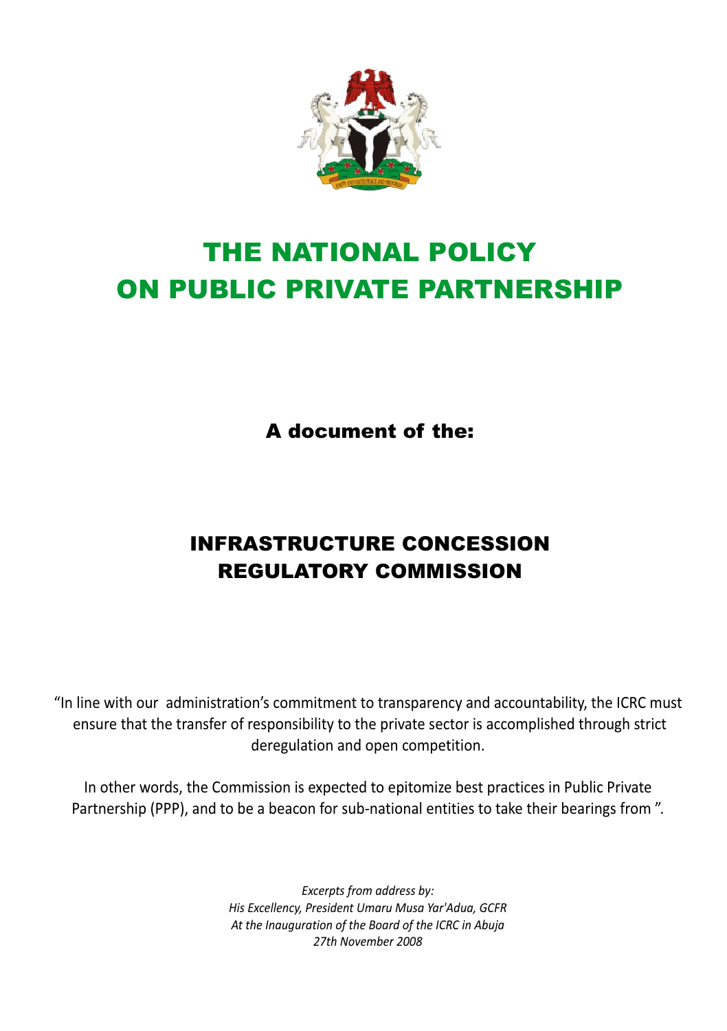# THE NATIONAL POLICY ON PUBLIC PRIVATE PARTNERSHIP

**A document of the:**

## INFRASTRUCTURE CONCESSION REGULATORY COMMISSION

"In line with our administration's commitment to transparency and accountability, the ICRC must ensure that the transfer of responsibility to the private sector is accomplished through strict deregulation and open competition.

In other words, the Commission is expected to epitomize best practices in Public Private Partnership (PPP), and to be a beacon for sub-national entities to take their bearings from ".

*Excerpts from address by:*
*His Excellency, President Umaru Musa Yar'Adua, GCFR*
*At the Inauguration of the Board of the ICRC in Abuja*
*27th November 2008*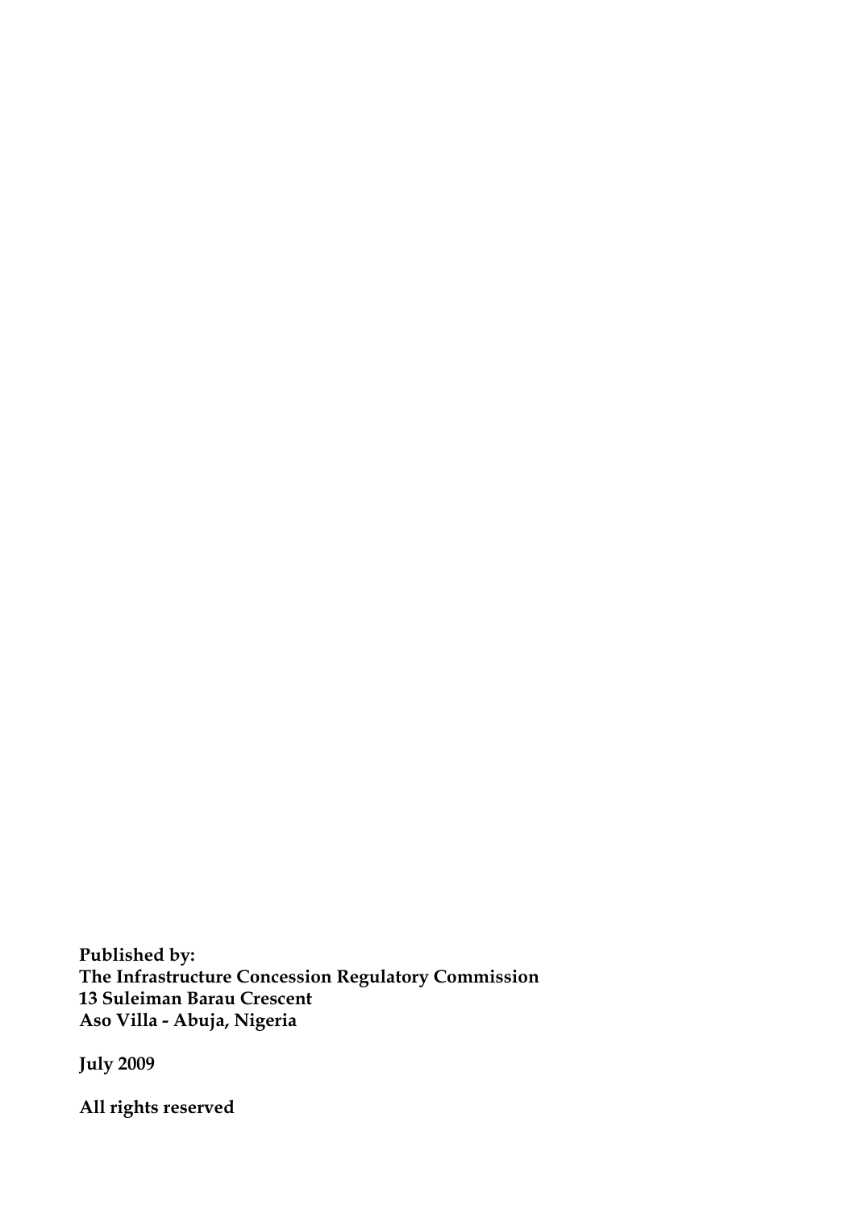**Published by:**
**The Infrastructure Concession Regulatory Commission**
**13 Suleiman Barau Crescent**
**Aso Villa - Abuja, Nigeria**

**July 2009**

**All rights reserved**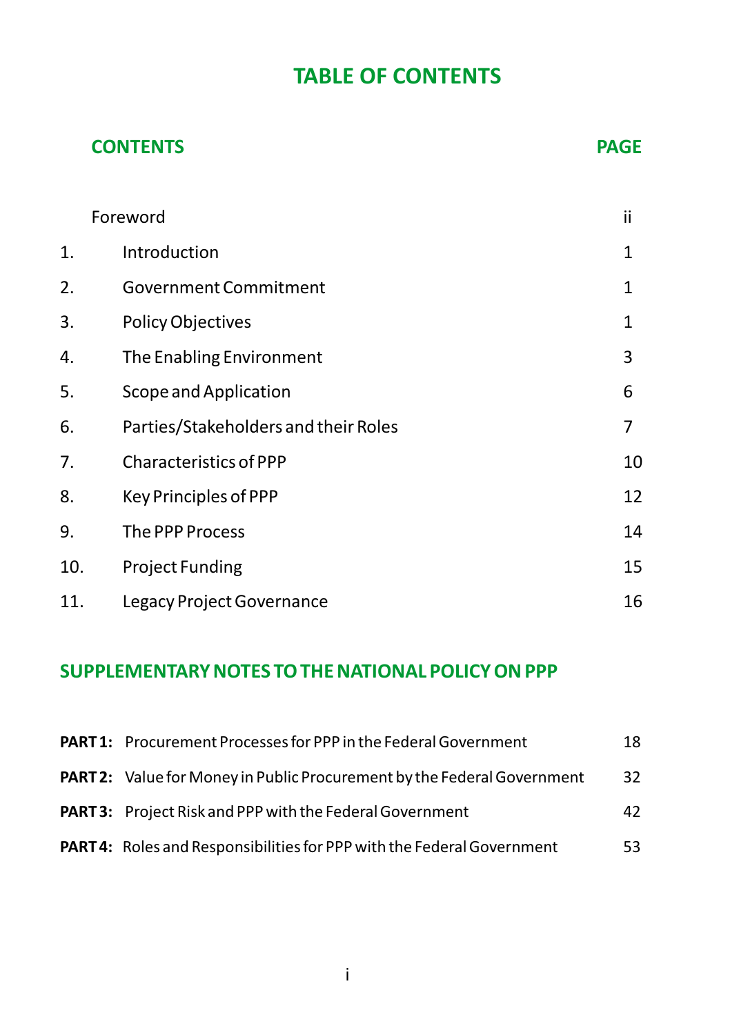# TABLE OF CONTENTS

| CONTENTS | | PAGE |
|---|---|---|
| | Foreword | ii |
| 1. | Introduction | 1 |
| 2. | Government Commitment | 1 |
| 3. | Policy Objectives | 1 |
| 4. | The Enabling Environment | 3 |
| 5. | Scope and Application | 6 |
| 6. | Parties/Stakeholders and their Roles | 7 |
| 7. | Characteristics of PPP | 10 |
| 8. | Key Principles of PPP | 12 |
| 9. | The PPP Process | 14 |
| 10. | Project Funding | 15 |
| 11. | Legacy Project Governance | 16 |

## SUPPLEMENTARY NOTES TO THE NATIONAL POLICY ON PPP

| | | |
|---|---|---|
| **PART 1:** | Procurement Processes for PPP in the Federal Government | 18 |
| **PART 2:** | Value for Money in Public Procurement by the Federal Government | 32 |
| **PART 3:** | Project Risk and PPP with the Federal Government | 42 |
| **PART 4:** | Roles and Responsibilities for PPP with the Federal Government | 53 |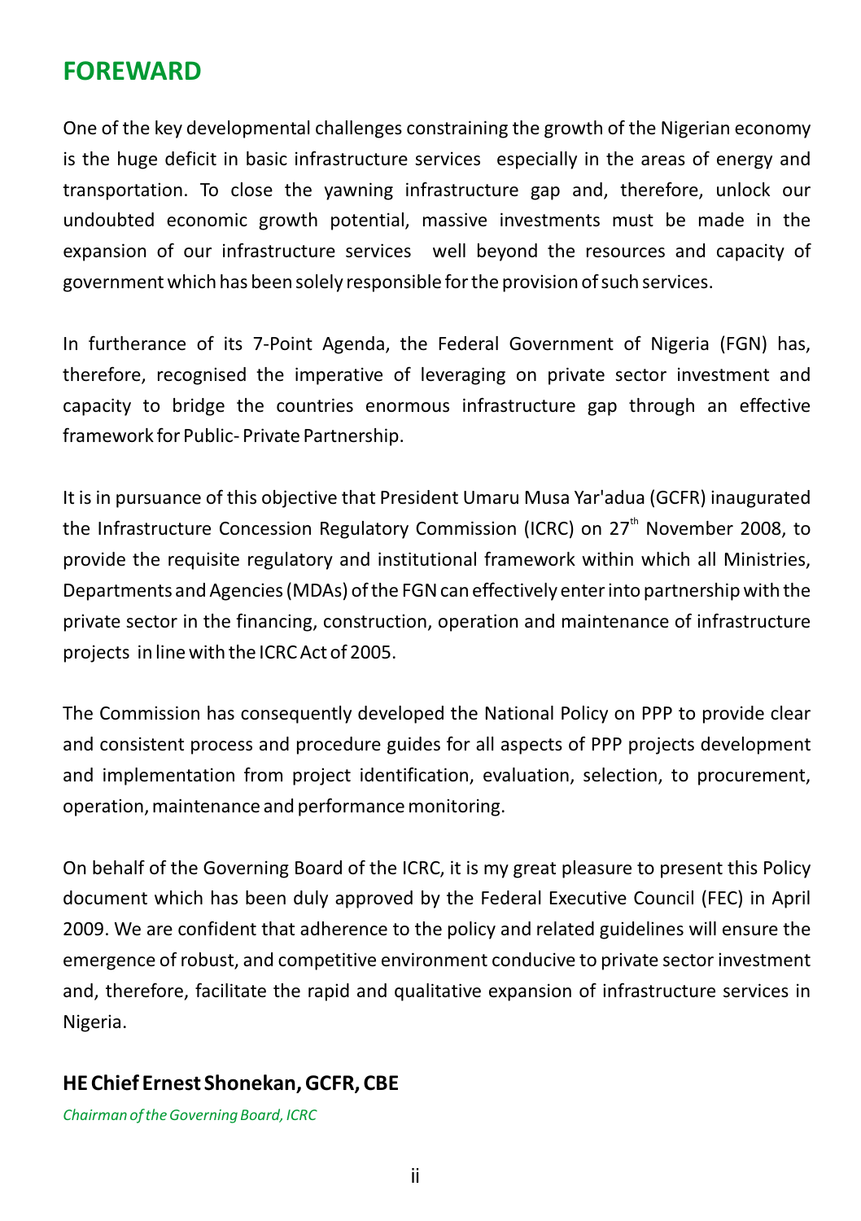## FOREWARD

One of the key developmental challenges constraining the growth of the Nigerian economy is the huge deficit in basic infrastructure services especially in the areas of energy and transportation. To close the yawning infrastructure gap and, therefore, unlock our undoubted economic growth potential, massive investments must be made in the expansion of our infrastructure services well beyond the resources and capacity of government which has been solely responsible for the provision of such services.

In furtherance of its 7-Point Agenda, the Federal Government of Nigeria (FGN) has, therefore, recognised the imperative of leveraging on private sector investment and capacity to bridge the countries enormous infrastructure gap through an effective framework for Public- Private Partnership.

It is in pursuance of this objective that President Umaru Musa Yar'adua (GCFR) inaugurated the Infrastructure Concession Regulatory Commission (ICRC) on 27th November 2008, to provide the requisite regulatory and institutional framework within which all Ministries, Departments and Agencies (MDAs) of the FGN can effectively enter into partnership with the private sector in the financing, construction, operation and maintenance of infrastructure projects in line with the ICRC Act of 2005.

The Commission has consequently developed the National Policy on PPP to provide clear and consistent process and procedure guides for all aspects of PPP projects development and implementation from project identification, evaluation, selection, to procurement, operation, maintenance and performance monitoring.

On behalf of the Governing Board of the ICRC, it is my great pleasure to present this Policy document which has been duly approved by the Federal Executive Council (FEC) in April 2009. We are confident that adherence to the policy and related guidelines will ensure the emergence of robust, and competitive environment conducive to private sector investment and, therefore, facilitate the rapid and qualitative expansion of infrastructure services in Nigeria.

**HE Chief Ernest Shonekan, GCFR, CBE**

*Chairman of the Governing Board, ICRC*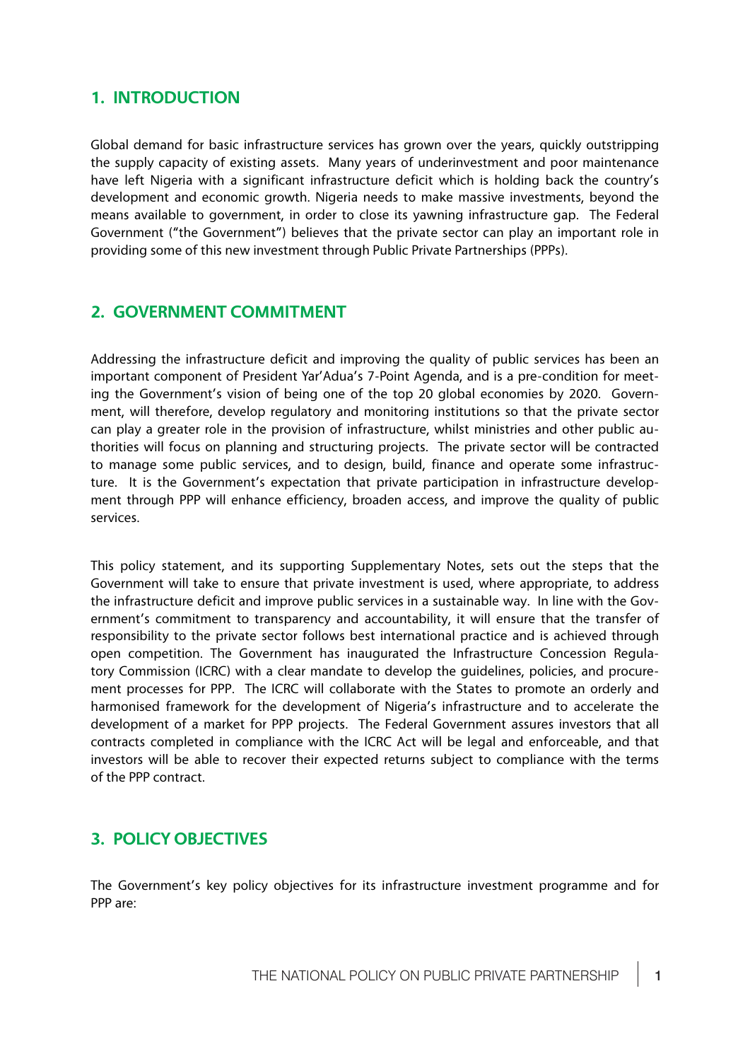## 1. INTRODUCTION

Global demand for basic infrastructure services has grown over the years, quickly outstripping the supply capacity of existing assets. Many years of underinvestment and poor maintenance have left Nigeria with a significant infrastructure deficit which is holding back the country's development and economic growth. Nigeria needs to make massive investments, beyond the means available to government, in order to close its yawning infrastructure gap. The Federal Government ("the Government") believes that the private sector can play an important role in providing some of this new investment through Public Private Partnerships (PPPs).

## 2. GOVERNMENT COMMITMENT

Addressing the infrastructure deficit and improving the quality of public services has been an important component of President Yar'Adua's 7-Point Agenda, and is a pre-condition for meeting the Government's vision of being one of the top 20 global economies by 2020. Government, will therefore, develop regulatory and monitoring institutions so that the private sector can play a greater role in the provision of infrastructure, whilst ministries and other public authorities will focus on planning and structuring projects. The private sector will be contracted to manage some public services, and to design, build, finance and operate some infrastructure. It is the Government's expectation that private participation in infrastructure development through PPP will enhance efficiency, broaden access, and improve the quality of public services.

This policy statement, and its supporting Supplementary Notes, sets out the steps that the Government will take to ensure that private investment is used, where appropriate, to address the infrastructure deficit and improve public services in a sustainable way. In line with the Government's commitment to transparency and accountability, it will ensure that the transfer of responsibility to the private sector follows best international practice and is achieved through open competition. The Government has inaugurated the Infrastructure Concession Regulatory Commission (ICRC) with a clear mandate to develop the guidelines, policies, and procurement processes for PPP. The ICRC will collaborate with the States to promote an orderly and harmonised framework for the development of Nigeria's infrastructure and to accelerate the development of a market for PPP projects. The Federal Government assures investors that all contracts completed in compliance with the ICRC Act will be legal and enforceable, and that investors will be able to recover their expected returns subject to compliance with the terms of the PPP contract.

## 3. POLICY OBJECTIVES

The Government's key policy objectives for its infrastructure investment programme and for PPP are: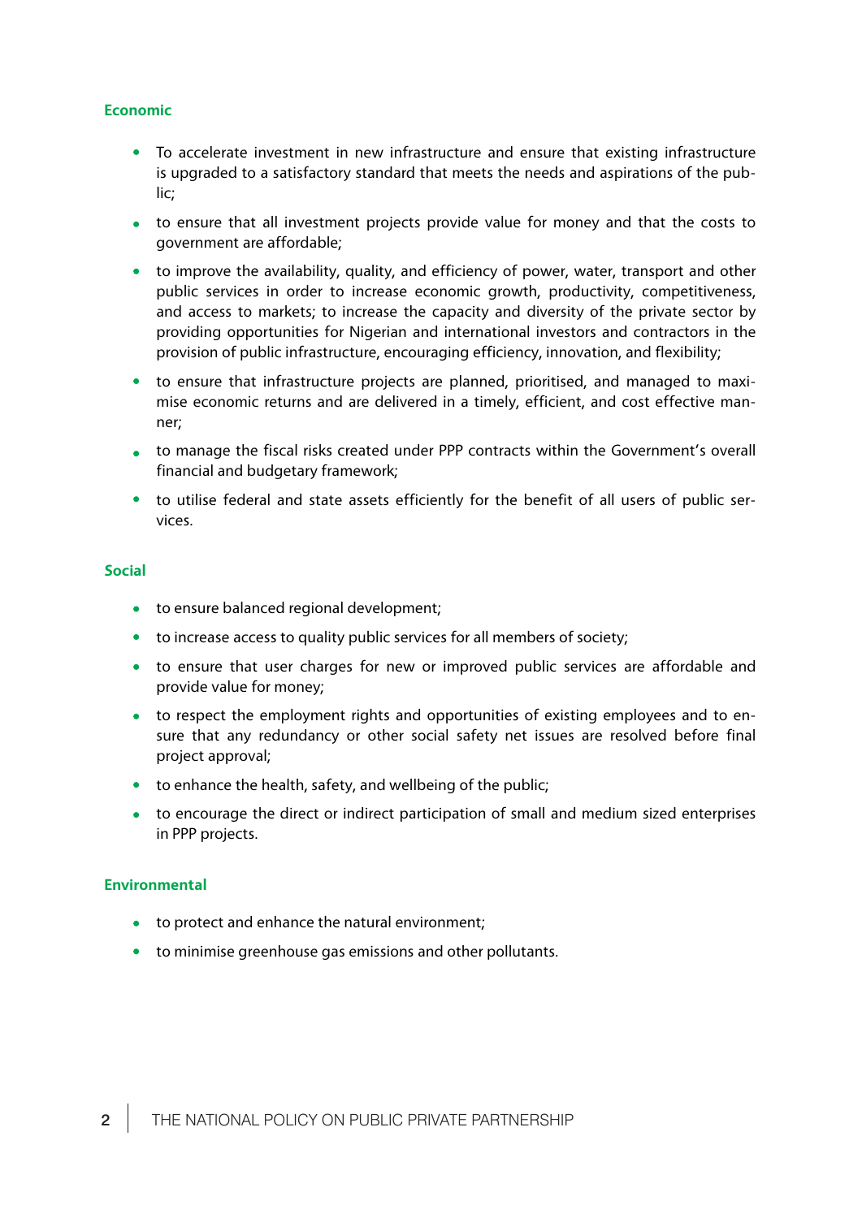**Economic**

- To accelerate investment in new infrastructure and ensure that existing infrastructure is upgraded to a satisfactory standard that meets the needs and aspirations of the public;
- to ensure that all investment projects provide value for money and that the costs to government are affordable;
- to improve the availability, quality, and efficiency of power, water, transport and other public services in order to increase economic growth, productivity, competitiveness, and access to markets; to increase the capacity and diversity of the private sector by providing opportunities for Nigerian and international investors and contractors in the provision of public infrastructure, encouraging efficiency, innovation, and flexibility;
- to ensure that infrastructure projects are planned, prioritised, and managed to maximise economic returns and are delivered in a timely, efficient, and cost effective manner;
- to manage the fiscal risks created under PPP contracts within the Government's overall financial and budgetary framework;
- to utilise federal and state assets efficiently for the benefit of all users of public services.

**Social**

- to ensure balanced regional development;
- to increase access to quality public services for all members of society;
- to ensure that user charges for new or improved public services are affordable and provide value for money;
- to respect the employment rights and opportunities of existing employees and to ensure that any redundancy or other social safety net issues are resolved before final project approval;
- to enhance the health, safety, and wellbeing of the public;
- to encourage the direct or indirect participation of small and medium sized enterprises in PPP projects.

**Environmental**

- to protect and enhance the natural environment;
- to minimise greenhouse gas emissions and other pollutants.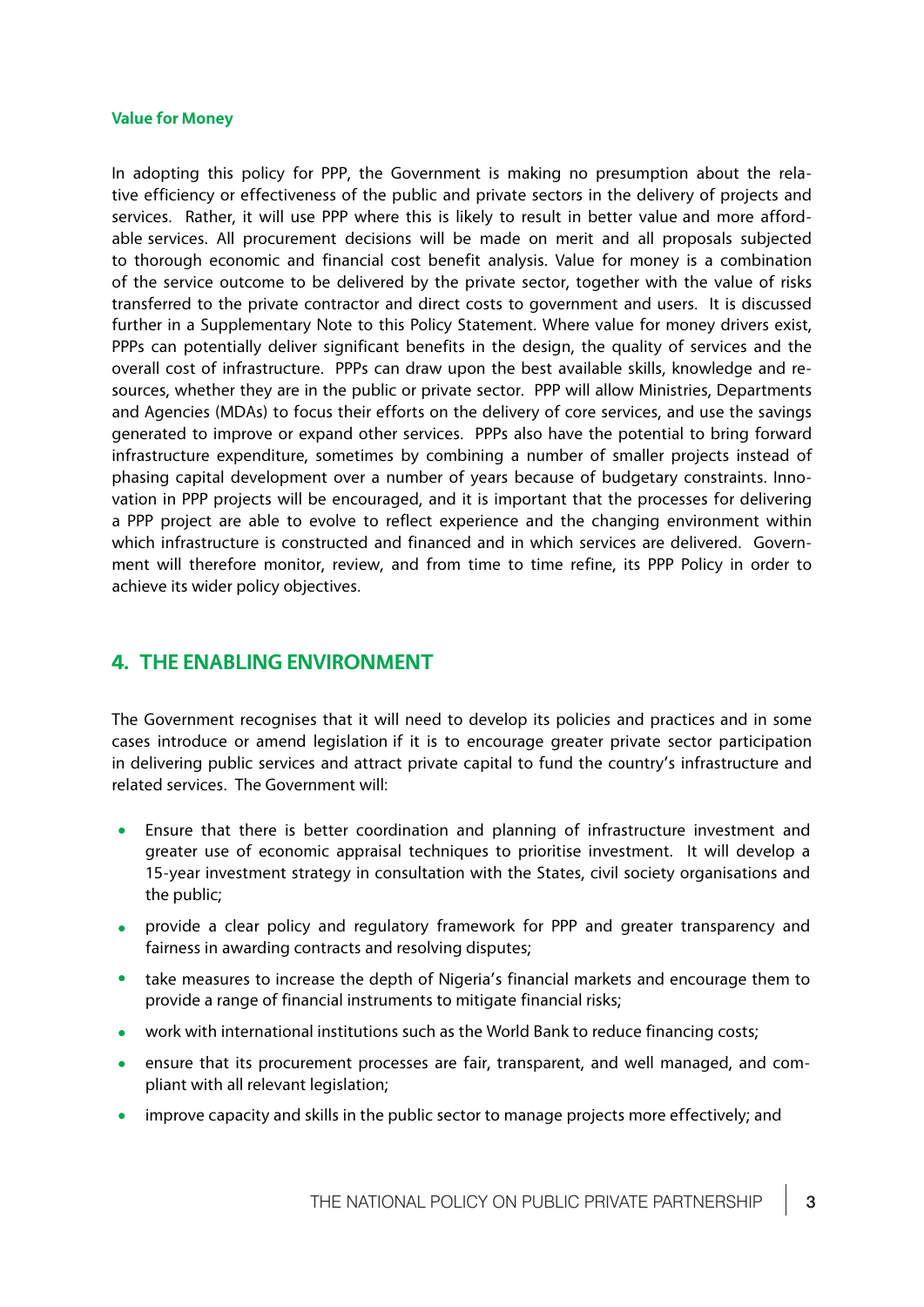### Value for Money

In adopting this policy for PPP, the Government is making no presumption about the relative efficiency or effectiveness of the public and private sectors in the delivery of projects and services. Rather, it will use PPP where this is likely to result in better value and more affordable services. All procurement decisions will be made on merit and all proposals subjected to thorough economic and financial cost benefit analysis. Value for money is a combination of the service outcome to be delivered by the private sector, together with the value of risks transferred to the private contractor and direct costs to government and users. It is discussed further in a Supplementary Note to this Policy Statement. Where value for money drivers exist, PPPs can potentially deliver significant benefits in the design, the quality of services and the overall cost of infrastructure. PPPs can draw upon the best available skills, knowledge and resources, whether they are in the public or private sector. PPP will allow Ministries, Departments and Agencies (MDAs) to focus their efforts on the delivery of core services, and use the savings generated to improve or expand other services. PPPs also have the potential to bring forward infrastructure expenditure, sometimes by combining a number of smaller projects instead of phasing capital development over a number of years because of budgetary constraints. Innovation in PPP projects will be encouraged, and it is important that the processes for delivering a PPP project are able to evolve to reflect experience and the changing environment within which infrastructure is constructed and financed and in which services are delivered. Government will therefore monitor, review, and from time to time refine, its PPP Policy in order to achieve its wider policy objectives.

## 4. THE ENABLING ENVIRONMENT

The Government recognises that it will need to develop its policies and practices and in some cases introduce or amend legislation if it is to encourage greater private sector participation in delivering public services and attract private capital to fund the country's infrastructure and related services. The Government will:

- Ensure that there is better coordination and planning of infrastructure investment and greater use of economic appraisal techniques to prioritise investment. It will develop a 15-year investment strategy in consultation with the States, civil society organisations and the public;
- provide a clear policy and regulatory framework for PPP and greater transparency and fairness in awarding contracts and resolving disputes;
- take measures to increase the depth of Nigeria's financial markets and encourage them to provide a range of financial instruments to mitigate financial risks;
- work with international institutions such as the World Bank to reduce financing costs;
- ensure that its procurement processes are fair, transparent, and well managed, and compliant with all relevant legislation;
- improve capacity and skills in the public sector to manage projects more effectively; and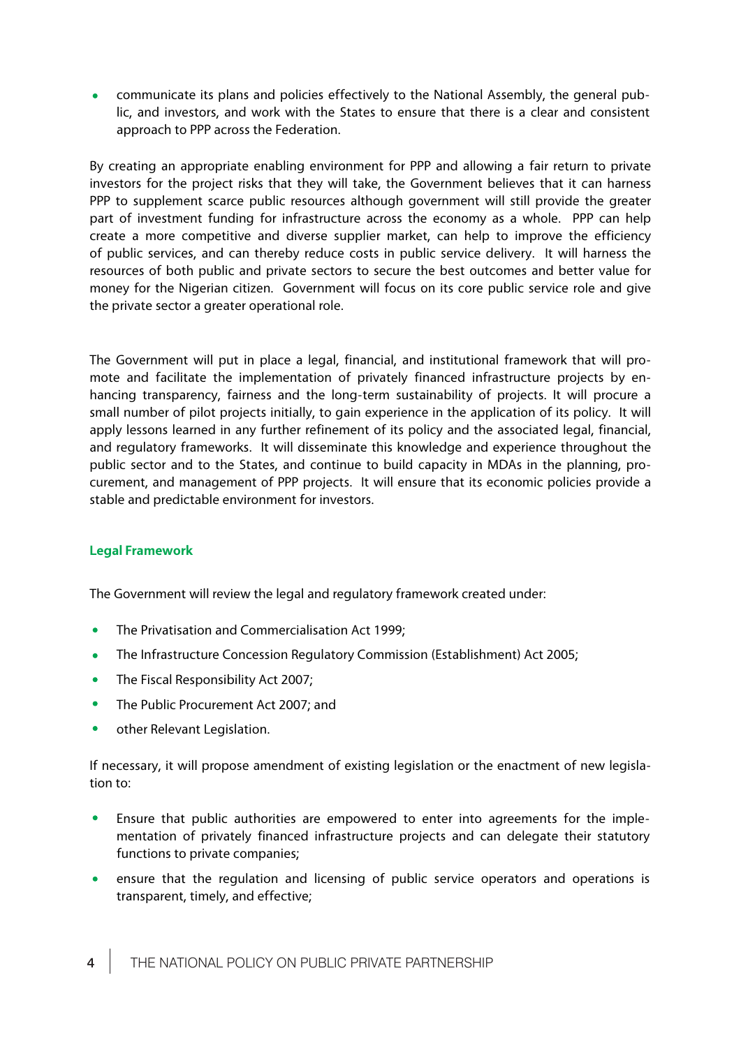- communicate its plans and policies effectively to the National Assembly, the general public, and investors, and work with the States to ensure that there is a clear and consistent approach to PPP across the Federation.

By creating an appropriate enabling environment for PPP and allowing a fair return to private investors for the project risks that they will take, the Government believes that it can harness PPP to supplement scarce public resources although government will still provide the greater part of investment funding for infrastructure across the economy as a whole. PPP can help create a more competitive and diverse supplier market, can help to improve the efficiency of public services, and can thereby reduce costs in public service delivery. It will harness the resources of both public and private sectors to secure the best outcomes and better value for money for the Nigerian citizen. Government will focus on its core public service role and give the private sector a greater operational role.

The Government will put in place a legal, financial, and institutional framework that will promote and facilitate the implementation of privately financed infrastructure projects by enhancing transparency, fairness and the long-term sustainability of projects. It will procure a small number of pilot projects initially, to gain experience in the application of its policy. It will apply lessons learned in any further refinement of its policy and the associated legal, financial, and regulatory frameworks. It will disseminate this knowledge and experience throughout the public sector and to the States, and continue to build capacity in MDAs in the planning, procurement, and management of PPP projects. It will ensure that its economic policies provide a stable and predictable environment for investors.

### Legal Framework

The Government will review the legal and regulatory framework created under:

- The Privatisation and Commercialisation Act 1999;
- The Infrastructure Concession Regulatory Commission (Establishment) Act 2005;
- The Fiscal Responsibility Act 2007;
- The Public Procurement Act 2007; and
- other Relevant Legislation.

If necessary, it will propose amendment of existing legislation or the enactment of new legislation to:

- Ensure that public authorities are empowered to enter into agreements for the implementation of privately financed infrastructure projects and can delegate their statutory functions to private companies;
- ensure that the regulation and licensing of public service operators and operations is transparent, timely, and effective;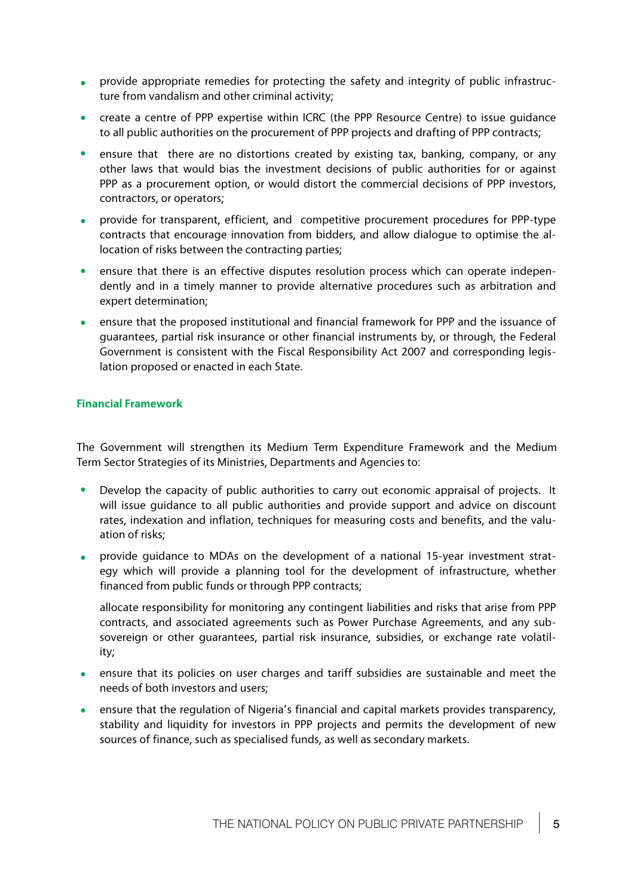- provide appropriate remedies for protecting the safety and integrity of public infrastructure from vandalism and other criminal activity;
- create a centre of PPP expertise within ICRC (the PPP Resource Centre) to issue guidance to all public authorities on the procurement of PPP projects and drafting of PPP contracts;
- ensure that there are no distortions created by existing tax, banking, company, or any other laws that would bias the investment decisions of public authorities for or against PPP as a procurement option, or would distort the commercial decisions of PPP investors, contractors, or operators;
- provide for transparent, efficient, and competitive procurement procedures for PPP-type contracts that encourage innovation from bidders, and allow dialogue to optimise the allocation of risks between the contracting parties;
- ensure that there is an effective disputes resolution process which can operate independently and in a timely manner to provide alternative procedures such as arbitration and expert determination;
- ensure that the proposed institutional and financial framework for PPP and the issuance of guarantees, partial risk insurance or other financial instruments by, or through, the Federal Government is consistent with the Fiscal Responsibility Act 2007 and corresponding legislation proposed or enacted in each State.

**Financial Framework**

The Government will strengthen its Medium Term Expenditure Framework and the Medium Term Sector Strategies of its Ministries, Departments and Agencies to:

- Develop the capacity of public authorities to carry out economic appraisal of projects. It will issue guidance to all public authorities and provide support and advice on discount rates, indexation and inflation, techniques for measuring costs and benefits, and the valuation of risks;
- provide guidance to MDAs on the development of a national 15-year investment strategy which will provide a planning tool for the development of infrastructure, whether financed from public funds or through PPP contracts;

  allocate responsibility for monitoring any contingent liabilities and risks that arise from PPP contracts, and associated agreements such as Power Purchase Agreements, and any sub-sovereign or other guarantees, partial risk insurance, subsidies, or exchange rate volatility;
- ensure that its policies on user charges and tariff subsidies are sustainable and meet the needs of both investors and users;
- ensure that the regulation of Nigeria's financial and capital markets provides transparency, stability and liquidity for investors in PPP projects and permits the development of new sources of finance, such as specialised funds, as well as secondary markets.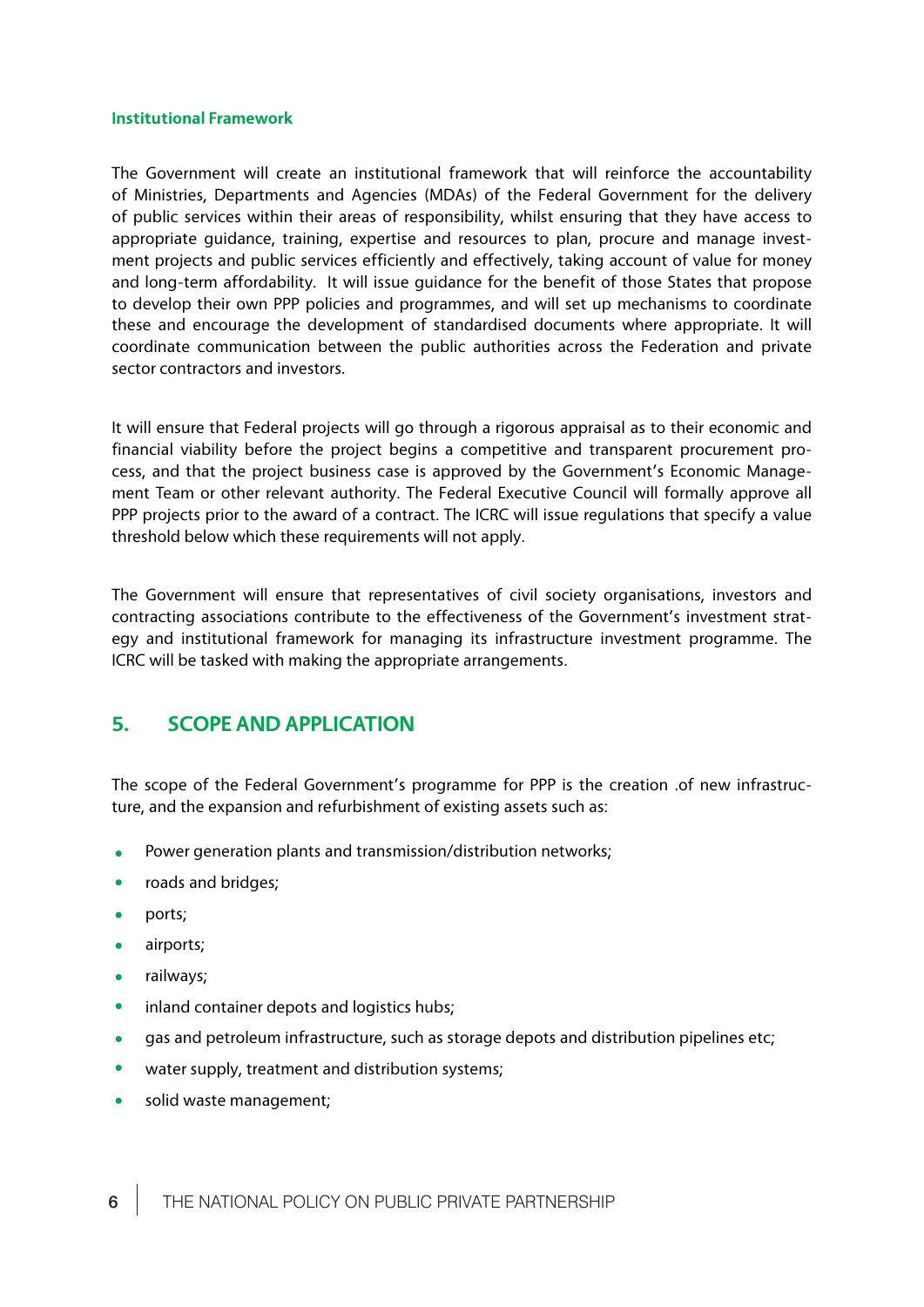### Institutional Framework

The Government will create an institutional framework that will reinforce the accountability of Ministries, Departments and Agencies (MDAs) of the Federal Government for the delivery of public services within their areas of responsibility, whilst ensuring that they have access to appropriate guidance, training, expertise and resources to plan, procure and manage investment projects and public services efficiently and effectively, taking account of value for money and long-term affordability. It will issue guidance for the benefit of those States that propose to develop their own PPP policies and programmes, and will set up mechanisms to coordinate these and encourage the development of standardised documents where appropriate. It will coordinate communication between the public authorities across the Federation and private sector contractors and investors.

It will ensure that Federal projects will go through a rigorous appraisal as to their economic and financial viability before the project begins a competitive and transparent procurement process, and that the project business case is approved by the Government's Economic Management Team or other relevant authority. The Federal Executive Council will formally approve all PPP projects prior to the award of a contract. The ICRC will issue regulations that specify a value threshold below which these requirements will not apply.

The Government will ensure that representatives of civil society organisations, investors and contracting associations contribute to the effectiveness of the Government's investment strategy and institutional framework for managing its infrastructure investment programme. The ICRC will be tasked with making the appropriate arrangements.

## 5. SCOPE AND APPLICATION

The scope of the Federal Government's programme for PPP is the creation .of new infrastructure, and the expansion and refurbishment of existing assets such as:

- Power generation plants and transmission/distribution networks;
- roads and bridges;
- ports;
- airports;
- railways;
- inland container depots and logistics hubs;
- gas and petroleum infrastructure, such as storage depots and distribution pipelines etc;
- water supply, treatment and distribution systems;
- solid waste management;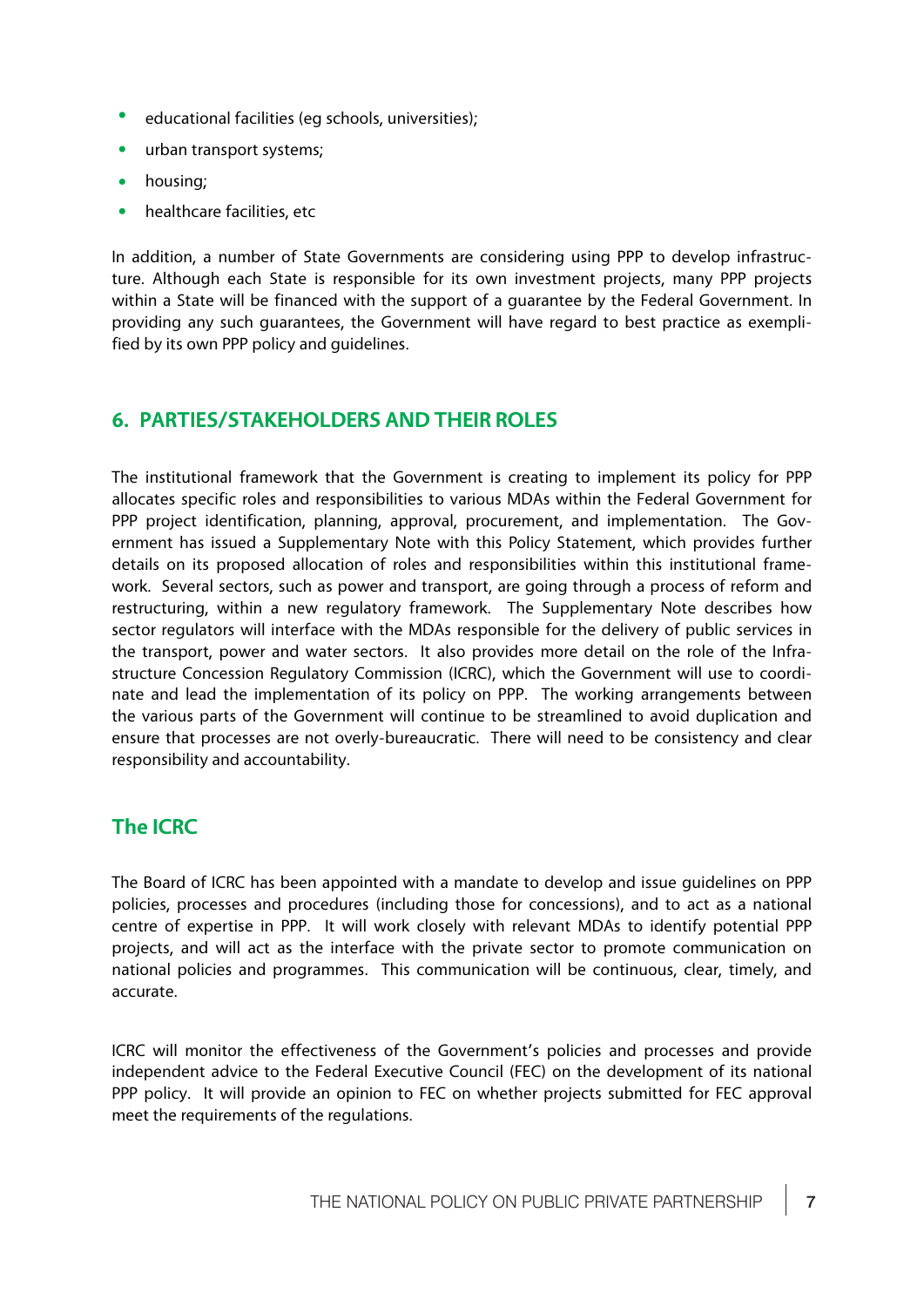- educational facilities (eg schools, universities);
- urban transport systems;
- housing;
- healthcare facilities, etc

In addition, a number of State Governments are considering using PPP to develop infrastructure. Although each State is responsible for its own investment projects, many PPP projects within a State will be financed with the support of a guarantee by the Federal Government. In providing any such guarantees, the Government will have regard to best practice as exemplified by its own PPP policy and guidelines.

## 6. PARTIES/STAKEHOLDERS AND THEIR ROLES

The institutional framework that the Government is creating to implement its policy for PPP allocates specific roles and responsibilities to various MDAs within the Federal Government for PPP project identification, planning, approval, procurement, and implementation. The Government has issued a Supplementary Note with this Policy Statement, which provides further details on its proposed allocation of roles and responsibilities within this institutional framework. Several sectors, such as power and transport, are going through a process of reform and restructuring, within a new regulatory framework. The Supplementary Note describes how sector regulators will interface with the MDAs responsible for the delivery of public services in the transport, power and water sectors. It also provides more detail on the role of the Infrastructure Concession Regulatory Commission (ICRC), which the Government will use to coordinate and lead the implementation of its policy on PPP. The working arrangements between the various parts of the Government will continue to be streamlined to avoid duplication and ensure that processes are not overly-bureaucratic. There will need to be consistency and clear responsibility and accountability.

### The ICRC

The Board of ICRC has been appointed with a mandate to develop and issue guidelines on PPP policies, processes and procedures (including those for concessions), and to act as a national centre of expertise in PPP. It will work closely with relevant MDAs to identify potential PPP projects, and will act as the interface with the private sector to promote communication on national policies and programmes. This communication will be continuous, clear, timely, and accurate.

ICRC will monitor the effectiveness of the Government's policies and processes and provide independent advice to the Federal Executive Council (FEC) on the development of its national PPP policy. It will provide an opinion to FEC on whether projects submitted for FEC approval meet the requirements of the regulations.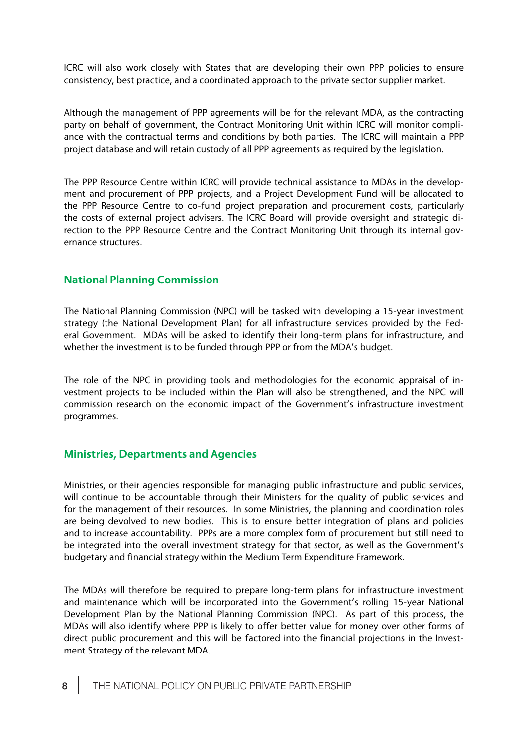ICRC will also work closely with States that are developing their own PPP policies to ensure consistency, best practice, and a coordinated approach to the private sector supplier market.

Although the management of PPP agreements will be for the relevant MDA, as the contracting party on behalf of government, the Contract Monitoring Unit within ICRC will monitor compliance with the contractual terms and conditions by both parties. The ICRC will maintain a PPP project database and will retain custody of all PPP agreements as required by the legislation.

The PPP Resource Centre within ICRC will provide technical assistance to MDAs in the development and procurement of PPP projects, and a Project Development Fund will be allocated to the PPP Resource Centre to co-fund project preparation and procurement costs, particularly the costs of external project advisers. The ICRC Board will provide oversight and strategic direction to the PPP Resource Centre and the Contract Monitoring Unit through its internal governance structures.

## National Planning Commission

The National Planning Commission (NPC) will be tasked with developing a 15-year investment strategy (the National Development Plan) for all infrastructure services provided by the Federal Government. MDAs will be asked to identify their long-term plans for infrastructure, and whether the investment is to be funded through PPP or from the MDA's budget.

The role of the NPC in providing tools and methodologies for the economic appraisal of investment projects to be included within the Plan will also be strengthened, and the NPC will commission research on the economic impact of the Government's infrastructure investment programmes.

## Ministries, Departments and Agencies

Ministries, or their agencies responsible for managing public infrastructure and public services, will continue to be accountable through their Ministers for the quality of public services and for the management of their resources. In some Ministries, the planning and coordination roles are being devolved to new bodies. This is to ensure better integration of plans and policies and to increase accountability. PPPs are a more complex form of procurement but still need to be integrated into the overall investment strategy for that sector, as well as the Government's budgetary and financial strategy within the Medium Term Expenditure Framework.

The MDAs will therefore be required to prepare long-term plans for infrastructure investment and maintenance which will be incorporated into the Government's rolling 15-year National Development Plan by the National Planning Commission (NPC). As part of this process, the MDAs will also identify where PPP is likely to offer better value for money over other forms of direct public procurement and this will be factored into the financial projections in the Investment Strategy of the relevant MDA.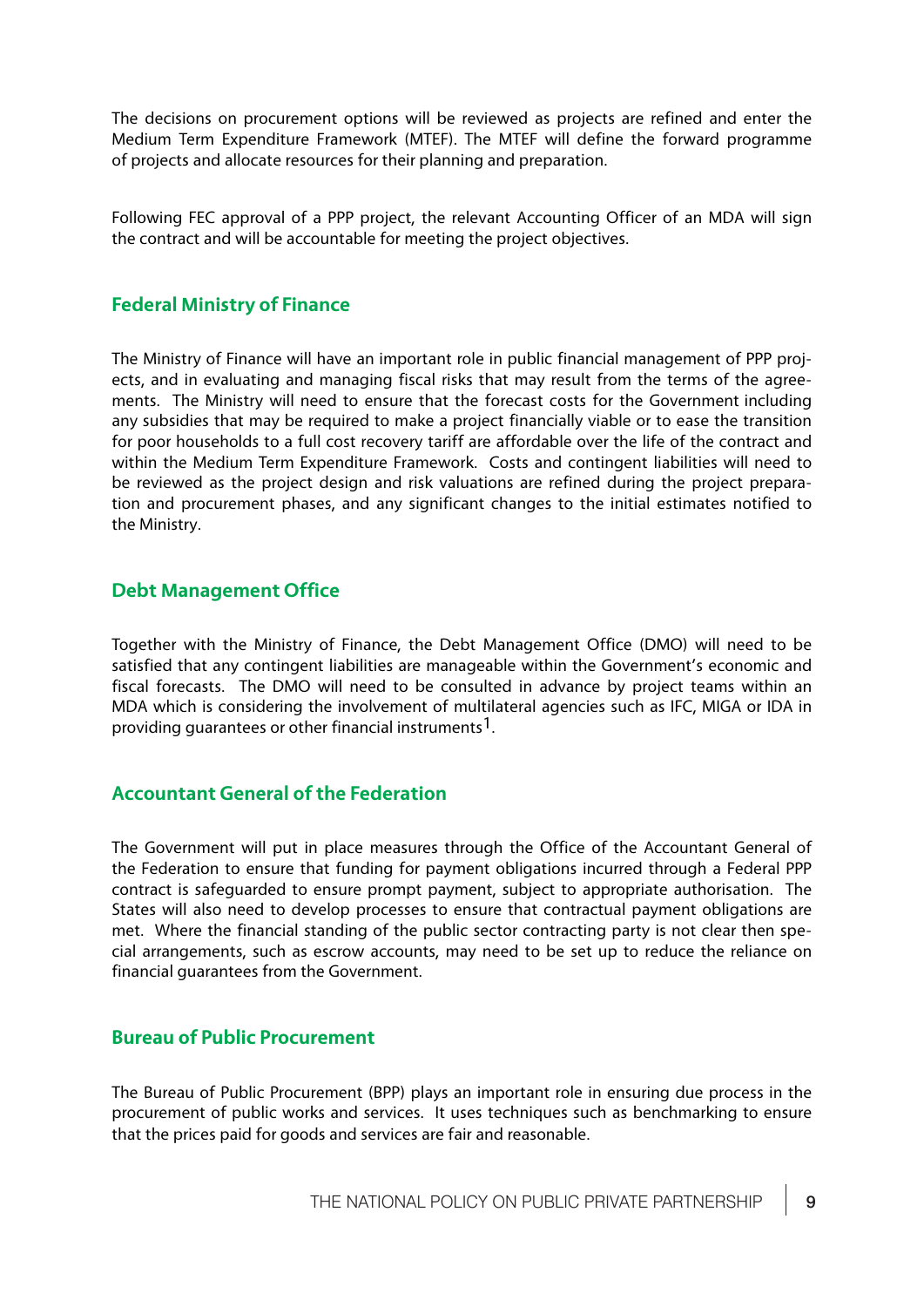The decisions on procurement options will be reviewed as projects are refined and enter the Medium Term Expenditure Framework (MTEF). The MTEF will define the forward programme of projects and allocate resources for their planning and preparation.

Following FEC approval of a PPP project, the relevant Accounting Officer of an MDA will sign the contract and will be accountable for meeting the project objectives.

## Federal Ministry of Finance

The Ministry of Finance will have an important role in public financial management of PPP projects, and in evaluating and managing fiscal risks that may result from the terms of the agreements. The Ministry will need to ensure that the forecast costs for the Government including any subsidies that may be required to make a project financially viable or to ease the transition for poor households to a full cost recovery tariff are affordable over the life of the contract and within the Medium Term Expenditure Framework. Costs and contingent liabilities will need to be reviewed as the project design and risk valuations are refined during the project preparation and procurement phases, and any significant changes to the initial estimates notified to the Ministry.

## Debt Management Office

Together with the Ministry of Finance, the Debt Management Office (DMO) will need to be satisfied that any contingent liabilities are manageable within the Government's economic and fiscal forecasts. The DMO will need to be consulted in advance by project teams within an MDA which is considering the involvement of multilateral agencies such as IFC, MIGA or IDA in providing guarantees or other financial instruments[1].

## Accountant General of the Federation

The Government will put in place measures through the Office of the Accountant General of the Federation to ensure that funding for payment obligations incurred through a Federal PPP contract is safeguarded to ensure prompt payment, subject to appropriate authorisation. The States will also need to develop processes to ensure that contractual payment obligations are met. Where the financial standing of the public sector contracting party is not clear then special arrangements, such as escrow accounts, may need to be set up to reduce the reliance on financial guarantees from the Government.

## Bureau of Public Procurement

The Bureau of Public Procurement (BPP) plays an important role in ensuring due process in the procurement of public works and services. It uses techniques such as benchmarking to ensure that the prices paid for goods and services are fair and reasonable.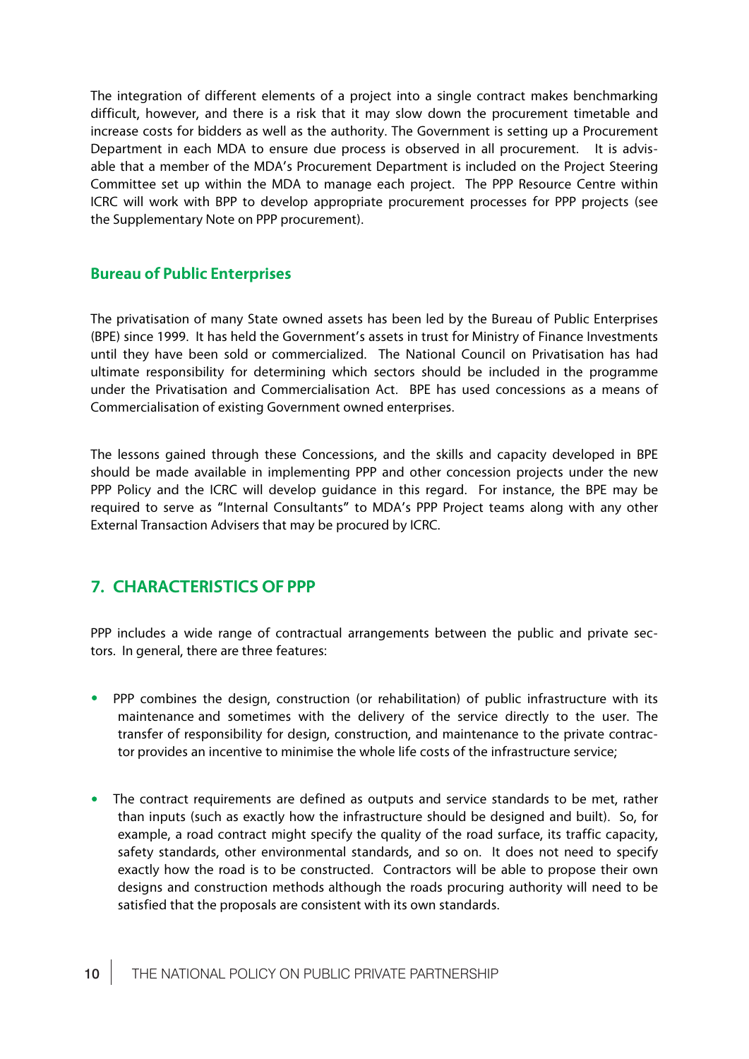The integration of different elements of a project into a single contract makes benchmarking difficult, however, and there is a risk that it may slow down the procurement timetable and increase costs for bidders as well as the authority. The Government is setting up a Procurement Department in each MDA to ensure due process is observed in all procurement. It is advisable that a member of the MDA's Procurement Department is included on the Project Steering Committee set up within the MDA to manage each project. The PPP Resource Centre within ICRC will work with BPP to develop appropriate procurement processes for PPP projects (see the Supplementary Note on PPP procurement).

### Bureau of Public Enterprises

The privatisation of many State owned assets has been led by the Bureau of Public Enterprises (BPE) since 1999. It has held the Government's assets in trust for Ministry of Finance Investments until they have been sold or commercialized. The National Council on Privatisation has had ultimate responsibility for determining which sectors should be included in the programme under the Privatisation and Commercialisation Act. BPE has used concessions as a means of Commercialisation of existing Government owned enterprises.

The lessons gained through these Concessions, and the skills and capacity developed in BPE should be made available in implementing PPP and other concession projects under the new PPP Policy and the ICRC will develop guidance in this regard. For instance, the BPE may be required to serve as "Internal Consultants" to MDA's PPP Project teams along with any other External Transaction Advisers that may be procured by ICRC.

## 7. CHARACTERISTICS OF PPP

PPP includes a wide range of contractual arrangements between the public and private sectors. In general, there are three features:

- PPP combines the design, construction (or rehabilitation) of public infrastructure with its maintenance and sometimes with the delivery of the service directly to the user. The transfer of responsibility for design, construction, and maintenance to the private contractor provides an incentive to minimise the whole life costs of the infrastructure service;
- The contract requirements are defined as outputs and service standards to be met, rather than inputs (such as exactly how the infrastructure should be designed and built). So, for example, a road contract might specify the quality of the road surface, its traffic capacity, safety standards, other environmental standards, and so on. It does not need to specify exactly how the road is to be constructed. Contractors will be able to propose their own designs and construction methods although the roads procuring authority will need to be satisfied that the proposals are consistent with its own standards.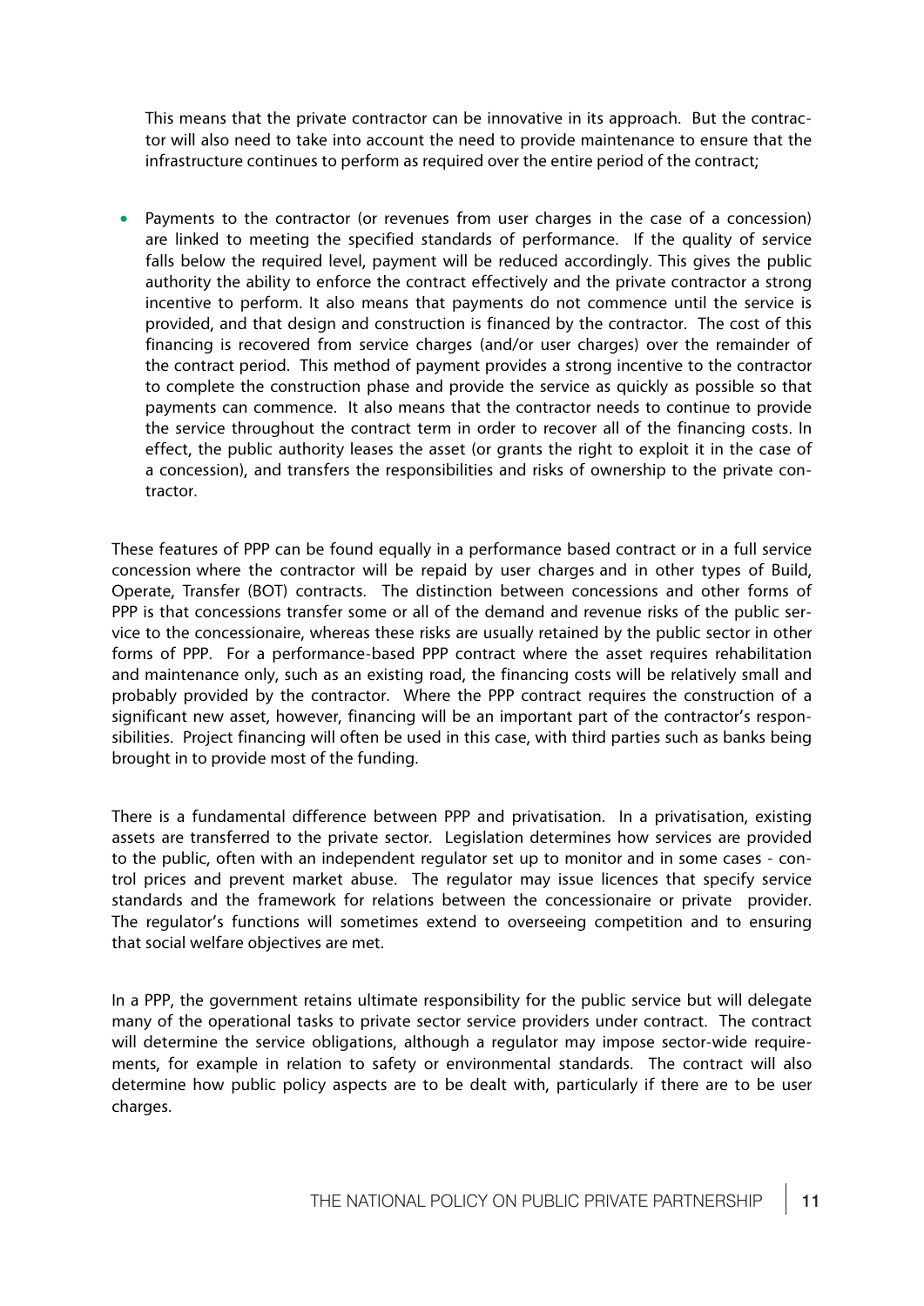This means that the private contractor can be innovative in its approach. But the contractor will also need to take into account the need to provide maintenance to ensure that the infrastructure continues to perform as required over the entire period of the contract;

- Payments to the contractor (or revenues from user charges in the case of a concession) are linked to meeting the specified standards of performance. If the quality of service falls below the required level, payment will be reduced accordingly. This gives the public authority the ability to enforce the contract effectively and the private contractor a strong incentive to perform. It also means that payments do not commence until the service is provided, and that design and construction is financed by the contractor. The cost of this financing is recovered from service charges (and/or user charges) over the remainder of the contract period. This method of payment provides a strong incentive to the contractor to complete the construction phase and provide the service as quickly as possible so that payments can commence. It also means that the contractor needs to continue to provide the service throughout the contract term in order to recover all of the financing costs. In effect, the public authority leases the asset (or grants the right to exploit it in the case of a concession), and transfers the responsibilities and risks of ownership to the private contractor.

These features of PPP can be found equally in a performance based contract or in a full service concession where the contractor will be repaid by user charges and in other types of Build, Operate, Transfer (BOT) contracts. The distinction between concessions and other forms of PPP is that concessions transfer some or all of the demand and revenue risks of the public service to the concessionaire, whereas these risks are usually retained by the public sector in other forms of PPP. For a performance-based PPP contract where the asset requires rehabilitation and maintenance only, such as an existing road, the financing costs will be relatively small and probably provided by the contractor. Where the PPP contract requires the construction of a significant new asset, however, financing will be an important part of the contractor's responsibilities. Project financing will often be used in this case, with third parties such as banks being brought in to provide most of the funding.

There is a fundamental difference between PPP and privatisation. In a privatisation, existing assets are transferred to the private sector. Legislation determines how services are provided to the public, often with an independent regulator set up to monitor and in some cases - control prices and prevent market abuse. The regulator may issue licences that specify service standards and the framework for relations between the concessionaire or private provider. The regulator's functions will sometimes extend to overseeing competition and to ensuring that social welfare objectives are met.

In a PPP, the government retains ultimate responsibility for the public service but will delegate many of the operational tasks to private sector service providers under contract. The contract will determine the service obligations, although a regulator may impose sector-wide requirements, for example in relation to safety or environmental standards. The contract will also determine how public policy aspects are to be dealt with, particularly if there are to be user charges.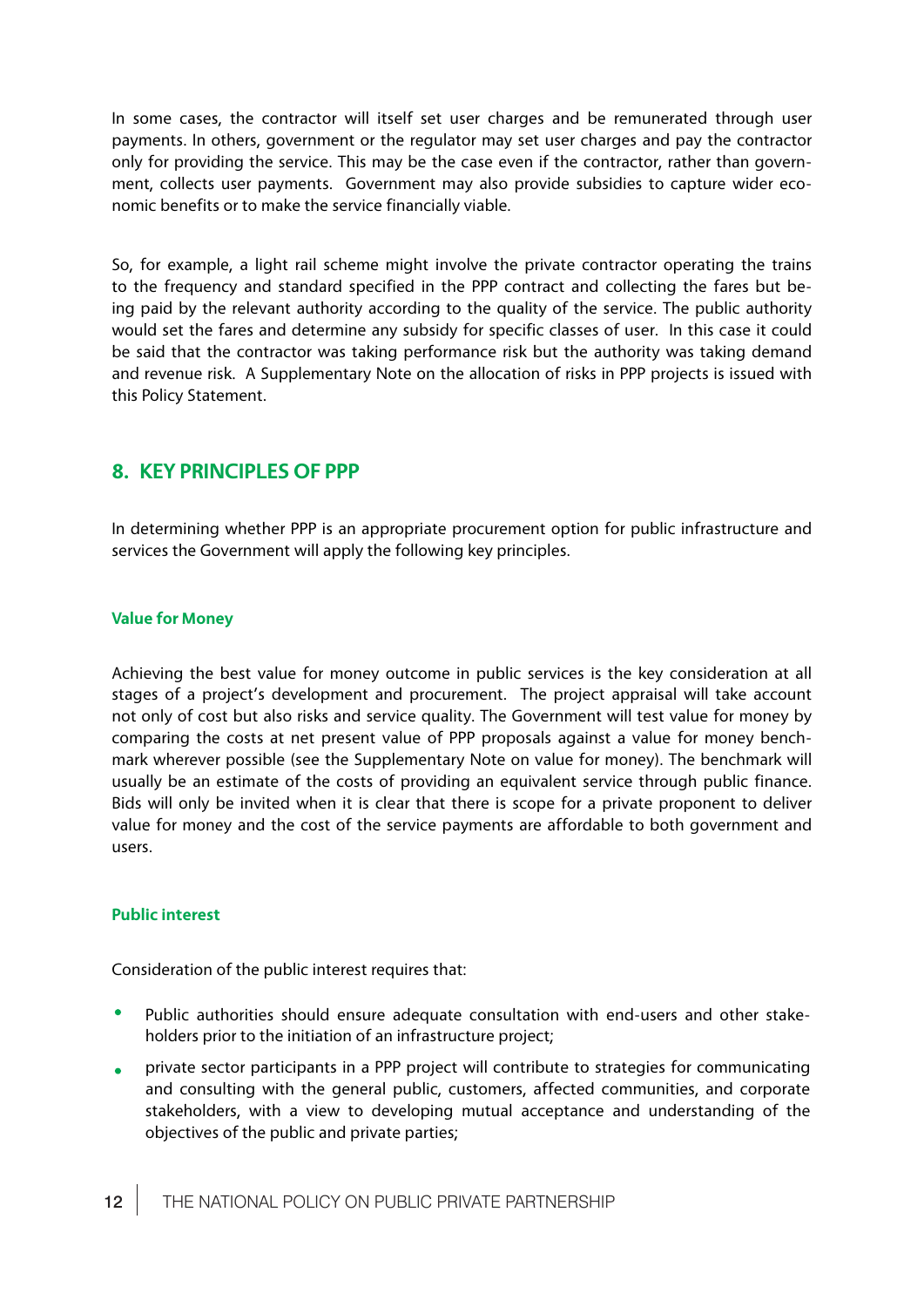In some cases, the contractor will itself set user charges and be remunerated through user payments. In others, government or the regulator may set user charges and pay the contractor only for providing the service. This may be the case even if the contractor, rather than government, collects user payments. Government may also provide subsidies to capture wider economic benefits or to make the service financially viable.

So, for example, a light rail scheme might involve the private contractor operating the trains to the frequency and standard specified in the PPP contract and collecting the fares but being paid by the relevant authority according to the quality of the service. The public authority would set the fares and determine any subsidy for specific classes of user. In this case it could be said that the contractor was taking performance risk but the authority was taking demand and revenue risk. A Supplementary Note on the allocation of risks in PPP projects is issued with this Policy Statement.

## 8. KEY PRINCIPLES OF PPP

In determining whether PPP is an appropriate procurement option for public infrastructure and services the Government will apply the following key principles.

### Value for Money

Achieving the best value for money outcome in public services is the key consideration at all stages of a project's development and procurement. The project appraisal will take account not only of cost but also risks and service quality. The Government will test value for money by comparing the costs at net present value of PPP proposals against a value for money benchmark wherever possible (see the Supplementary Note on value for money). The benchmark will usually be an estimate of the costs of providing an equivalent service through public finance. Bids will only be invited when it is clear that there is scope for a private proponent to deliver value for money and the cost of the service payments are affordable to both government and users.

### Public interest

Consideration of the public interest requires that:

- Public authorities should ensure adequate consultation with end-users and other stakeholders prior to the initiation of an infrastructure project;
- private sector participants in a PPP project will contribute to strategies for communicating and consulting with the general public, customers, affected communities, and corporate stakeholders, with a view to developing mutual acceptance and understanding of the objectives of the public and private parties;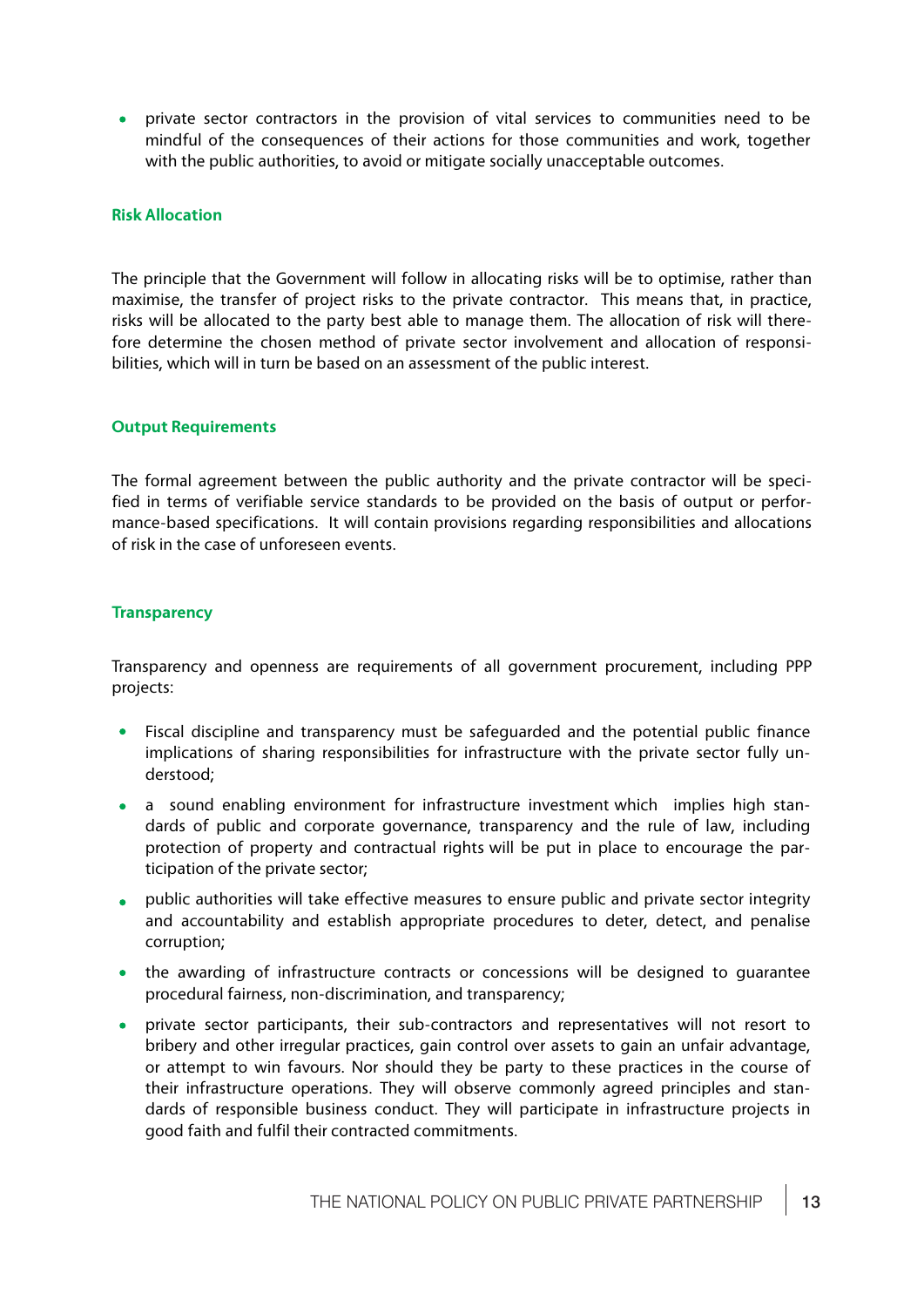- private sector contractors in the provision of vital services to communities need to be mindful of the consequences of their actions for those communities and work, together with the public authorities, to avoid or mitigate socially unacceptable outcomes.

### Risk Allocation

The principle that the Government will follow in allocating risks will be to optimise, rather than maximise, the transfer of project risks to the private contractor. This means that, in practice, risks will be allocated to the party best able to manage them. The allocation of risk will therefore determine the chosen method of private sector involvement and allocation of responsibilities, which will in turn be based on an assessment of the public interest.

### Output Requirements

The formal agreement between the public authority and the private contractor will be specified in terms of verifiable service standards to be provided on the basis of output or performance-based specifications. It will contain provisions regarding responsibilities and allocations of risk in the case of unforeseen events.

### Transparency

Transparency and openness are requirements of all government procurement, including PPP projects:

- Fiscal discipline and transparency must be safeguarded and the potential public finance implications of sharing responsibilities for infrastructure with the private sector fully understood;
- a sound enabling environment for infrastructure investment which implies high standards of public and corporate governance, transparency and the rule of law, including protection of property and contractual rights will be put in place to encourage the participation of the private sector;
- public authorities will take effective measures to ensure public and private sector integrity and accountability and establish appropriate procedures to deter, detect, and penalise corruption;
- the awarding of infrastructure contracts or concessions will be designed to guarantee procedural fairness, non-discrimination, and transparency;
- private sector participants, their sub-contractors and representatives will not resort to bribery and other irregular practices, gain control over assets to gain an unfair advantage, or attempt to win favours. Nor should they be party to these practices in the course of their infrastructure operations. They will observe commonly agreed principles and standards of responsible business conduct. They will participate in infrastructure projects in good faith and fulfil their contracted commitments.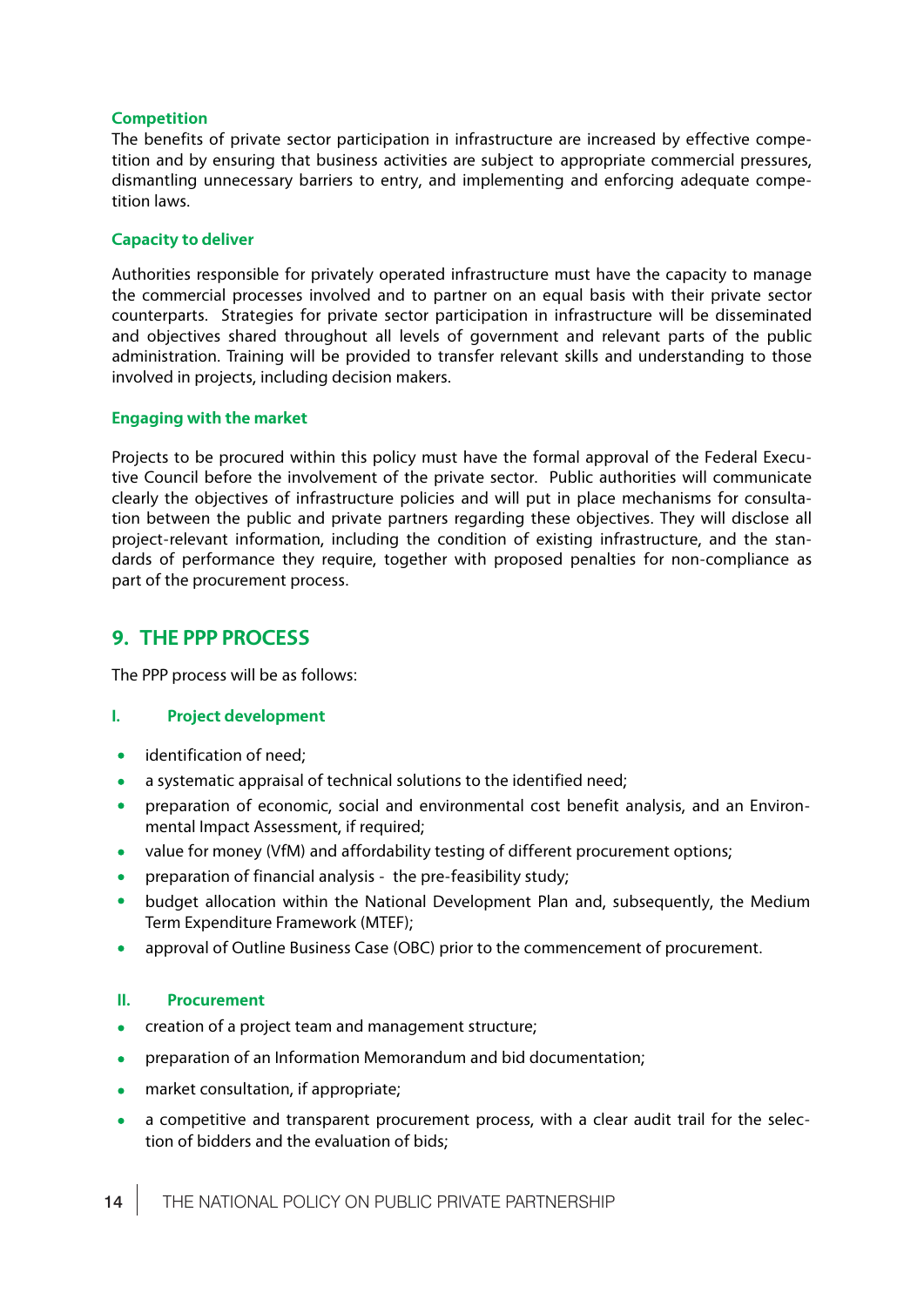**Competition**

The benefits of private sector participation in infrastructure are increased by effective competition and by ensuring that business activities are subject to appropriate commercial pressures, dismantling unnecessary barriers to entry, and implementing and enforcing adequate competition laws.

**Capacity to deliver**

Authorities responsible for privately operated infrastructure must have the capacity to manage the commercial processes involved and to partner on an equal basis with their private sector counterparts. Strategies for private sector participation in infrastructure will be disseminated and objectives shared throughout all levels of government and relevant parts of the public administration. Training will be provided to transfer relevant skills and understanding to those involved in projects, including decision makers.

**Engaging with the market**

Projects to be procured within this policy must have the formal approval of the Federal Executive Council before the involvement of the private sector. Public authorities will communicate clearly the objectives of infrastructure policies and will put in place mechanisms for consultation between the public and private partners regarding these objectives. They will disclose all project-relevant information, including the condition of existing infrastructure, and the standards of performance they require, together with proposed penalties for non-compliance as part of the procurement process.

## 9. THE PPP PROCESS

The PPP process will be as follows:

### I. Project development

- identification of need;
- a systematic appraisal of technical solutions to the identified need;
- preparation of economic, social and environmental cost benefit analysis, and an Environmental Impact Assessment, if required;
- value for money (VfM) and affordability testing of different procurement options;
- preparation of financial analysis - the pre-feasibility study;
- budget allocation within the National Development Plan and, subsequently, the Medium Term Expenditure Framework (MTEF);
- approval of Outline Business Case (OBC) prior to the commencement of procurement.

### II. Procurement

- creation of a project team and management structure;
- preparation of an Information Memorandum and bid documentation;
- market consultation, if appropriate;
- a competitive and transparent procurement process, with a clear audit trail for the selection of bidders and the evaluation of bids;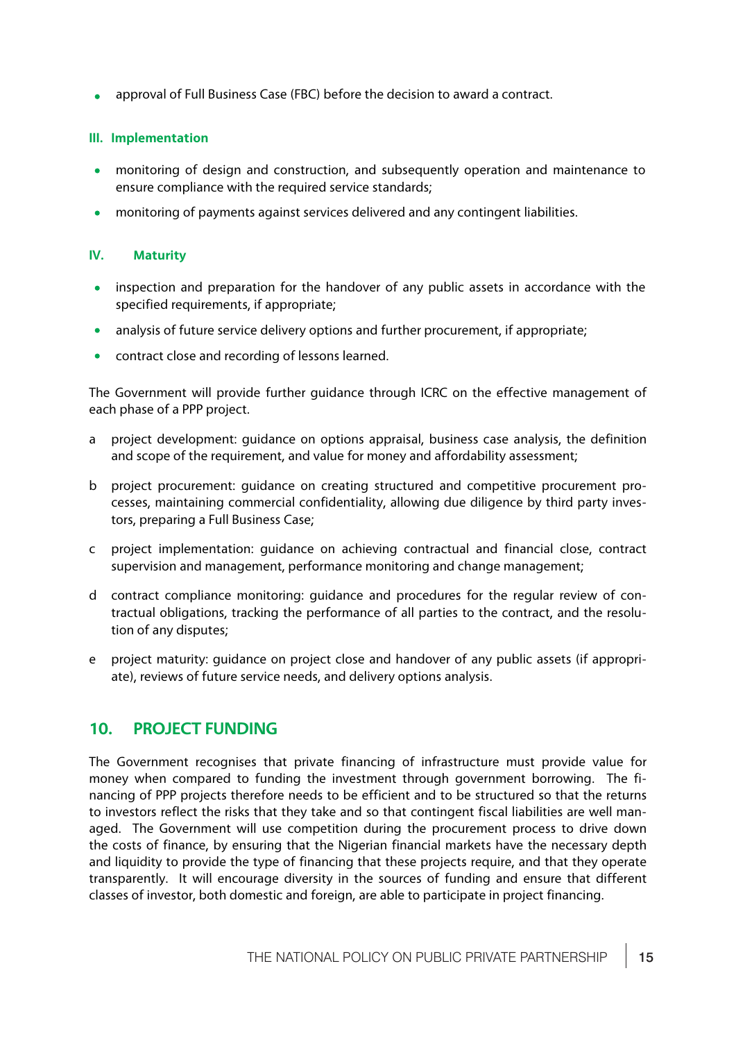- approval of Full Business Case (FBC) before the decision to award a contract.

### III. Implementation

- monitoring of design and construction, and subsequently operation and maintenance to ensure compliance with the required service standards;
- monitoring of payments against services delivered and any contingent liabilities.

### IV. Maturity

- inspection and preparation for the handover of any public assets in accordance with the specified requirements, if appropriate;
- analysis of future service delivery options and further procurement, if appropriate;
- contract close and recording of lessons learned.

The Government will provide further guidance through ICRC on the effective management of each phase of a PPP project.

a project development: guidance on options appraisal, business case analysis, the definition and scope of the requirement, and value for money and affordability assessment;

b project procurement: guidance on creating structured and competitive procurement processes, maintaining commercial confidentiality, allowing due diligence by third party investors, preparing a Full Business Case;

c project implementation: guidance on achieving contractual and financial close, contract supervision and management, performance monitoring and change management;

d contract compliance monitoring: guidance and procedures for the regular review of contractual obligations, tracking the performance of all parties to the contract, and the resolution of any disputes;

e project maturity: guidance on project close and handover of any public assets (if appropriate), reviews of future service needs, and delivery options analysis.

## 10. PROJECT FUNDING

The Government recognises that private financing of infrastructure must provide value for money when compared to funding the investment through government borrowing. The financing of PPP projects therefore needs to be efficient and to be structured so that the returns to investors reflect the risks that they take and so that contingent fiscal liabilities are well managed. The Government will use competition during the procurement process to drive down the costs of finance, by ensuring that the Nigerian financial markets have the necessary depth and liquidity to provide the type of financing that these projects require, and that they operate transparently. It will encourage diversity in the sources of funding and ensure that different classes of investor, both domestic and foreign, are able to participate in project financing.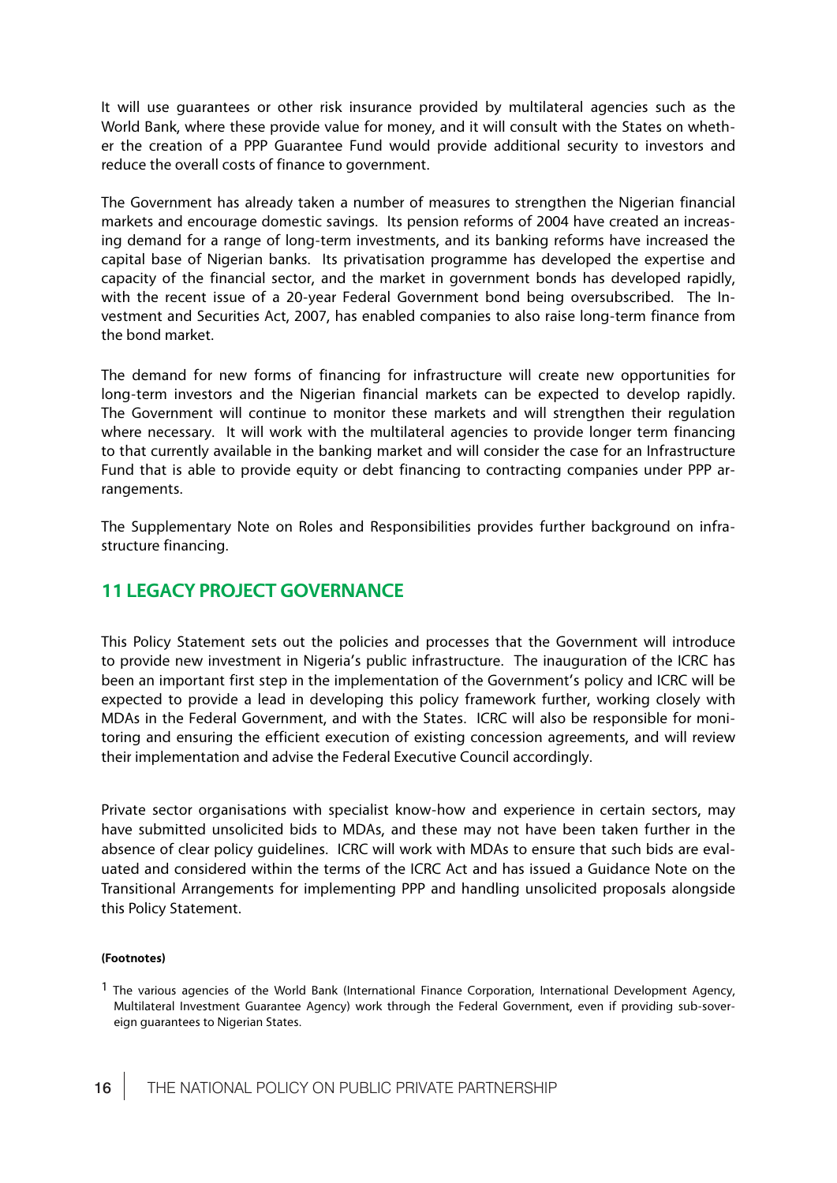It will use guarantees or other risk insurance provided by multilateral agencies such as the World Bank, where these provide value for money, and it will consult with the States on whether the creation of a PPP Guarantee Fund would provide additional security to investors and reduce the overall costs of finance to government.

The Government has already taken a number of measures to strengthen the Nigerian financial markets and encourage domestic savings. Its pension reforms of 2004 have created an increasing demand for a range of long-term investments, and its banking reforms have increased the capital base of Nigerian banks. Its privatisation programme has developed the expertise and capacity of the financial sector, and the market in government bonds has developed rapidly, with the recent issue of a 20-year Federal Government bond being oversubscribed. The Investment and Securities Act, 2007, has enabled companies to also raise long-term finance from the bond market.

The demand for new forms of financing for infrastructure will create new opportunities for long-term investors and the Nigerian financial markets can be expected to develop rapidly. The Government will continue to monitor these markets and will strengthen their regulation where necessary. It will work with the multilateral agencies to provide longer term financing to that currently available in the banking market and will consider the case for an Infrastructure Fund that is able to provide equity or debt financing to contracting companies under PPP arrangements.

The Supplementary Note on Roles and Responsibilities provides further background on infrastructure financing.

## 11 LEGACY PROJECT GOVERNANCE

This Policy Statement sets out the policies and processes that the Government will introduce to provide new investment in Nigeria's public infrastructure. The inauguration of the ICRC has been an important first step in the implementation of the Government's policy and ICRC will be expected to provide a lead in developing this policy framework further, working closely with MDAs in the Federal Government, and with the States. ICRC will also be responsible for monitoring and ensuring the efficient execution of existing concession agreements, and will review their implementation and advise the Federal Executive Council accordingly.

Private sector organisations with specialist know-how and experience in certain sectors, may have submitted unsolicited bids to MDAs, and these may not have been taken further in the absence of clear policy guidelines. ICRC will work with MDAs to ensure that such bids are evaluated and considered within the terms of the ICRC Act and has issued a Guidance Note on the Transitional Arrangements for implementing PPP and handling unsolicited proposals alongside this Policy Statement.

**(Footnotes)**

[1] The various agencies of the World Bank (International Finance Corporation, International Development Agency, Multilateral Investment Guarantee Agency) work through the Federal Government, even if providing sub-sovereign guarantees to Nigerian States.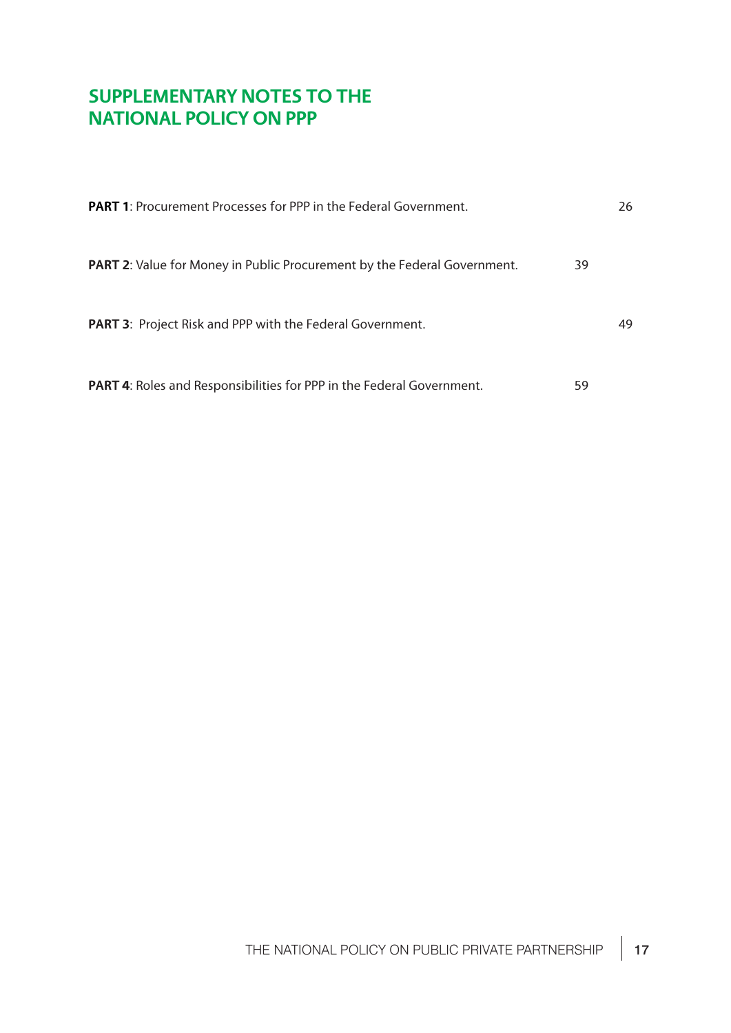# SUPPLEMENTARY NOTES TO THE NATIONAL POLICY ON PPP

| | |
|---|---|
| **PART 1**: Procurement Processes for PPP in the Federal Government. | 26 |
| **PART 2**: Value for Money in Public Procurement by the Federal Government. | 39 |
| **PART 3**: Project Risk and PPP with the Federal Government. | 49 |
| **PART 4**: Roles and Responsibilities for PPP in the Federal Government. | 59 |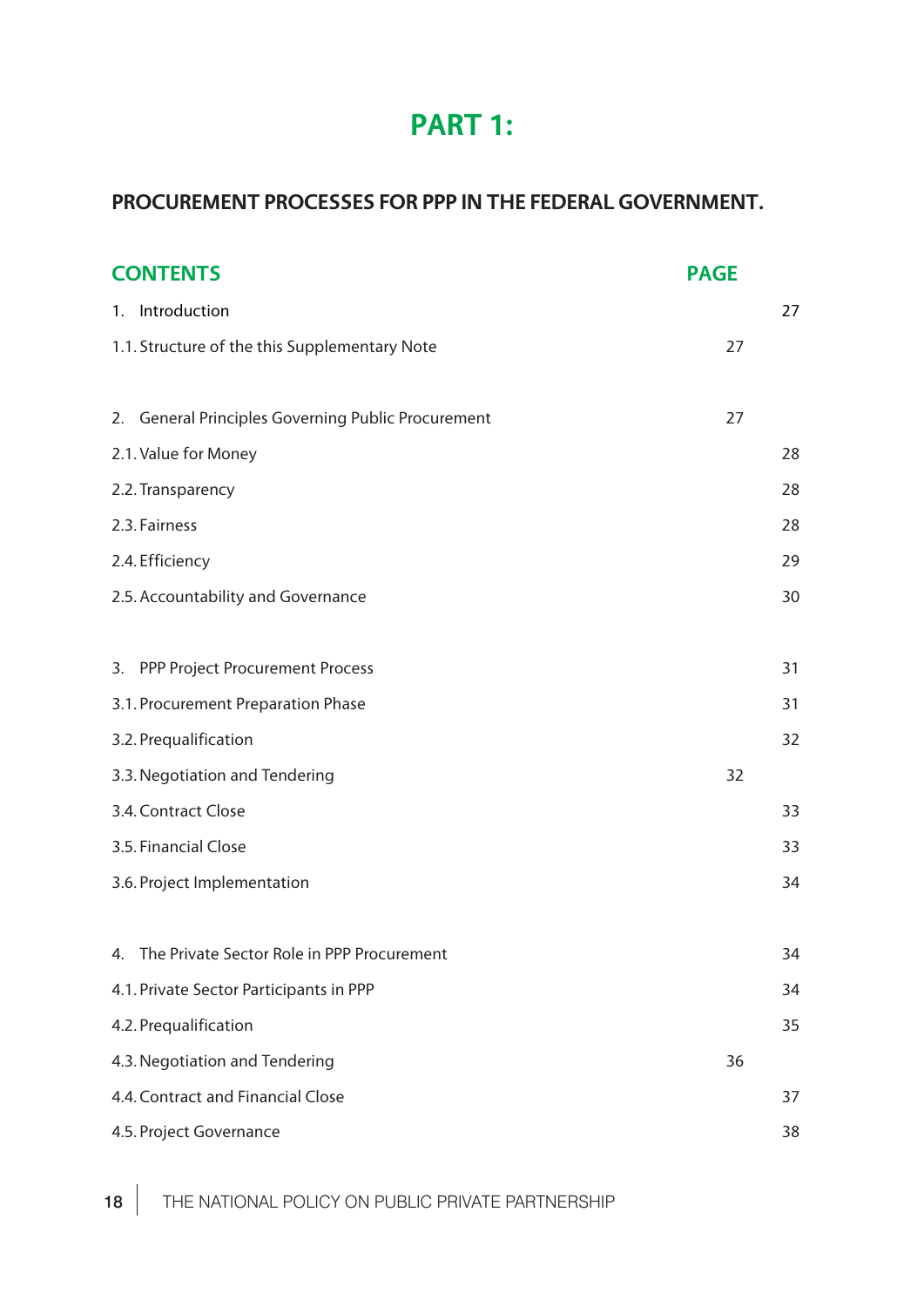# PART 1:

## PROCUREMENT PROCESSES FOR PPP IN THE FEDERAL GOVERNMENT.

| CONTENTS | PAGE |
|---|---|
| 1. Introduction | 27 |
| 1.1. Structure of the this Supplementary Note | 27 |
| 2. General Principles Governing Public Procurement | 27 |
| 2.1. Value for Money | 28 |
| 2.2. Transparency | 28 |
| 2.3. Fairness | 28 |
| 2.4. Efficiency | 29 |
| 2.5. Accountability and Governance | 30 |
| 3. PPP Project Procurement Process | 31 |
| 3.1. Procurement Preparation Phase | 31 |
| 3.2. Prequalification | 32 |
| 3.3. Negotiation and Tendering | 32 |
| 3.4. Contract Close | 33 |
| 3.5. Financial Close | 33 |
| 3.6. Project Implementation | 34 |
| 4. The Private Sector Role in PPP Procurement | 34 |
| 4.1. Private Sector Participants in PPP | 34 |
| 4.2. Prequalification | 35 |
| 4.3. Negotiation and Tendering | 36 |
| 4.4. Contract and Financial Close | 37 |
| 4.5. Project Governance | 38 |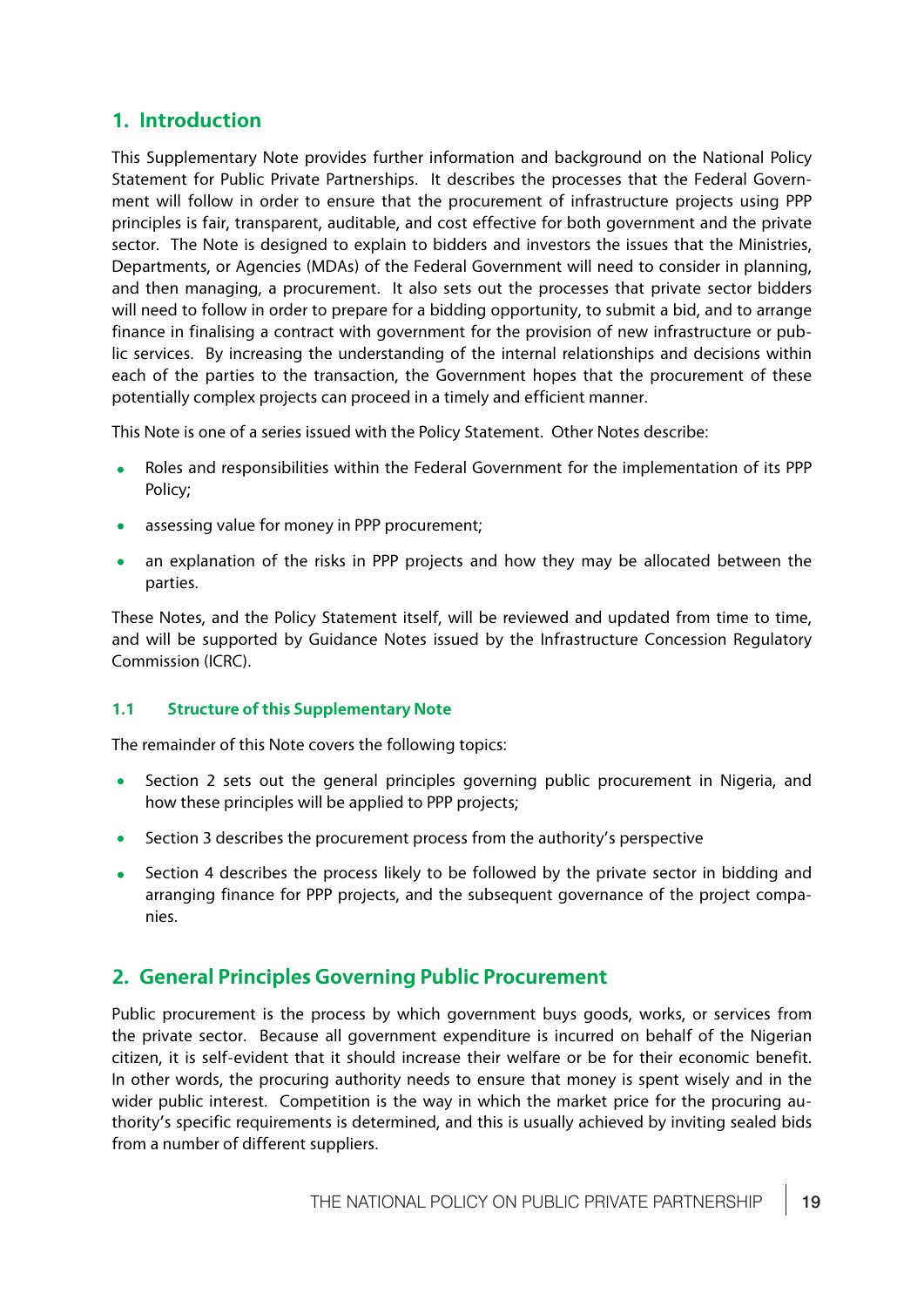## 1. Introduction

This Supplementary Note provides further information and background on the National Policy Statement for Public Private Partnerships. It describes the processes that the Federal Government will follow in order to ensure that the procurement of infrastructure projects using PPP principles is fair, transparent, auditable, and cost effective for both government and the private sector. The Note is designed to explain to bidders and investors the issues that the Ministries, Departments, or Agencies (MDAs) of the Federal Government will need to consider in planning, and then managing, a procurement. It also sets out the processes that private sector bidders will need to follow in order to prepare for a bidding opportunity, to submit a bid, and to arrange finance in finalising a contract with government for the provision of new infrastructure or public services. By increasing the understanding of the internal relationships and decisions within each of the parties to the transaction, the Government hopes that the procurement of these potentially complex projects can proceed in a timely and efficient manner.

This Note is one of a series issued with the Policy Statement. Other Notes describe:

- Roles and responsibilities within the Federal Government for the implementation of its PPP Policy;
- assessing value for money in PPP procurement;
- an explanation of the risks in PPP projects and how they may be allocated between the parties.

These Notes, and the Policy Statement itself, will be reviewed and updated from time to time, and will be supported by Guidance Notes issued by the Infrastructure Concession Regulatory Commission (ICRC).

### 1.1 Structure of this Supplementary Note

The remainder of this Note covers the following topics:

- Section 2 sets out the general principles governing public procurement in Nigeria, and how these principles will be applied to PPP projects;
- Section 3 describes the procurement process from the authority's perspective
- Section 4 describes the process likely to be followed by the private sector in bidding and arranging finance for PPP projects, and the subsequent governance of the project companies.

## 2. General Principles Governing Public Procurement

Public procurement is the process by which government buys goods, works, or services from the private sector. Because all government expenditure is incurred on behalf of the Nigerian citizen, it is self-evident that it should increase their welfare or be for their economic benefit. In other words, the procuring authority needs to ensure that money is spent wisely and in the wider public interest. Competition is the way in which the market price for the procuring authority's specific requirements is determined, and this is usually achieved by inviting sealed bids from a number of different suppliers.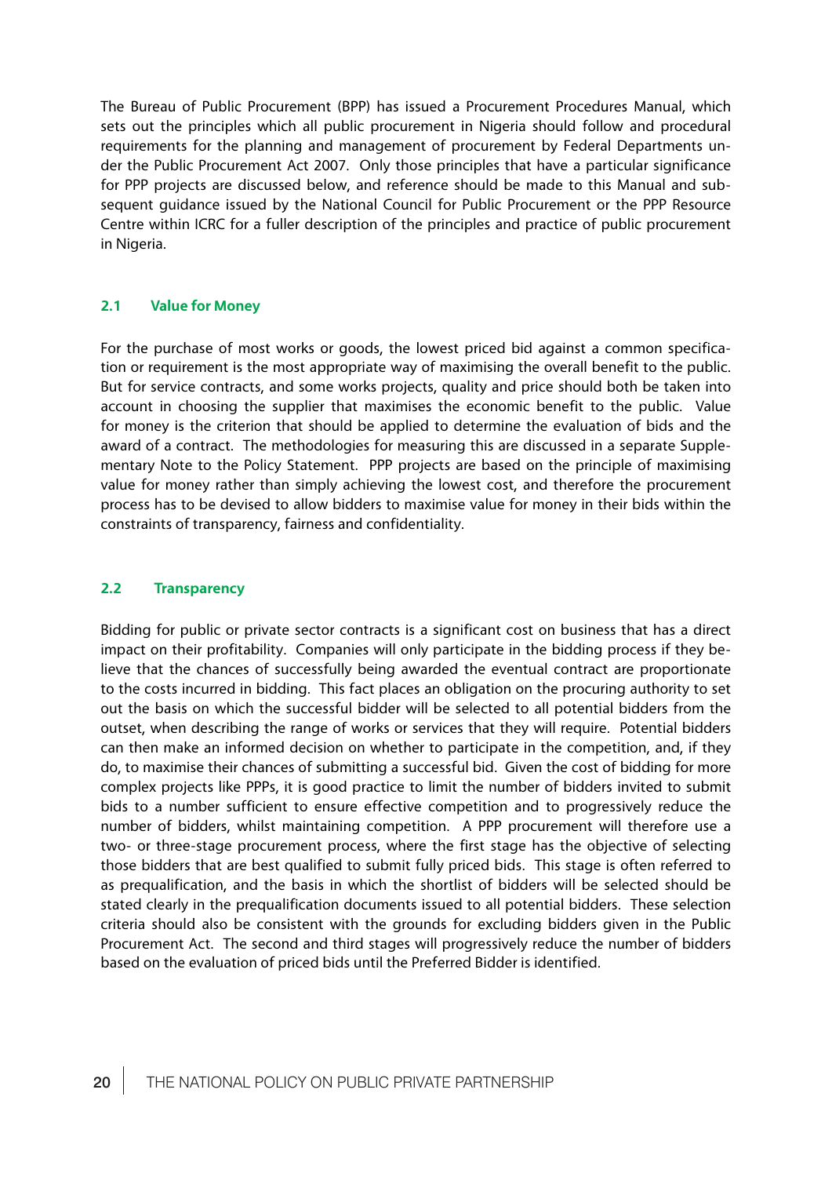The Bureau of Public Procurement (BPP) has issued a Procurement Procedures Manual, which sets out the principles which all public procurement in Nigeria should follow and procedural requirements for the planning and management of procurement by Federal Departments under the Public Procurement Act 2007. Only those principles that have a particular significance for PPP projects are discussed below, and reference should be made to this Manual and subsequent guidance issued by the National Council for Public Procurement or the PPP Resource Centre within ICRC for a fuller description of the principles and practice of public procurement in Nigeria.

### 2.1 Value for Money

For the purchase of most works or goods, the lowest priced bid against a common specification or requirement is the most appropriate way of maximising the overall benefit to the public. But for service contracts, and some works projects, quality and price should both be taken into account in choosing the supplier that maximises the economic benefit to the public. Value for money is the criterion that should be applied to determine the evaluation of bids and the award of a contract. The methodologies for measuring this are discussed in a separate Supplementary Note to the Policy Statement. PPP projects are based on the principle of maximising value for money rather than simply achieving the lowest cost, and therefore the procurement process has to be devised to allow bidders to maximise value for money in their bids within the constraints of transparency, fairness and confidentiality.

### 2.2 Transparency

Bidding for public or private sector contracts is a significant cost on business that has a direct impact on their profitability. Companies will only participate in the bidding process if they believe that the chances of successfully being awarded the eventual contract are proportionate to the costs incurred in bidding. This fact places an obligation on the procuring authority to set out the basis on which the successful bidder will be selected to all potential bidders from the outset, when describing the range of works or services that they will require. Potential bidders can then make an informed decision on whether to participate in the competition, and, if they do, to maximise their chances of submitting a successful bid. Given the cost of bidding for more complex projects like PPPs, it is good practice to limit the number of bidders invited to submit bids to a number sufficient to ensure effective competition and to progressively reduce the number of bidders, whilst maintaining competition. A PPP procurement will therefore use a two- or three-stage procurement process, where the first stage has the objective of selecting those bidders that are best qualified to submit fully priced bids. This stage is often referred to as prequalification, and the basis in which the shortlist of bidders will be selected should be stated clearly in the prequalification documents issued to all potential bidders. These selection criteria should also be consistent with the grounds for excluding bidders given in the Public Procurement Act. The second and third stages will progressively reduce the number of bidders based on the evaluation of priced bids until the Preferred Bidder is identified.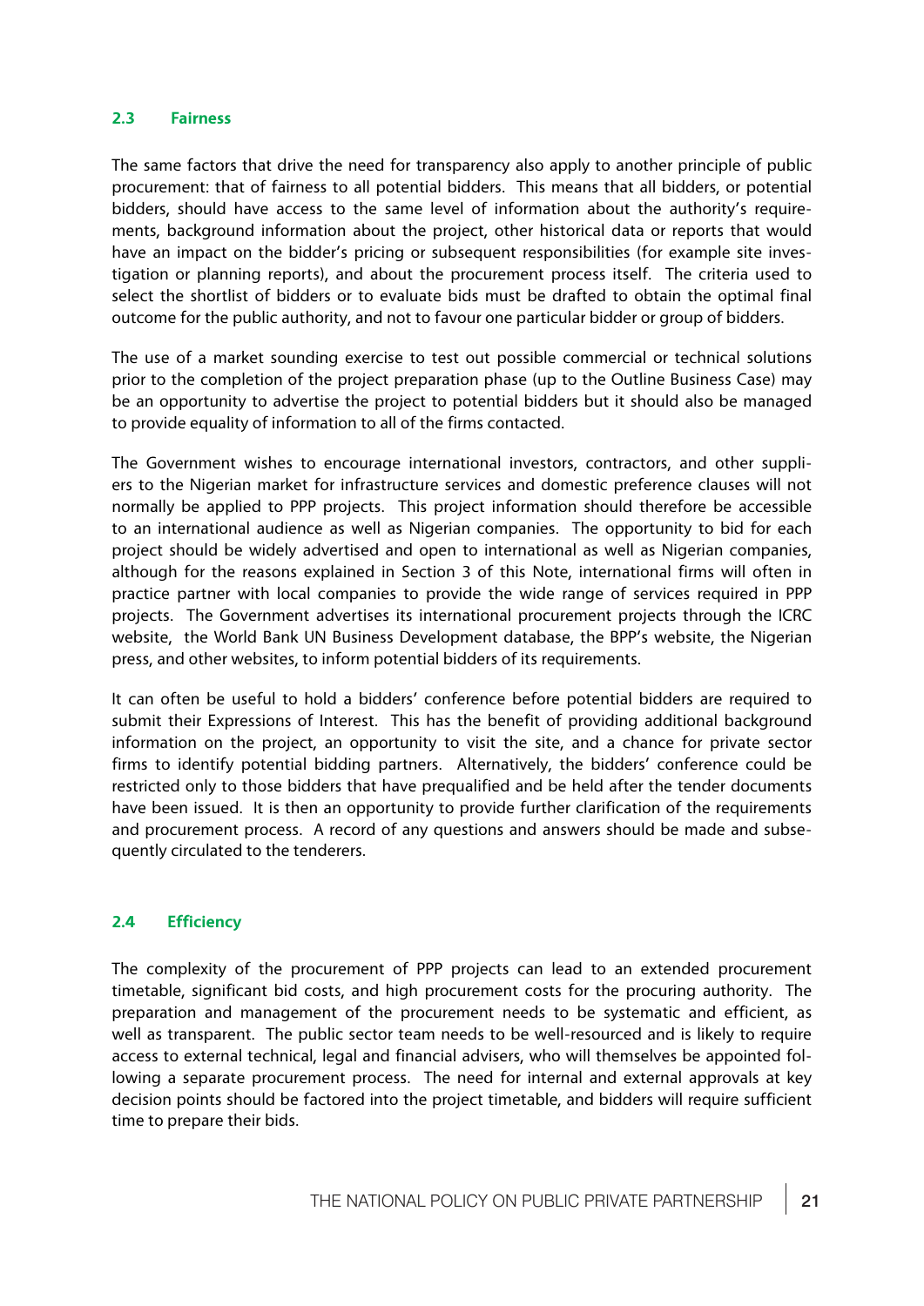### 2.3 Fairness

The same factors that drive the need for transparency also apply to another principle of public procurement: that of fairness to all potential bidders. This means that all bidders, or potential bidders, should have access to the same level of information about the authority's requirements, background information about the project, other historical data or reports that would have an impact on the bidder's pricing or subsequent responsibilities (for example site investigation or planning reports), and about the procurement process itself. The criteria used to select the shortlist of bidders or to evaluate bids must be drafted to obtain the optimal final outcome for the public authority, and not to favour one particular bidder or group of bidders.

The use of a market sounding exercise to test out possible commercial or technical solutions prior to the completion of the project preparation phase (up to the Outline Business Case) may be an opportunity to advertise the project to potential bidders but it should also be managed to provide equality of information to all of the firms contacted.

The Government wishes to encourage international investors, contractors, and other suppliers to the Nigerian market for infrastructure services and domestic preference clauses will not normally be applied to PPP projects. This project information should therefore be accessible to an international audience as well as Nigerian companies. The opportunity to bid for each project should be widely advertised and open to international as well as Nigerian companies, although for the reasons explained in Section 3 of this Note, international firms will often in practice partner with local companies to provide the wide range of services required in PPP projects. The Government advertises its international procurement projects through the ICRC website, the World Bank UN Business Development database, the BPP's website, the Nigerian press, and other websites, to inform potential bidders of its requirements.

It can often be useful to hold a bidders' conference before potential bidders are required to submit their Expressions of Interest. This has the benefit of providing additional background information on the project, an opportunity to visit the site, and a chance for private sector firms to identify potential bidding partners. Alternatively, the bidders' conference could be restricted only to those bidders that have prequalified and be held after the tender documents have been issued. It is then an opportunity to provide further clarification of the requirements and procurement process. A record of any questions and answers should be made and subsequently circulated to the tenderers.

### 2.4 Efficiency

The complexity of the procurement of PPP projects can lead to an extended procurement timetable, significant bid costs, and high procurement costs for the procuring authority. The preparation and management of the procurement needs to be systematic and efficient, as well as transparent. The public sector team needs to be well-resourced and is likely to require access to external technical, legal and financial advisers, who will themselves be appointed following a separate procurement process. The need for internal and external approvals at key decision points should be factored into the project timetable, and bidders will require sufficient time to prepare their bids.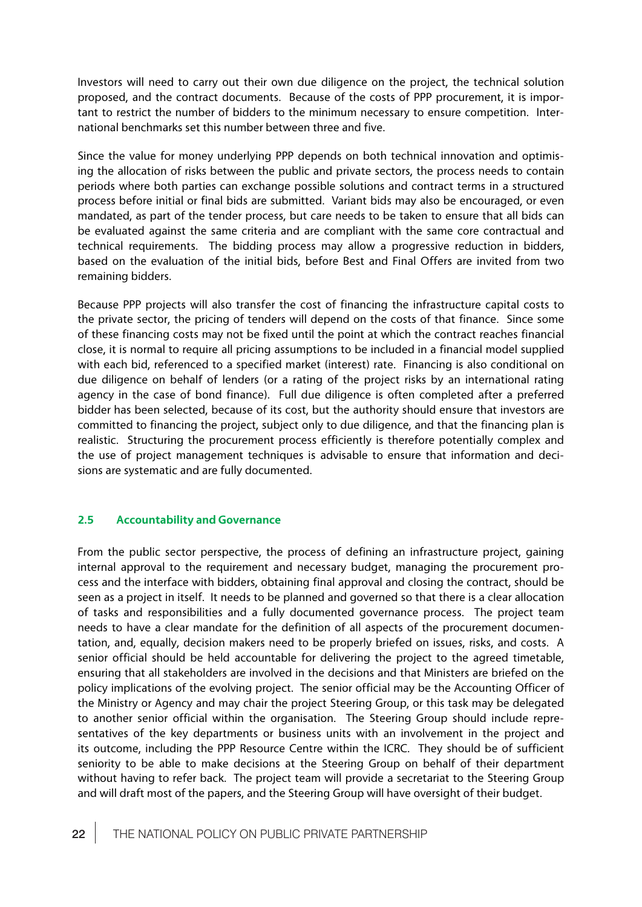Investors will need to carry out their own due diligence on the project, the technical solution proposed, and the contract documents. Because of the costs of PPP procurement, it is important to restrict the number of bidders to the minimum necessary to ensure competition. International benchmarks set this number between three and five.

Since the value for money underlying PPP depends on both technical innovation and optimising the allocation of risks between the public and private sectors, the process needs to contain periods where both parties can exchange possible solutions and contract terms in a structured process before initial or final bids are submitted. Variant bids may also be encouraged, or even mandated, as part of the tender process, but care needs to be taken to ensure that all bids can be evaluated against the same criteria and are compliant with the same core contractual and technical requirements. The bidding process may allow a progressive reduction in bidders, based on the evaluation of the initial bids, before Best and Final Offers are invited from two remaining bidders.

Because PPP projects will also transfer the cost of financing the infrastructure capital costs to the private sector, the pricing of tenders will depend on the costs of that finance. Since some of these financing costs may not be fixed until the point at which the contract reaches financial close, it is normal to require all pricing assumptions to be included in a financial model supplied with each bid, referenced to a specified market (interest) rate. Financing is also conditional on due diligence on behalf of lenders (or a rating of the project risks by an international rating agency in the case of bond finance). Full due diligence is often completed after a preferred bidder has been selected, because of its cost, but the authority should ensure that investors are committed to financing the project, subject only to due diligence, and that the financing plan is realistic. Structuring the procurement process efficiently is therefore potentially complex and the use of project management techniques is advisable to ensure that information and decisions are systematic and are fully documented.

### 2.5 Accountability and Governance

From the public sector perspective, the process of defining an infrastructure project, gaining internal approval to the requirement and necessary budget, managing the procurement process and the interface with bidders, obtaining final approval and closing the contract, should be seen as a project in itself. It needs to be planned and governed so that there is a clear allocation of tasks and responsibilities and a fully documented governance process. The project team needs to have a clear mandate for the definition of all aspects of the procurement documentation, and, equally, decision makers need to be properly briefed on issues, risks, and costs. A senior official should be held accountable for delivering the project to the agreed timetable, ensuring that all stakeholders are involved in the decisions and that Ministers are briefed on the policy implications of the evolving project. The senior official may be the Accounting Officer of the Ministry or Agency and may chair the project Steering Group, or this task may be delegated to another senior official within the organisation. The Steering Group should include representatives of the key departments or business units with an involvement in the project and its outcome, including the PPP Resource Centre within the ICRC. They should be of sufficient seniority to be able to make decisions at the Steering Group on behalf of their department without having to refer back. The project team will provide a secretariat to the Steering Group and will draft most of the papers, and the Steering Group will have oversight of their budget.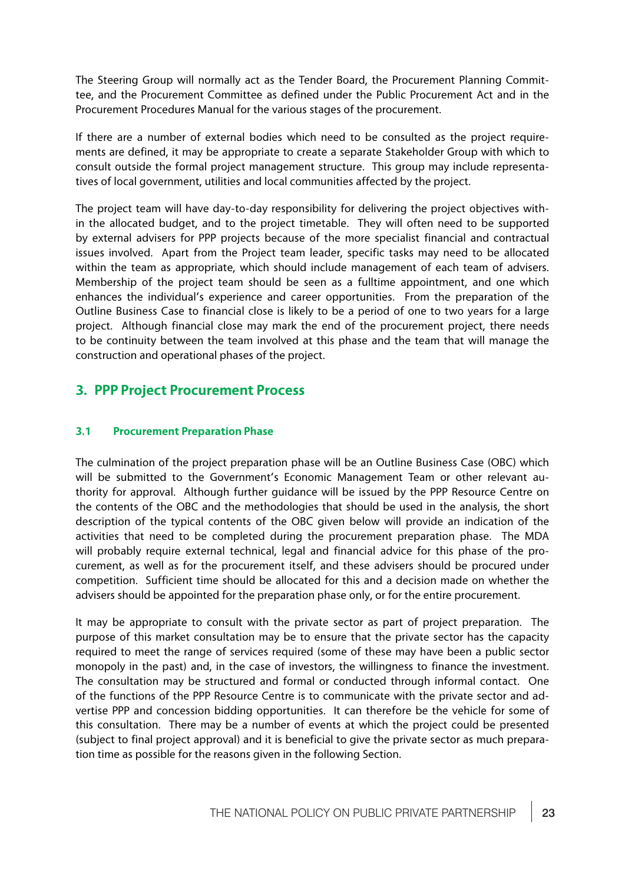The Steering Group will normally act as the Tender Board, the Procurement Planning Committee, and the Procurement Committee as defined under the Public Procurement Act and in the Procurement Procedures Manual for the various stages of the procurement.

If there are a number of external bodies which need to be consulted as the project requirements are defined, it may be appropriate to create a separate Stakeholder Group with which to consult outside the formal project management structure. This group may include representatives of local government, utilities and local communities affected by the project.

The project team will have day-to-day responsibility for delivering the project objectives within the allocated budget, and to the project timetable. They will often need to be supported by external advisers for PPP projects because of the more specialist financial and contractual issues involved. Apart from the Project team leader, specific tasks may need to be allocated within the team as appropriate, which should include management of each team of advisers. Membership of the project team should be seen as a fulltime appointment, and one which enhances the individual's experience and career opportunities. From the preparation of the Outline Business Case to financial close is likely to be a period of one to two years for a large project. Although financial close may mark the end of the procurement project, there needs to be continuity between the team involved at this phase and the team that will manage the construction and operational phases of the project.

## 3. PPP Project Procurement Process

### 3.1 Procurement Preparation Phase

The culmination of the project preparation phase will be an Outline Business Case (OBC) which will be submitted to the Government's Economic Management Team or other relevant authority for approval. Although further guidance will be issued by the PPP Resource Centre on the contents of the OBC and the methodologies that should be used in the analysis, the short description of the typical contents of the OBC given below will provide an indication of the activities that need to be completed during the procurement preparation phase. The MDA will probably require external technical, legal and financial advice for this phase of the procurement, as well as for the procurement itself, and these advisers should be procured under competition. Sufficient time should be allocated for this and a decision made on whether the advisers should be appointed for the preparation phase only, or for the entire procurement.

It may be appropriate to consult with the private sector as part of project preparation. The purpose of this market consultation may be to ensure that the private sector has the capacity required to meet the range of services required (some of these may have been a public sector monopoly in the past) and, in the case of investors, the willingness to finance the investment. The consultation may be structured and formal or conducted through informal contact. One of the functions of the PPP Resource Centre is to communicate with the private sector and advertise PPP and concession bidding opportunities. It can therefore be the vehicle for some of this consultation. There may be a number of events at which the project could be presented (subject to final project approval) and it is beneficial to give the private sector as much preparation time as possible for the reasons given in the following Section.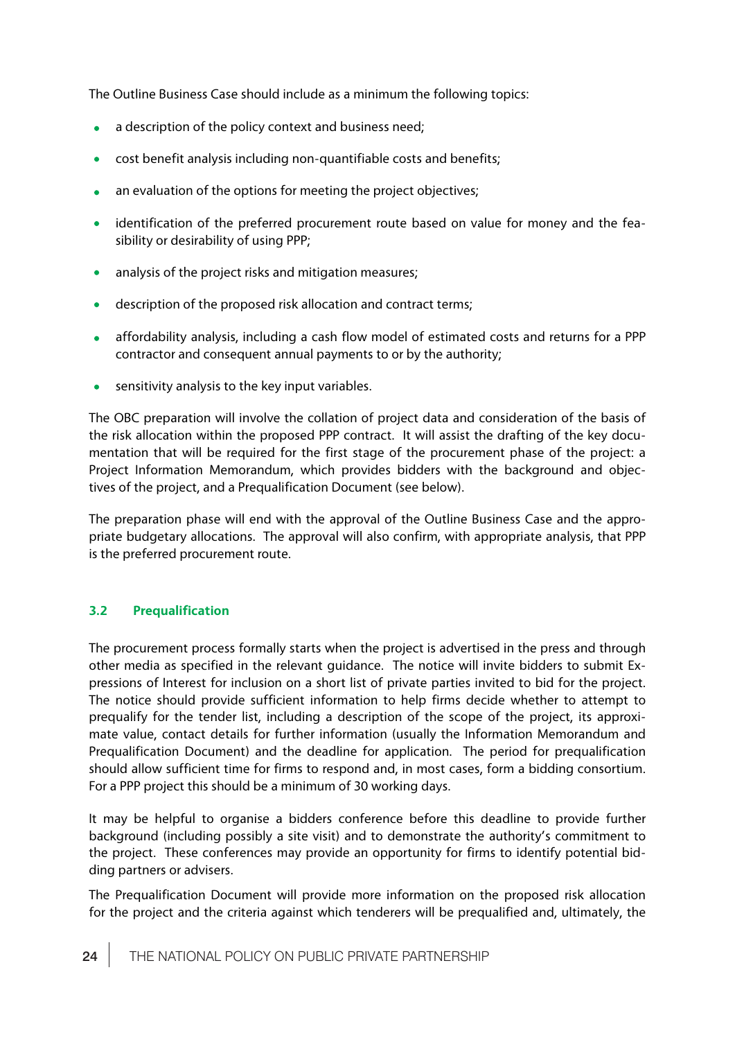The Outline Business Case should include as a minimum the following topics:

- a description of the policy context and business need;
- cost benefit analysis including non-quantifiable costs and benefits;
- an evaluation of the options for meeting the project objectives;
- identification of the preferred procurement route based on value for money and the feasibility or desirability of using PPP;
- analysis of the project risks and mitigation measures;
- description of the proposed risk allocation and contract terms;
- affordability analysis, including a cash flow model of estimated costs and returns for a PPP contractor and consequent annual payments to or by the authority;
- sensitivity analysis to the key input variables.

The OBC preparation will involve the collation of project data and consideration of the basis of the risk allocation within the proposed PPP contract. It will assist the drafting of the key documentation that will be required for the first stage of the procurement phase of the project: a Project Information Memorandum, which provides bidders with the background and objectives of the project, and a Prequalification Document (see below).

The preparation phase will end with the approval of the Outline Business Case and the appropriate budgetary allocations. The approval will also confirm, with appropriate analysis, that PPP is the preferred procurement route.

### 3.2 Prequalification

The procurement process formally starts when the project is advertised in the press and through other media as specified in the relevant guidance. The notice will invite bidders to submit Expressions of Interest for inclusion on a short list of private parties invited to bid for the project. The notice should provide sufficient information to help firms decide whether to attempt to prequalify for the tender list, including a description of the scope of the project, its approximate value, contact details for further information (usually the Information Memorandum and Prequalification Document) and the deadline for application. The period for prequalification should allow sufficient time for firms to respond and, in most cases, form a bidding consortium. For a PPP project this should be a minimum of 30 working days.

It may be helpful to organise a bidders conference before this deadline to provide further background (including possibly a site visit) and to demonstrate the authority's commitment to the project. These conferences may provide an opportunity for firms to identify potential bidding partners or advisers.

The Prequalification Document will provide more information on the proposed risk allocation for the project and the criteria against which tenderers will be prequalified and, ultimately, the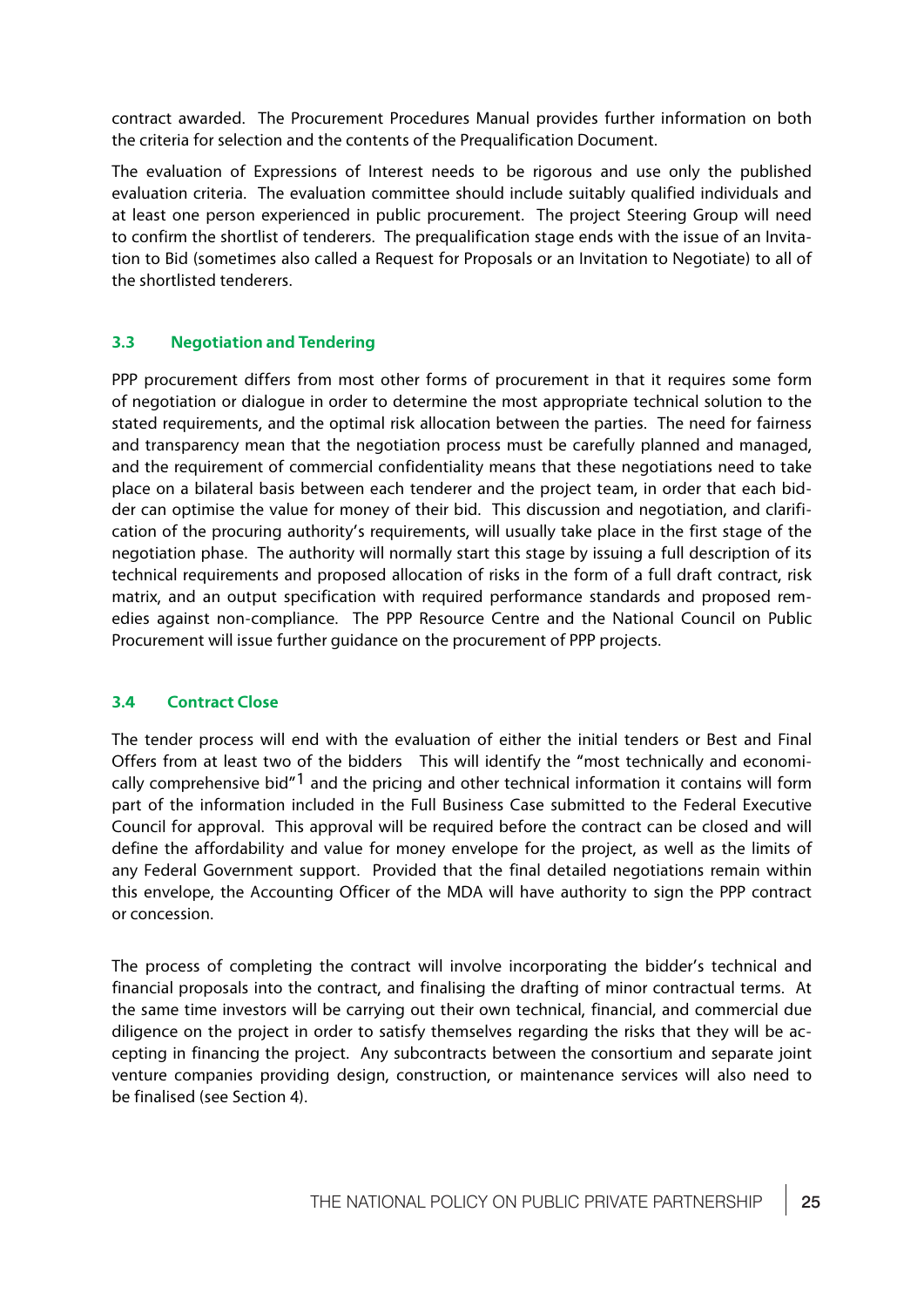contract awarded. The Procurement Procedures Manual provides further information on both the criteria for selection and the contents of the Prequalification Document.

The evaluation of Expressions of Interest needs to be rigorous and use only the published evaluation criteria. The evaluation committee should include suitably qualified individuals and at least one person experienced in public procurement. The project Steering Group will need to confirm the shortlist of tenderers. The prequalification stage ends with the issue of an Invitation to Bid (sometimes also called a Request for Proposals or an Invitation to Negotiate) to all of the shortlisted tenderers.

### 3.3 Negotiation and Tendering

PPP procurement differs from most other forms of procurement in that it requires some form of negotiation or dialogue in order to determine the most appropriate technical solution to the stated requirements, and the optimal risk allocation between the parties. The need for fairness and transparency mean that the negotiation process must be carefully planned and managed, and the requirement of commercial confidentiality means that these negotiations need to take place on a bilateral basis between each tenderer and the project team, in order that each bidder can optimise the value for money of their bid. This discussion and negotiation, and clarification of the procuring authority's requirements, will usually take place in the first stage of the negotiation phase. The authority will normally start this stage by issuing a full description of its technical requirements and proposed allocation of risks in the form of a full draft contract, risk matrix, and an output specification with required performance standards and proposed remedies against non-compliance. The PPP Resource Centre and the National Council on Public Procurement will issue further guidance on the procurement of PPP projects.

### 3.4 Contract Close

The tender process will end with the evaluation of either the initial tenders or Best and Final Offers from at least two of the bidders This will identify the "most technically and economically comprehensive bid"[1] and the pricing and other technical information it contains will form part of the information included in the Full Business Case submitted to the Federal Executive Council for approval. This approval will be required before the contract can be closed and will define the affordability and value for money envelope for the project, as well as the limits of any Federal Government support. Provided that the final detailed negotiations remain within this envelope, the Accounting Officer of the MDA will have authority to sign the PPP contract or concession.

The process of completing the contract will involve incorporating the bidder's technical and financial proposals into the contract, and finalising the drafting of minor contractual terms. At the same time investors will be carrying out their own technical, financial, and commercial due diligence on the project in order to satisfy themselves regarding the risks that they will be accepting in financing the project. Any subcontracts between the consortium and separate joint venture companies providing design, construction, or maintenance services will also need to be finalised (see Section 4).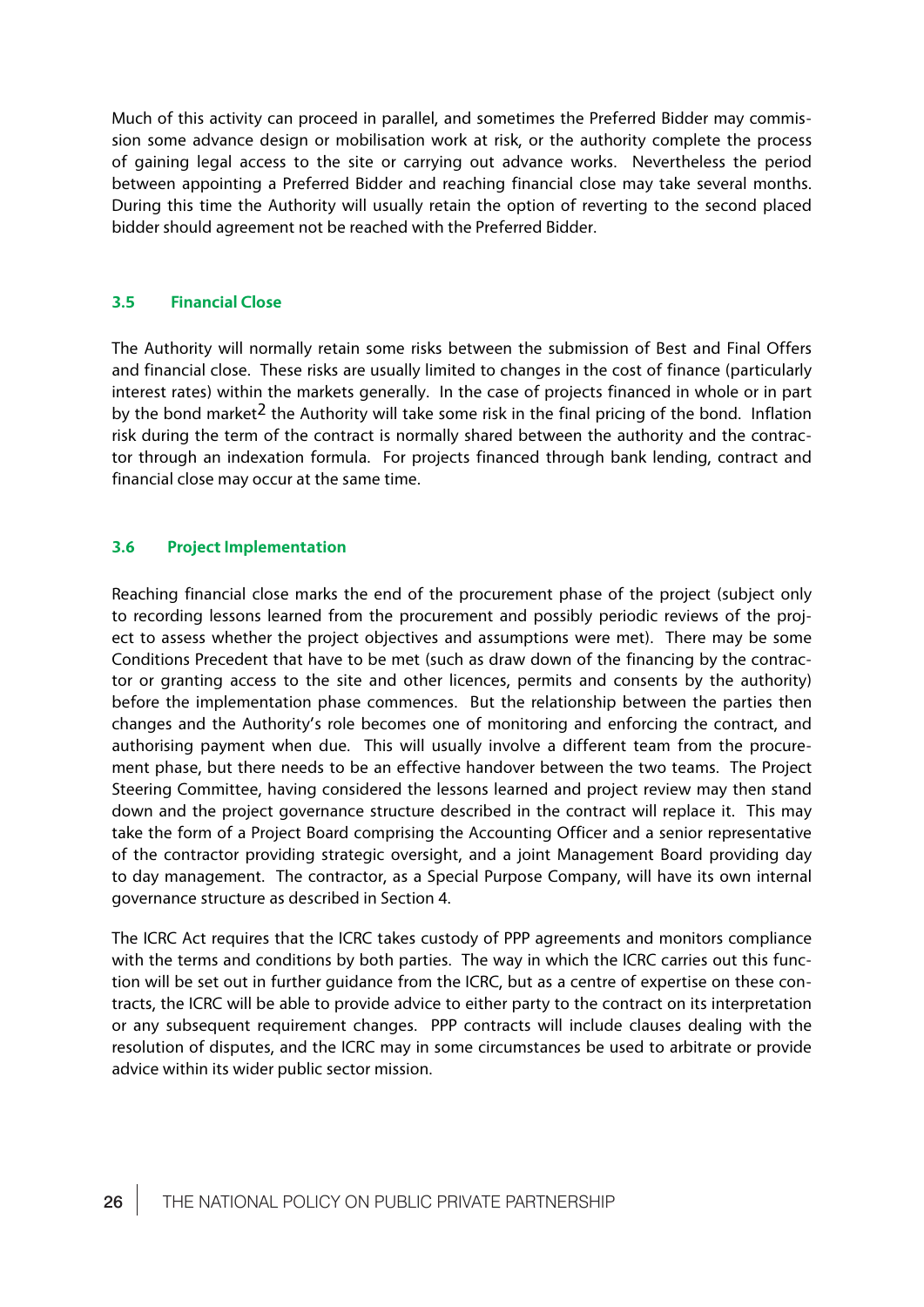Much of this activity can proceed in parallel, and sometimes the Preferred Bidder may commission some advance design or mobilisation work at risk, or the authority complete the process of gaining legal access to the site or carrying out advance works. Nevertheless the period between appointing a Preferred Bidder and reaching financial close may take several months. During this time the Authority will usually retain the option of reverting to the second placed bidder should agreement not be reached with the Preferred Bidder.

### 3.5 Financial Close

The Authority will normally retain some risks between the submission of Best and Final Offers and financial close. These risks are usually limited to changes in the cost of finance (particularly interest rates) within the markets generally. In the case of projects financed in whole or in part by the bond market[2] the Authority will take some risk in the final pricing of the bond. Inflation risk during the term of the contract is normally shared between the authority and the contractor through an indexation formula. For projects financed through bank lending, contract and financial close may occur at the same time.

### 3.6 Project Implementation

Reaching financial close marks the end of the procurement phase of the project (subject only to recording lessons learned from the procurement and possibly periodic reviews of the project to assess whether the project objectives and assumptions were met). There may be some Conditions Precedent that have to be met (such as draw down of the financing by the contractor or granting access to the site and other licences, permits and consents by the authority) before the implementation phase commences. But the relationship between the parties then changes and the Authority's role becomes one of monitoring and enforcing the contract, and authorising payment when due. This will usually involve a different team from the procurement phase, but there needs to be an effective handover between the two teams. The Project Steering Committee, having considered the lessons learned and project review may then stand down and the project governance structure described in the contract will replace it. This may take the form of a Project Board comprising the Accounting Officer and a senior representative of the contractor providing strategic oversight, and a joint Management Board providing day to day management. The contractor, as a Special Purpose Company, will have its own internal governance structure as described in Section 4.

The ICRC Act requires that the ICRC takes custody of PPP agreements and monitors compliance with the terms and conditions by both parties. The way in which the ICRC carries out this function will be set out in further guidance from the ICRC, but as a centre of expertise on these contracts, the ICRC will be able to provide advice to either party to the contract on its interpretation or any subsequent requirement changes. PPP contracts will include clauses dealing with the resolution of disputes, and the ICRC may in some circumstances be used to arbitrate or provide advice within its wider public sector mission.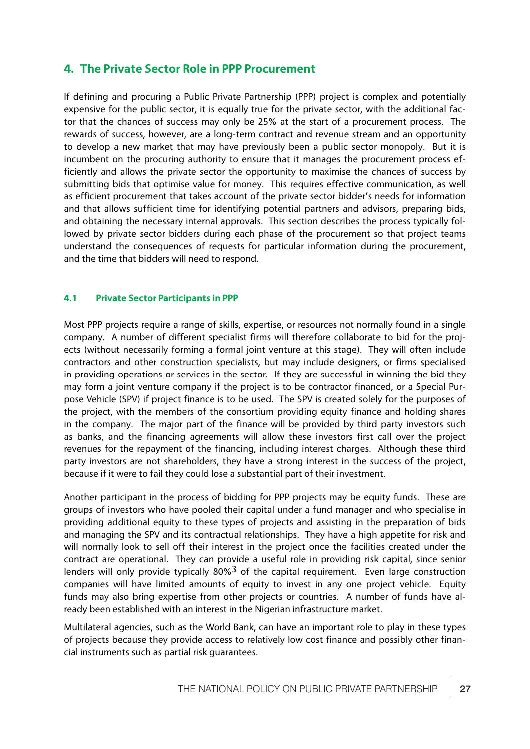## 4. The Private Sector Role in PPP Procurement

If defining and procuring a Public Private Partnership (PPP) project is complex and potentially expensive for the public sector, it is equally true for the private sector, with the additional factor that the chances of success may only be 25% at the start of a procurement process. The rewards of success, however, are a long-term contract and revenue stream and an opportunity to develop a new market that may have previously been a public sector monopoly. But it is incumbent on the procuring authority to ensure that it manages the procurement process efficiently and allows the private sector the opportunity to maximise the chances of success by submitting bids that optimise value for money. This requires effective communication, as well as efficient procurement that takes account of the private sector bidder's needs for information and that allows sufficient time for identifying potential partners and advisors, preparing bids, and obtaining the necessary internal approvals. This section describes the process typically followed by private sector bidders during each phase of the procurement so that project teams understand the consequences of requests for particular information during the procurement, and the time that bidders will need to respond.

### 4.1 Private Sector Participants in PPP

Most PPP projects require a range of skills, expertise, or resources not normally found in a single company. A number of different specialist firms will therefore collaborate to bid for the projects (without necessarily forming a formal joint venture at this stage). They will often include contractors and other construction specialists, but may include designers, or firms specialised in providing operations or services in the sector. If they are successful in winning the bid they may form a joint venture company if the project is to be contractor financed, or a Special Purpose Vehicle (SPV) if project finance is to be used. The SPV is created solely for the purposes of the project, with the members of the consortium providing equity finance and holding shares in the company. The major part of the finance will be provided by third party investors such as banks, and the financing agreements will allow these investors first call over the project revenues for the repayment of the financing, including interest charges. Although these third party investors are not shareholders, they have a strong interest in the success of the project, because if it were to fail they could lose a substantial part of their investment.

Another participant in the process of bidding for PPP projects may be equity funds. These are groups of investors who have pooled their capital under a fund manager and who specialise in providing additional equity to these types of projects and assisting in the preparation of bids and managing the SPV and its contractual relationships. They have a high appetite for risk and will normally look to sell off their interest in the project once the facilities created under the contract are operational. They can provide a useful role in providing risk capital, since senior lenders will only provide typically 80%[3] of the capital requirement. Even large construction companies will have limited amounts of equity to invest in any one project vehicle. Equity funds may also bring expertise from other projects or countries. A number of funds have already been established with an interest in the Nigerian infrastructure market.

Multilateral agencies, such as the World Bank, can have an important role to play in these types of projects because they provide access to relatively low cost finance and possibly other financial instruments such as partial risk guarantees.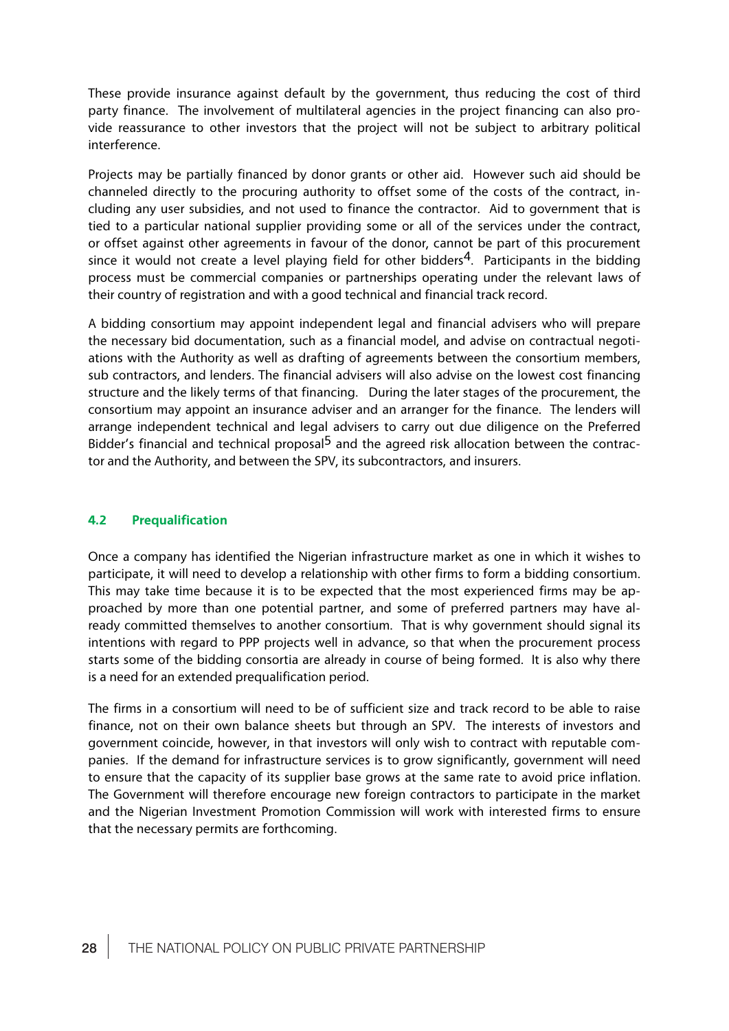These provide insurance against default by the government, thus reducing the cost of third party finance. The involvement of multilateral agencies in the project financing can also provide reassurance to other investors that the project will not be subject to arbitrary political interference.

Projects may be partially financed by donor grants or other aid. However such aid should be channeled directly to the procuring authority to offset some of the costs of the contract, including any user subsidies, and not used to finance the contractor. Aid to government that is tied to a particular national supplier providing some or all of the services under the contract, or offset against other agreements in favour of the donor, cannot be part of this procurement since it would not create a level playing field for other bidders[4]. Participants in the bidding process must be commercial companies or partnerships operating under the relevant laws of their country of registration and with a good technical and financial track record.

A bidding consortium may appoint independent legal and financial advisers who will prepare the necessary bid documentation, such as a financial model, and advise on contractual negotiations with the Authority as well as drafting of agreements between the consortium members, sub contractors, and lenders. The financial advisers will also advise on the lowest cost financing structure and the likely terms of that financing. During the later stages of the procurement, the consortium may appoint an insurance adviser and an arranger for the finance. The lenders will arrange independent technical and legal advisers to carry out due diligence on the Preferred Bidder's financial and technical proposal[5] and the agreed risk allocation between the contractor and the Authority, and between the SPV, its subcontractors, and insurers.

### 4.2 Prequalification

Once a company has identified the Nigerian infrastructure market as one in which it wishes to participate, it will need to develop a relationship with other firms to form a bidding consortium. This may take time because it is to be expected that the most experienced firms may be approached by more than one potential partner, and some of preferred partners may have already committed themselves to another consortium. That is why government should signal its intentions with regard to PPP projects well in advance, so that when the procurement process starts some of the bidding consortia are already in course of being formed. It is also why there is a need for an extended prequalification period.

The firms in a consortium will need to be of sufficient size and track record to be able to raise finance, not on their own balance sheets but through an SPV. The interests of investors and government coincide, however, in that investors will only wish to contract with reputable companies. If the demand for infrastructure services is to grow significantly, government will need to ensure that the capacity of its supplier base grows at the same rate to avoid price inflation. The Government will therefore encourage new foreign contractors to participate in the market and the Nigerian Investment Promotion Commission will work with interested firms to ensure that the necessary permits are forthcoming.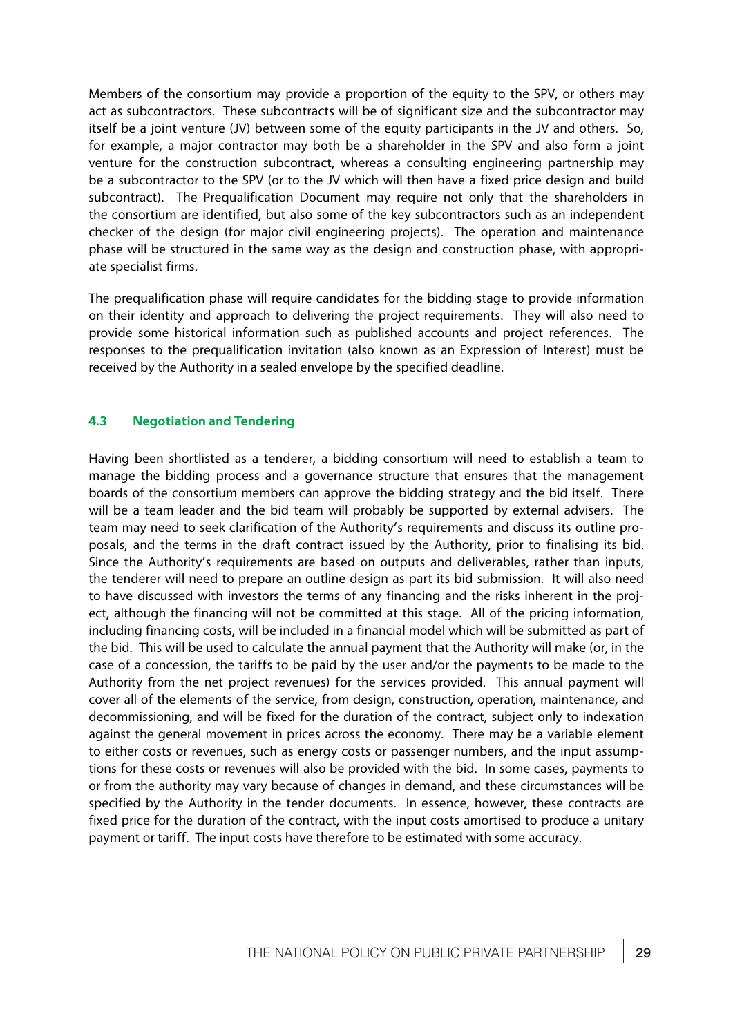Members of the consortium may provide a proportion of the equity to the SPV, or others may act as subcontractors. These subcontracts will be of significant size and the subcontractor may itself be a joint venture (JV) between some of the equity participants in the JV and others. So, for example, a major contractor may both be a shareholder in the SPV and also form a joint venture for the construction subcontract, whereas a consulting engineering partnership may be a subcontractor to the SPV (or to the JV which will then have a fixed price design and build subcontract). The Prequalification Document may require not only that the shareholders in the consortium are identified, but also some of the key subcontractors such as an independent checker of the design (for major civil engineering projects). The operation and maintenance phase will be structured in the same way as the design and construction phase, with appropriate specialist firms.

The prequalification phase will require candidates for the bidding stage to provide information on their identity and approach to delivering the project requirements. They will also need to provide some historical information such as published accounts and project references. The responses to the prequalification invitation (also known as an Expression of Interest) must be received by the Authority in a sealed envelope by the specified deadline.

### 4.3 Negotiation and Tendering

Having been shortlisted as a tenderer, a bidding consortium will need to establish a team to manage the bidding process and a governance structure that ensures that the management boards of the consortium members can approve the bidding strategy and the bid itself. There will be a team leader and the bid team will probably be supported by external advisers. The team may need to seek clarification of the Authority's requirements and discuss its outline proposals, and the terms in the draft contract issued by the Authority, prior to finalising its bid. Since the Authority's requirements are based on outputs and deliverables, rather than inputs, the tenderer will need to prepare an outline design as part its bid submission. It will also need to have discussed with investors the terms of any financing and the risks inherent in the project, although the financing will not be committed at this stage. All of the pricing information, including financing costs, will be included in a financial model which will be submitted as part of the bid. This will be used to calculate the annual payment that the Authority will make (or, in the case of a concession, the tariffs to be paid by the user and/or the payments to be made to the Authority from the net project revenues) for the services provided. This annual payment will cover all of the elements of the service, from design, construction, operation, maintenance, and decommissioning, and will be fixed for the duration of the contract, subject only to indexation against the general movement in prices across the economy. There may be a variable element to either costs or revenues, such as energy costs or passenger numbers, and the input assumptions for these costs or revenues will also be provided with the bid. In some cases, payments to or from the authority may vary because of changes in demand, and these circumstances will be specified by the Authority in the tender documents. In essence, however, these contracts are fixed price for the duration of the contract, with the input costs amortised to produce a unitary payment or tariff. The input costs have therefore to be estimated with some accuracy.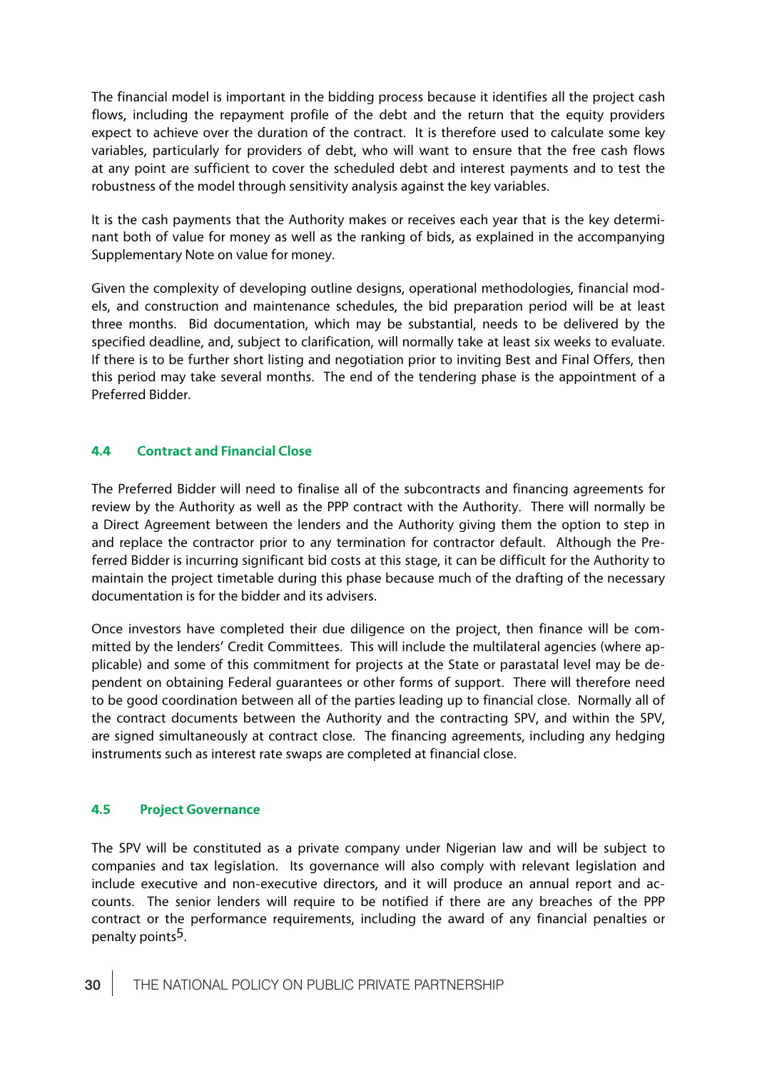The financial model is important in the bidding process because it identifies all the project cash flows, including the repayment profile of the debt and the return that the equity providers expect to achieve over the duration of the contract. It is therefore used to calculate some key variables, particularly for providers of debt, who will want to ensure that the free cash flows at any point are sufficient to cover the scheduled debt and interest payments and to test the robustness of the model through sensitivity analysis against the key variables.

It is the cash payments that the Authority makes or receives each year that is the key determinant both of value for money as well as the ranking of bids, as explained in the accompanying Supplementary Note on value for money.

Given the complexity of developing outline designs, operational methodologies, financial models, and construction and maintenance schedules, the bid preparation period will be at least three months. Bid documentation, which may be substantial, needs to be delivered by the specified deadline, and, subject to clarification, will normally take at least six weeks to evaluate. If there is to be further short listing and negotiation prior to inviting Best and Final Offers, then this period may take several months. The end of the tendering phase is the appointment of a Preferred Bidder.

### 4.4 Contract and Financial Close

The Preferred Bidder will need to finalise all of the subcontracts and financing agreements for review by the Authority as well as the PPP contract with the Authority. There will normally be a Direct Agreement between the lenders and the Authority giving them the option to step in and replace the contractor prior to any termination for contractor default. Although the Preferred Bidder is incurring significant bid costs at this stage, it can be difficult for the Authority to maintain the project timetable during this phase because much of the drafting of the necessary documentation is for the bidder and its advisers.

Once investors have completed their due diligence on the project, then finance will be committed by the lenders' Credit Committees. This will include the multilateral agencies (where applicable) and some of this commitment for projects at the State or parastatal level may be dependent on obtaining Federal guarantees or other forms of support. There will therefore need to be good coordination between all of the parties leading up to financial close. Normally all of the contract documents between the Authority and the contracting SPV, and within the SPV, are signed simultaneously at contract close. The financing agreements, including any hedging instruments such as interest rate swaps are completed at financial close.

### 4.5 Project Governance

The SPV will be constituted as a private company under Nigerian law and will be subject to companies and tax legislation. Its governance will also comply with relevant legislation and include executive and non-executive directors, and it will produce an annual report and accounts. The senior lenders will require to be notified if there are any breaches of the PPP contract or the performance requirements, including the award of any financial penalties or penalty points[5].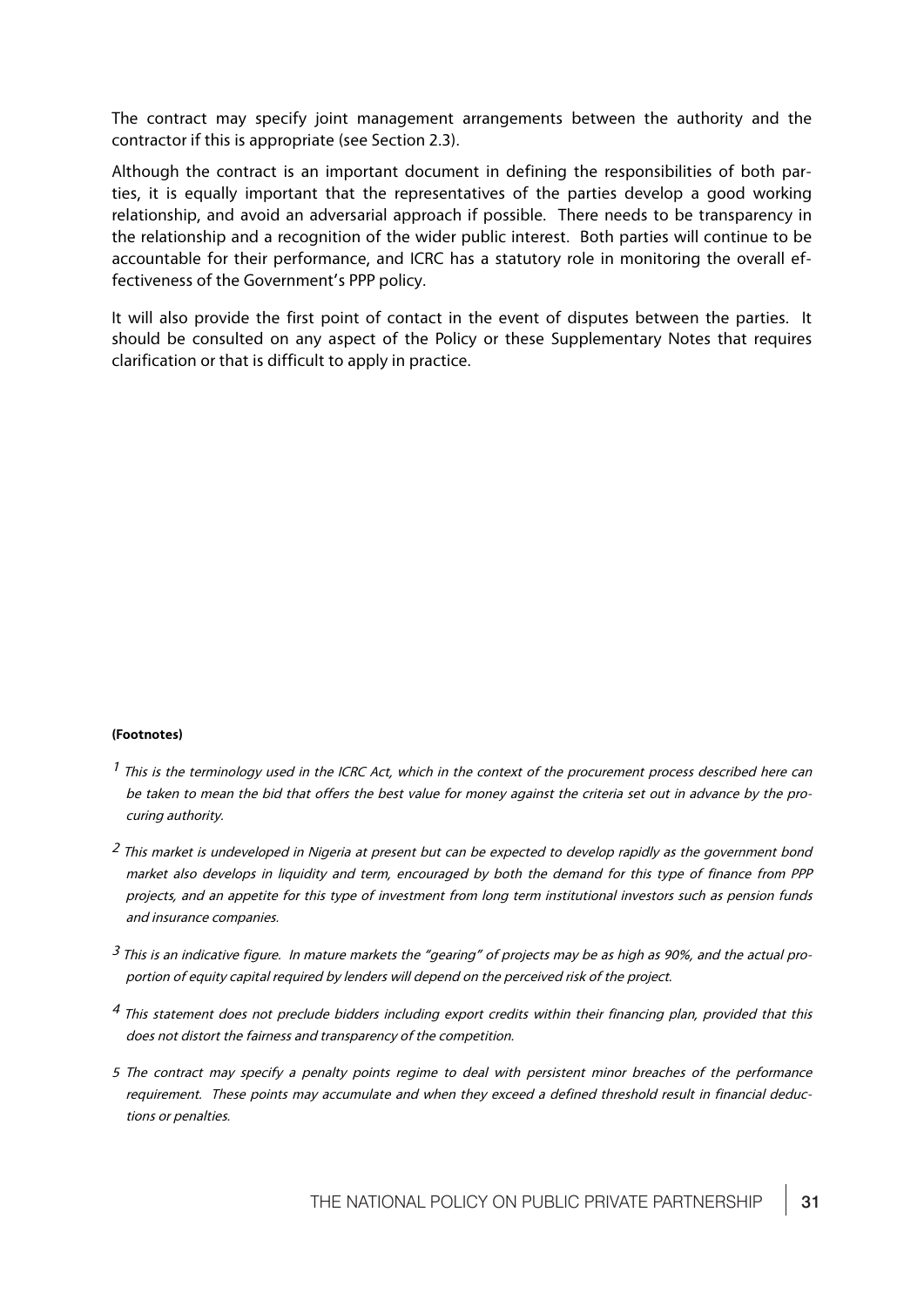The contract may specify joint management arrangements between the authority and the contractor if this is appropriate (see Section 2.3).

Although the contract is an important document in defining the responsibilities of both parties, it is equally important that the representatives of the parties develop a good working relationship, and avoid an adversarial approach if possible. There needs to be transparency in the relationship and a recognition of the wider public interest. Both parties will continue to be accountable for their performance, and ICRC has a statutory role in monitoring the overall effectiveness of the Government's PPP policy.

It will also provide the first point of contact in the event of disputes between the parties. It should be consulted on any aspect of the Policy or these Supplementary Notes that requires clarification or that is difficult to apply in practice.

**(Footnotes)**

[1] *This is the terminology used in the ICRC Act, which in the context of the procurement process described here can be taken to mean the bid that offers the best value for money against the criteria set out in advance by the procuring authority.*

[2] *This market is undeveloped in Nigeria at present but can be expected to develop rapidly as the government bond market also develops in liquidity and term, encouraged by both the demand for this type of finance from PPP projects, and an appetite for this type of investment from long term institutional investors such as pension funds and insurance companies.*

[3] *This is an indicative figure. In mature markets the "gearing" of projects may be as high as 90%, and the actual proportion of equity capital required by lenders will depend on the perceived risk of the project.*

[4] *This statement does not preclude bidders including export credits within their financing plan, provided that this does not distort the fairness and transparency of the competition.*

[5] *The contract may specify a penalty points regime to deal with persistent minor breaches of the performance requirement. These points may accumulate and when they exceed a defined threshold result in financial deductions or penalties.*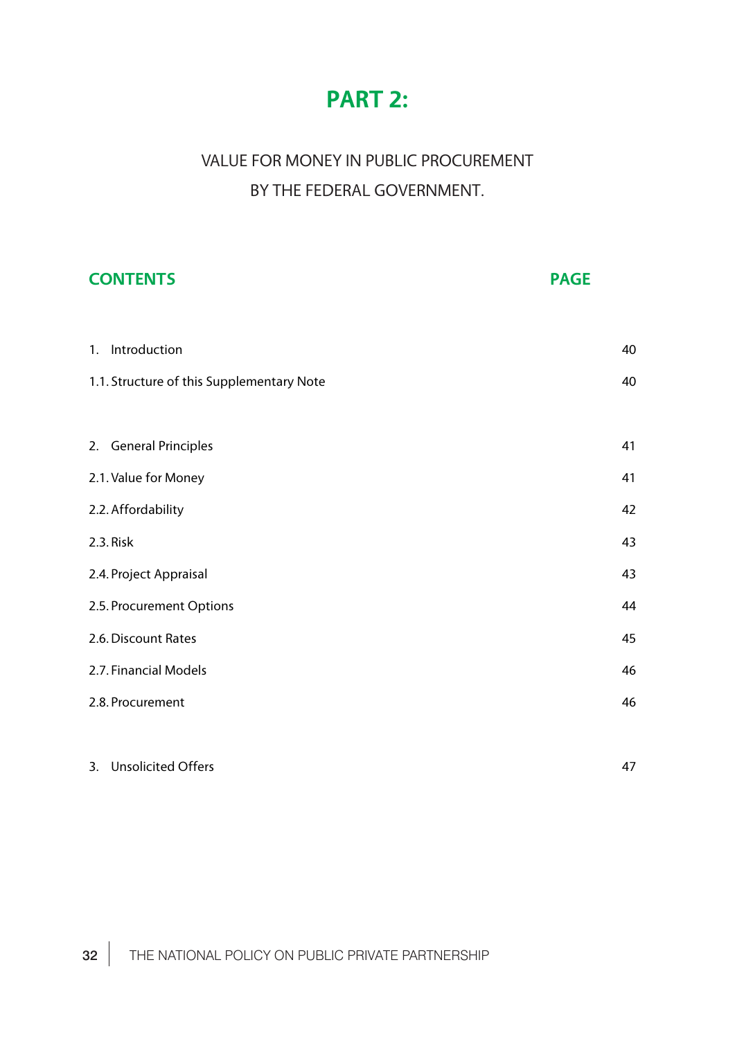# PART 2:

VALUE FOR MONEY IN PUBLIC PROCUREMENT BY THE FEDERAL GOVERNMENT.

| CONTENTS | PAGE |
|---|---|
| 1. Introduction | 40 |
| 1.1. Structure of this Supplementary Note | 40 |
| 2. General Principles | 41 |
| 2.1. Value for Money | 41 |
| 2.2. Affordability | 42 |
| 2.3. Risk | 43 |
| 2.4. Project Appraisal | 43 |
| 2.5. Procurement Options | 44 |
| 2.6. Discount Rates | 45 |
| 2.7. Financial Models | 46 |
| 2.8. Procurement | 46 |
| 3. Unsolicited Offers | 47 |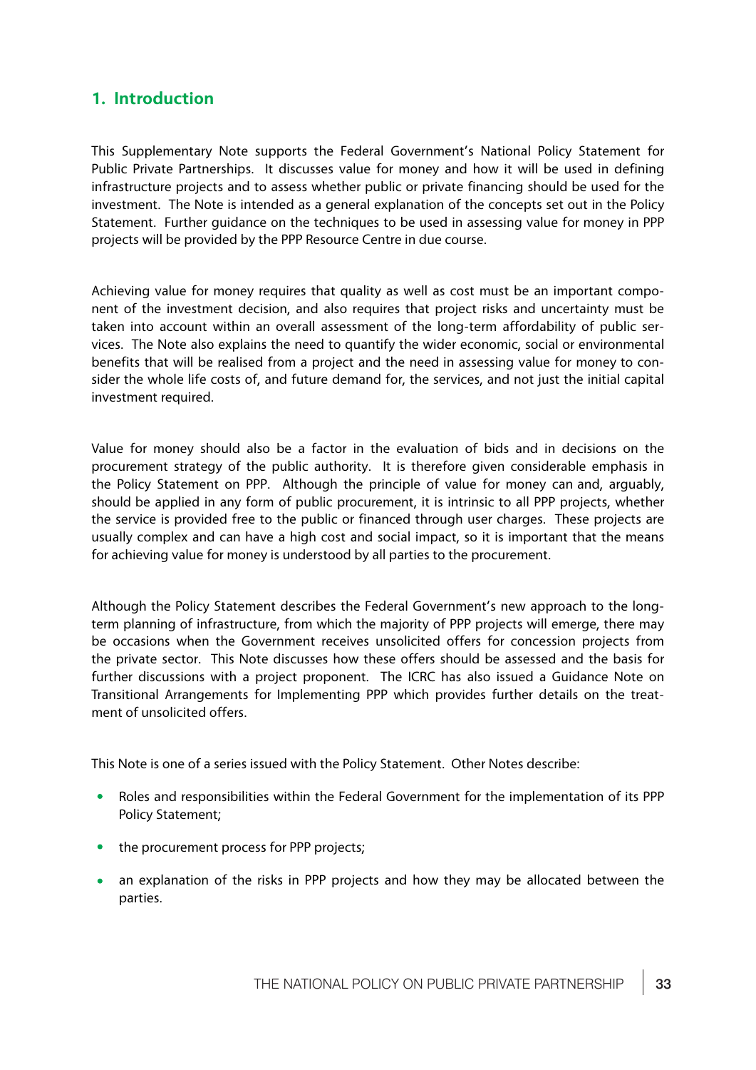## 1. Introduction

This Supplementary Note supports the Federal Government's National Policy Statement for Public Private Partnerships. It discusses value for money and how it will be used in defining infrastructure projects and to assess whether public or private financing should be used for the investment. The Note is intended as a general explanation of the concepts set out in the Policy Statement. Further guidance on the techniques to be used in assessing value for money in PPP projects will be provided by the PPP Resource Centre in due course.

Achieving value for money requires that quality as well as cost must be an important component of the investment decision, and also requires that project risks and uncertainty must be taken into account within an overall assessment of the long-term affordability of public services. The Note also explains the need to quantify the wider economic, social or environmental benefits that will be realised from a project and the need in assessing value for money to consider the whole life costs of, and future demand for, the services, and not just the initial capital investment required.

Value for money should also be a factor in the evaluation of bids and in decisions on the procurement strategy of the public authority. It is therefore given considerable emphasis in the Policy Statement on PPP. Although the principle of value for money can and, arguably, should be applied in any form of public procurement, it is intrinsic to all PPP projects, whether the service is provided free to the public or financed through user charges. These projects are usually complex and can have a high cost and social impact, so it is important that the means for achieving value for money is understood by all parties to the procurement.

Although the Policy Statement describes the Federal Government's new approach to the long-term planning of infrastructure, from which the majority of PPP projects will emerge, there may be occasions when the Government receives unsolicited offers for concession projects from the private sector. This Note discusses how these offers should be assessed and the basis for further discussions with a project proponent. The ICRC has also issued a Guidance Note on Transitional Arrangements for Implementing PPP which provides further details on the treatment of unsolicited offers.

This Note is one of a series issued with the Policy Statement. Other Notes describe:

- Roles and responsibilities within the Federal Government for the implementation of its PPP Policy Statement;
- the procurement process for PPP projects;
- an explanation of the risks in PPP projects and how they may be allocated between the parties.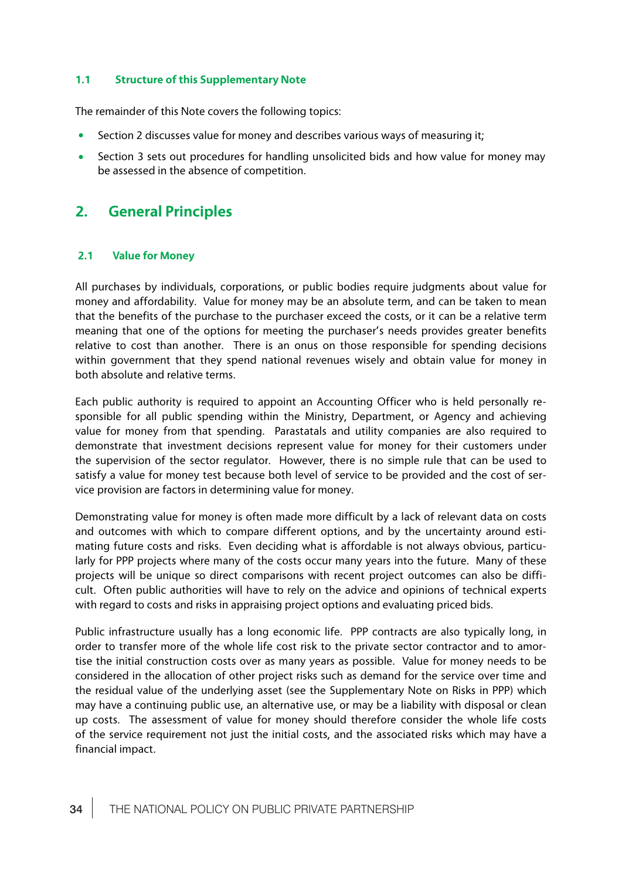### 1.1 Structure of this Supplementary Note

The remainder of this Note covers the following topics:

- Section 2 discusses value for money and describes various ways of measuring it;
- Section 3 sets out procedures for handling unsolicited bids and how value for money may be assessed in the absence of competition.

## 2. General Principles

### 2.1 Value for Money

All purchases by individuals, corporations, or public bodies require judgments about value for money and affordability. Value for money may be an absolute term, and can be taken to mean that the benefits of the purchase to the purchaser exceed the costs, or it can be a relative term meaning that one of the options for meeting the purchaser's needs provides greater benefits relative to cost than another. There is an onus on those responsible for spending decisions within government that they spend national revenues wisely and obtain value for money in both absolute and relative terms.

Each public authority is required to appoint an Accounting Officer who is held personally responsible for all public spending within the Ministry, Department, or Agency and achieving value for money from that spending. Parastatals and utility companies are also required to demonstrate that investment decisions represent value for money for their customers under the supervision of the sector regulator. However, there is no simple rule that can be used to satisfy a value for money test because both level of service to be provided and the cost of service provision are factors in determining value for money.

Demonstrating value for money is often made more difficult by a lack of relevant data on costs and outcomes with which to compare different options, and by the uncertainty around estimating future costs and risks. Even deciding what is affordable is not always obvious, particularly for PPP projects where many of the costs occur many years into the future. Many of these projects will be unique so direct comparisons with recent project outcomes can also be difficult. Often public authorities will have to rely on the advice and opinions of technical experts with regard to costs and risks in appraising project options and evaluating priced bids.

Public infrastructure usually has a long economic life. PPP contracts are also typically long, in order to transfer more of the whole life cost risk to the private sector contractor and to amortise the initial construction costs over as many years as possible. Value for money needs to be considered in the allocation of other project risks such as demand for the service over time and the residual value of the underlying asset (see the Supplementary Note on Risks in PPP) which may have a continuing public use, an alternative use, or may be a liability with disposal or clean up costs. The assessment of value for money should therefore consider the whole life costs of the service requirement not just the initial costs, and the associated risks which may have a financial impact.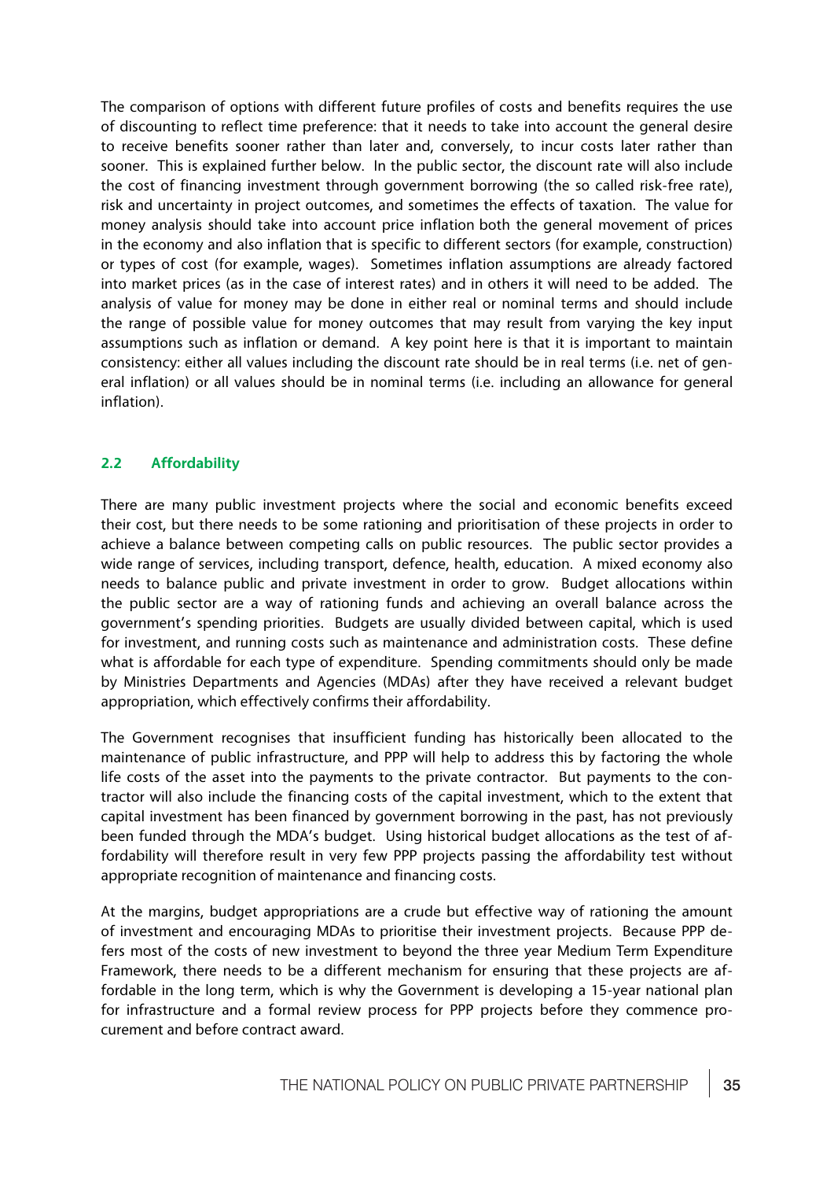The comparison of options with different future profiles of costs and benefits requires the use of discounting to reflect time preference: that it needs to take into account the general desire to receive benefits sooner rather than later and, conversely, to incur costs later rather than sooner. This is explained further below. In the public sector, the discount rate will also include the cost of financing investment through government borrowing (the so called risk-free rate), risk and uncertainty in project outcomes, and sometimes the effects of taxation. The value for money analysis should take into account price inflation both the general movement of prices in the economy and also inflation that is specific to different sectors (for example, construction) or types of cost (for example, wages). Sometimes inflation assumptions are already factored into market prices (as in the case of interest rates) and in others it will need to be added. The analysis of value for money may be done in either real or nominal terms and should include the range of possible value for money outcomes that may result from varying the key input assumptions such as inflation or demand. A key point here is that it is important to maintain consistency: either all values including the discount rate should be in real terms (i.e. net of general inflation) or all values should be in nominal terms (i.e. including an allowance for general inflation).

### 2.2 Affordability

There are many public investment projects where the social and economic benefits exceed their cost, but there needs to be some rationing and prioritisation of these projects in order to achieve a balance between competing calls on public resources. The public sector provides a wide range of services, including transport, defence, health, education. A mixed economy also needs to balance public and private investment in order to grow. Budget allocations within the public sector are a way of rationing funds and achieving an overall balance across the government's spending priorities. Budgets are usually divided between capital, which is used for investment, and running costs such as maintenance and administration costs. These define what is affordable for each type of expenditure. Spending commitments should only be made by Ministries Departments and Agencies (MDAs) after they have received a relevant budget appropriation, which effectively confirms their affordability.

The Government recognises that insufficient funding has historically been allocated to the maintenance of public infrastructure, and PPP will help to address this by factoring the whole life costs of the asset into the payments to the private contractor. But payments to the contractor will also include the financing costs of the capital investment, which to the extent that capital investment has been financed by government borrowing in the past, has not previously been funded through the MDA's budget. Using historical budget allocations as the test of affordability will therefore result in very few PPP projects passing the affordability test without appropriate recognition of maintenance and financing costs.

At the margins, budget appropriations are a crude but effective way of rationing the amount of investment and encouraging MDAs to prioritise their investment projects. Because PPP defers most of the costs of new investment to beyond the three year Medium Term Expenditure Framework, there needs to be a different mechanism for ensuring that these projects are affordable in the long term, which is why the Government is developing a 15-year national plan for infrastructure and a formal review process for PPP projects before they commence procurement and before contract award.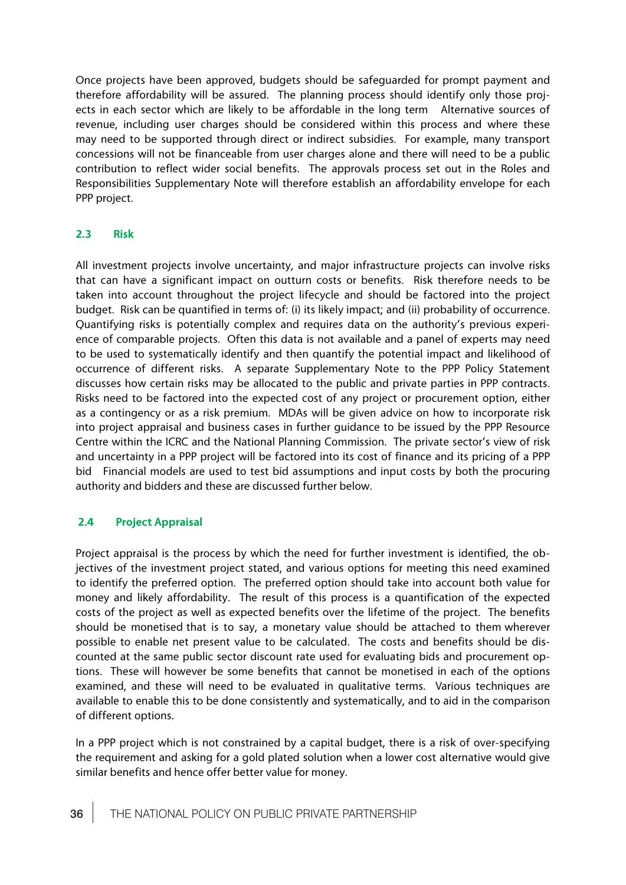Once projects have been approved, budgets should be safeguarded for prompt payment and therefore affordability will be assured. The planning process should identify only those projects in each sector which are likely to be affordable in the long term Alternative sources of revenue, including user charges should be considered within this process and where these may need to be supported through direct or indirect subsidies. For example, many transport concessions will not be financeable from user charges alone and there will need to be a public contribution to reflect wider social benefits. The approvals process set out in the Roles and Responsibilities Supplementary Note will therefore establish an affordability envelope for each PPP project.

### 2.3 Risk

All investment projects involve uncertainty, and major infrastructure projects can involve risks that can have a significant impact on outturn costs or benefits. Risk therefore needs to be taken into account throughout the project lifecycle and should be factored into the project budget. Risk can be quantified in terms of: (i) its likely impact; and (ii) probability of occurrence. Quantifying risks is potentially complex and requires data on the authority's previous experience of comparable projects. Often this data is not available and a panel of experts may need to be used to systematically identify and then quantify the potential impact and likelihood of occurrence of different risks. A separate Supplementary Note to the PPP Policy Statement discusses how certain risks may be allocated to the public and private parties in PPP contracts. Risks need to be factored into the expected cost of any project or procurement option, either as a contingency or as a risk premium. MDAs will be given advice on how to incorporate risk into project appraisal and business cases in further guidance to be issued by the PPP Resource Centre within the ICRC and the National Planning Commission. The private sector's view of risk and uncertainty in a PPP project will be factored into its cost of finance and its pricing of a PPP bid Financial models are used to test bid assumptions and input costs by both the procuring authority and bidders and these are discussed further below.

### 2.4 Project Appraisal

Project appraisal is the process by which the need for further investment is identified, the objectives of the investment project stated, and various options for meeting this need examined to identify the preferred option. The preferred option should take into account both value for money and likely affordability. The result of this process is a quantification of the expected costs of the project as well as expected benefits over the lifetime of the project. The benefits should be monetised that is to say, a monetary value should be attached to them wherever possible to enable net present value to be calculated. The costs and benefits should be discounted at the same public sector discount rate used for evaluating bids and procurement options. These will however be some benefits that cannot be monetised in each of the options examined, and these will need to be evaluated in qualitative terms. Various techniques are available to enable this to be done consistently and systematically, and to aid in the comparison of different options.

In a PPP project which is not constrained by a capital budget, there is a risk of over-specifying the requirement and asking for a gold plated solution when a lower cost alternative would give similar benefits and hence offer better value for money.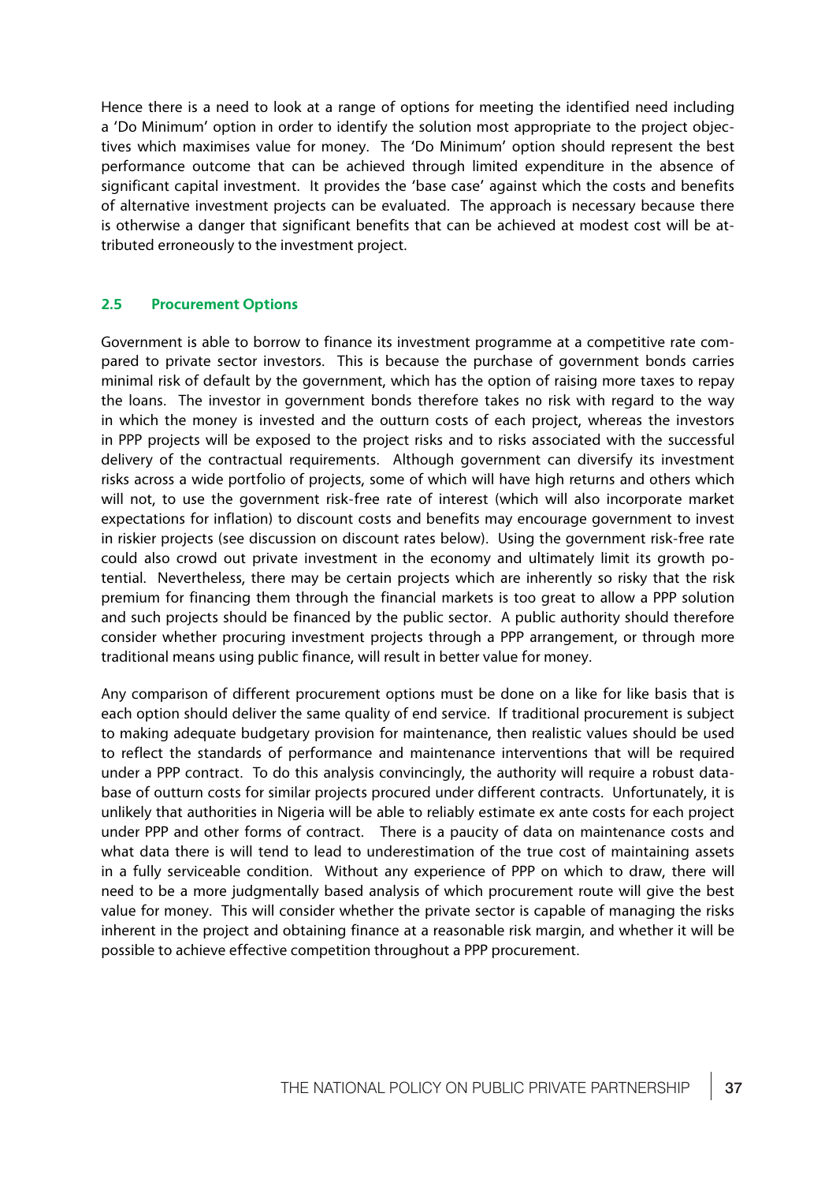Hence there is a need to look at a range of options for meeting the identified need including a 'Do Minimum' option in order to identify the solution most appropriate to the project objectives which maximises value for money. The 'Do Minimum' option should represent the best performance outcome that can be achieved through limited expenditure in the absence of significant capital investment. It provides the 'base case' against which the costs and benefits of alternative investment projects can be evaluated. The approach is necessary because there is otherwise a danger that significant benefits that can be achieved at modest cost will be attributed erroneously to the investment project.

### 2.5 Procurement Options

Government is able to borrow to finance its investment programme at a competitive rate compared to private sector investors. This is because the purchase of government bonds carries minimal risk of default by the government, which has the option of raising more taxes to repay the loans. The investor in government bonds therefore takes no risk with regard to the way in which the money is invested and the outturn costs of each project, whereas the investors in PPP projects will be exposed to the project risks and to risks associated with the successful delivery of the contractual requirements. Although government can diversify its investment risks across a wide portfolio of projects, some of which will have high returns and others which will not, to use the government risk-free rate of interest (which will also incorporate market expectations for inflation) to discount costs and benefits may encourage government to invest in riskier projects (see discussion on discount rates below). Using the government risk-free rate could also crowd out private investment in the economy and ultimately limit its growth potential. Nevertheless, there may be certain projects which are inherently so risky that the risk premium for financing them through the financial markets is too great to allow a PPP solution and such projects should be financed by the public sector. A public authority should therefore consider whether procuring investment projects through a PPP arrangement, or through more traditional means using public finance, will result in better value for money.

Any comparison of different procurement options must be done on a like for like basis that is each option should deliver the same quality of end service. If traditional procurement is subject to making adequate budgetary provision for maintenance, then realistic values should be used to reflect the standards of performance and maintenance interventions that will be required under a PPP contract. To do this analysis convincingly, the authority will require a robust database of outturn costs for similar projects procured under different contracts. Unfortunately, it is unlikely that authorities in Nigeria will be able to reliably estimate ex ante costs for each project under PPP and other forms of contract. There is a paucity of data on maintenance costs and what data there is will tend to lead to underestimation of the true cost of maintaining assets in a fully serviceable condition. Without any experience of PPP on which to draw, there will need to be a more judgmentally based analysis of which procurement route will give the best value for money. This will consider whether the private sector is capable of managing the risks inherent in the project and obtaining finance at a reasonable risk margin, and whether it will be possible to achieve effective competition throughout a PPP procurement.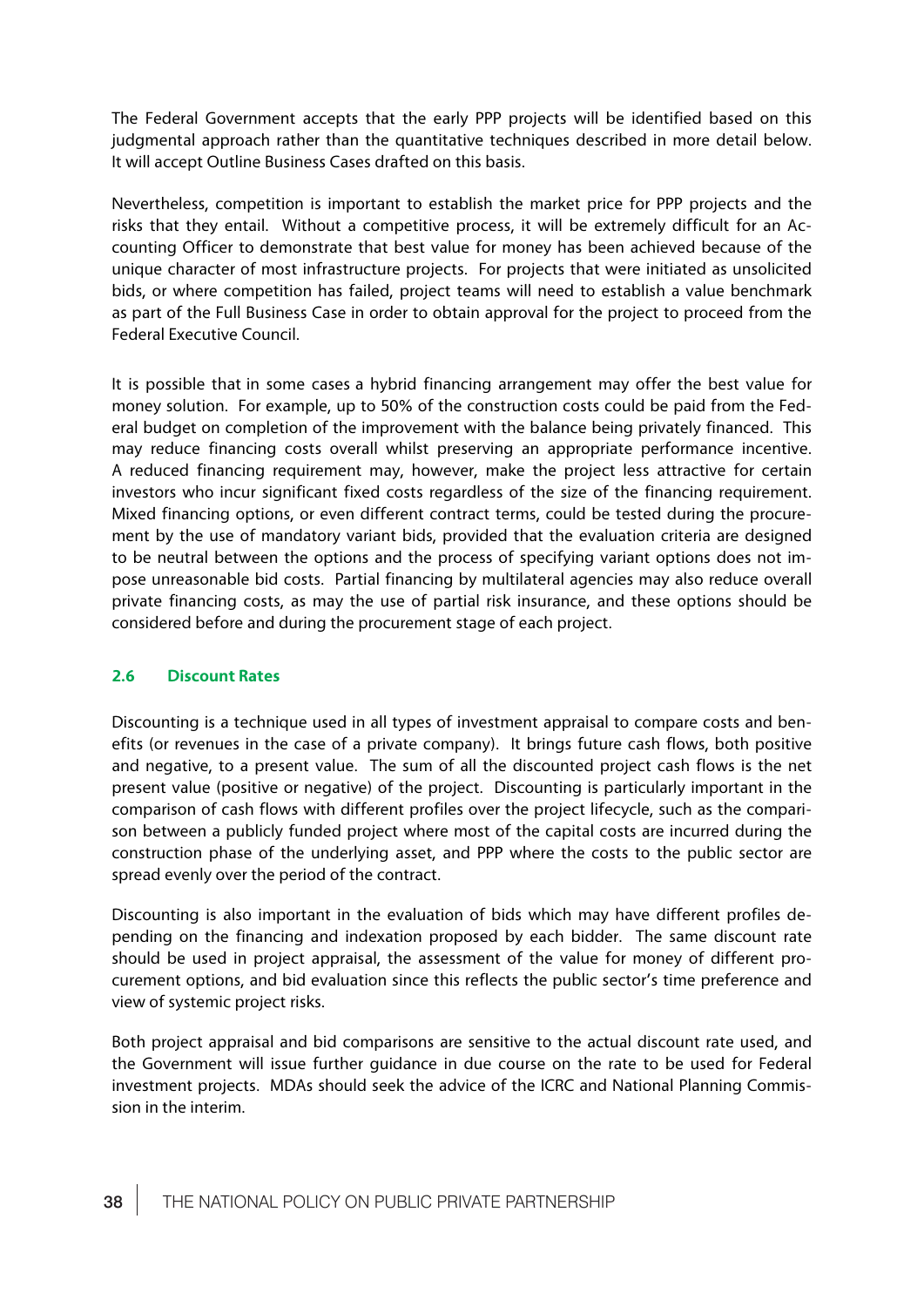The Federal Government accepts that the early PPP projects will be identified based on this judgmental approach rather than the quantitative techniques described in more detail below. It will accept Outline Business Cases drafted on this basis.

Nevertheless, competition is important to establish the market price for PPP projects and the risks that they entail. Without a competitive process, it will be extremely difficult for an Accounting Officer to demonstrate that best value for money has been achieved because of the unique character of most infrastructure projects. For projects that were initiated as unsolicited bids, or where competition has failed, project teams will need to establish a value benchmark as part of the Full Business Case in order to obtain approval for the project to proceed from the Federal Executive Council.

It is possible that in some cases a hybrid financing arrangement may offer the best value for money solution. For example, up to 50% of the construction costs could be paid from the Federal budget on completion of the improvement with the balance being privately financed. This may reduce financing costs overall whilst preserving an appropriate performance incentive. A reduced financing requirement may, however, make the project less attractive for certain investors who incur significant fixed costs regardless of the size of the financing requirement. Mixed financing options, or even different contract terms, could be tested during the procurement by the use of mandatory variant bids, provided that the evaluation criteria are designed to be neutral between the options and the process of specifying variant options does not impose unreasonable bid costs. Partial financing by multilateral agencies may also reduce overall private financing costs, as may the use of partial risk insurance, and these options should be considered before and during the procurement stage of each project.

### 2.6 Discount Rates

Discounting is a technique used in all types of investment appraisal to compare costs and benefits (or revenues in the case of a private company). It brings future cash flows, both positive and negative, to a present value. The sum of all the discounted project cash flows is the net present value (positive or negative) of the project. Discounting is particularly important in the comparison of cash flows with different profiles over the project lifecycle, such as the comparison between a publicly funded project where most of the capital costs are incurred during the construction phase of the underlying asset, and PPP where the costs to the public sector are spread evenly over the period of the contract.

Discounting is also important in the evaluation of bids which may have different profiles depending on the financing and indexation proposed by each bidder. The same discount rate should be used in project appraisal, the assessment of the value for money of different procurement options, and bid evaluation since this reflects the public sector's time preference and view of systemic project risks.

Both project appraisal and bid comparisons are sensitive to the actual discount rate used, and the Government will issue further guidance in due course on the rate to be used for Federal investment projects. MDAs should seek the advice of the ICRC and National Planning Commission in the interim.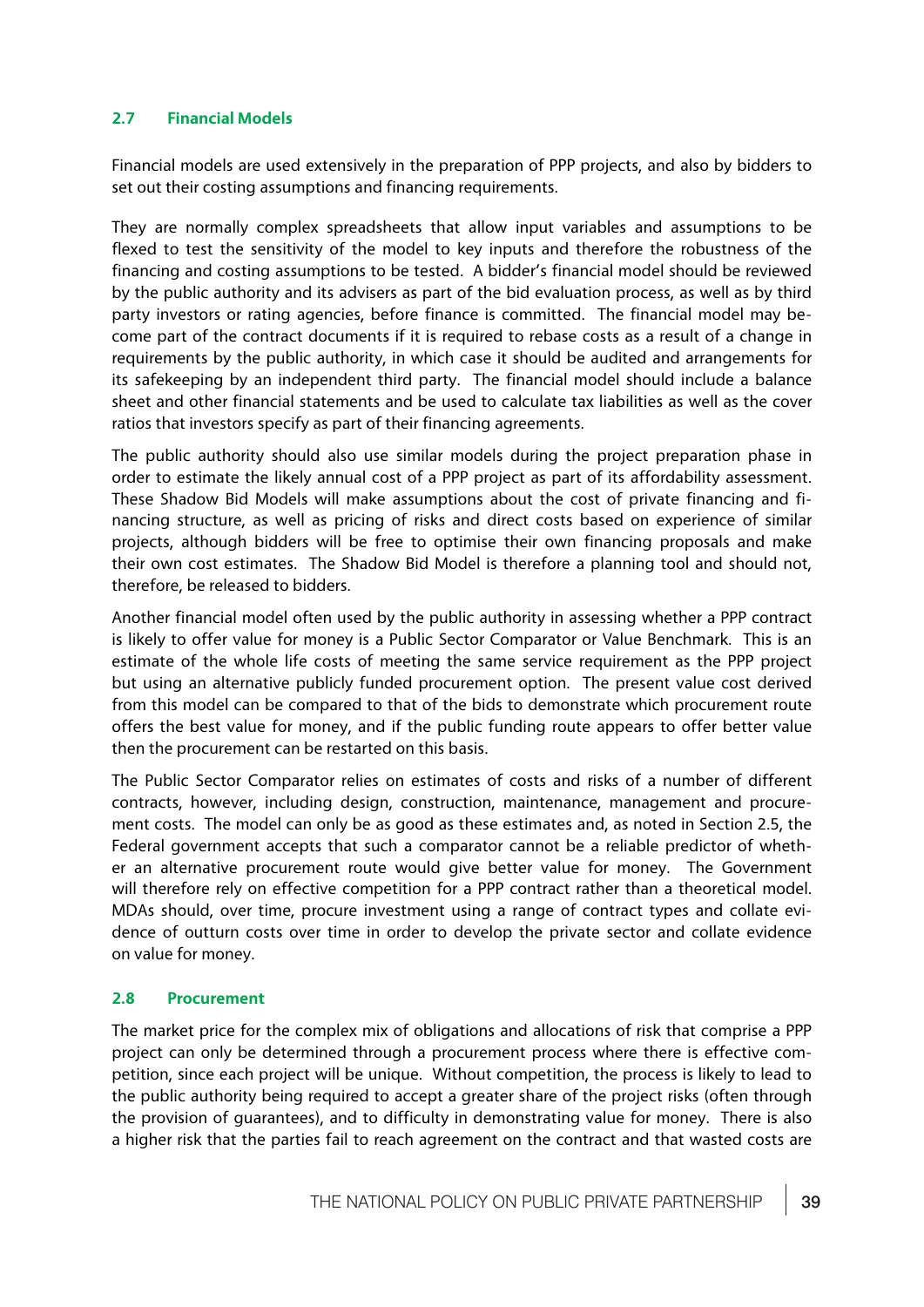### 2.7 Financial Models

Financial models are used extensively in the preparation of PPP projects, and also by bidders to set out their costing assumptions and financing requirements.

They are normally complex spreadsheets that allow input variables and assumptions to be flexed to test the sensitivity of the model to key inputs and therefore the robustness of the financing and costing assumptions to be tested. A bidder's financial model should be reviewed by the public authority and its advisers as part of the bid evaluation process, as well as by third party investors or rating agencies, before finance is committed. The financial model may become part of the contract documents if it is required to rebase costs as a result of a change in requirements by the public authority, in which case it should be audited and arrangements for its safekeeping by an independent third party. The financial model should include a balance sheet and other financial statements and be used to calculate tax liabilities as well as the cover ratios that investors specify as part of their financing agreements.

The public authority should also use similar models during the project preparation phase in order to estimate the likely annual cost of a PPP project as part of its affordability assessment. These Shadow Bid Models will make assumptions about the cost of private financing and financing structure, as well as pricing of risks and direct costs based on experience of similar projects, although bidders will be free to optimise their own financing proposals and make their own cost estimates. The Shadow Bid Model is therefore a planning tool and should not, therefore, be released to bidders.

Another financial model often used by the public authority in assessing whether a PPP contract is likely to offer value for money is a Public Sector Comparator or Value Benchmark. This is an estimate of the whole life costs of meeting the same service requirement as the PPP project but using an alternative publicly funded procurement option. The present value cost derived from this model can be compared to that of the bids to demonstrate which procurement route offers the best value for money, and if the public funding route appears to offer better value then the procurement can be restarted on this basis.

The Public Sector Comparator relies on estimates of costs and risks of a number of different contracts, however, including design, construction, maintenance, management and procurement costs. The model can only be as good as these estimates and, as noted in Section 2.5, the Federal government accepts that such a comparator cannot be a reliable predictor of whether an alternative procurement route would give better value for money. The Government will therefore rely on effective competition for a PPP contract rather than a theoretical model. MDAs should, over time, procure investment using a range of contract types and collate evidence of outturn costs over time in order to develop the private sector and collate evidence on value for money.

### 2.8 Procurement

The market price for the complex mix of obligations and allocations of risk that comprise a PPP project can only be determined through a procurement process where there is effective competition, since each project will be unique. Without competition, the process is likely to lead to the public authority being required to accept a greater share of the project risks (often through the provision of guarantees), and to difficulty in demonstrating value for money. There is also a higher risk that the parties fail to reach agreement on the contract and that wasted costs are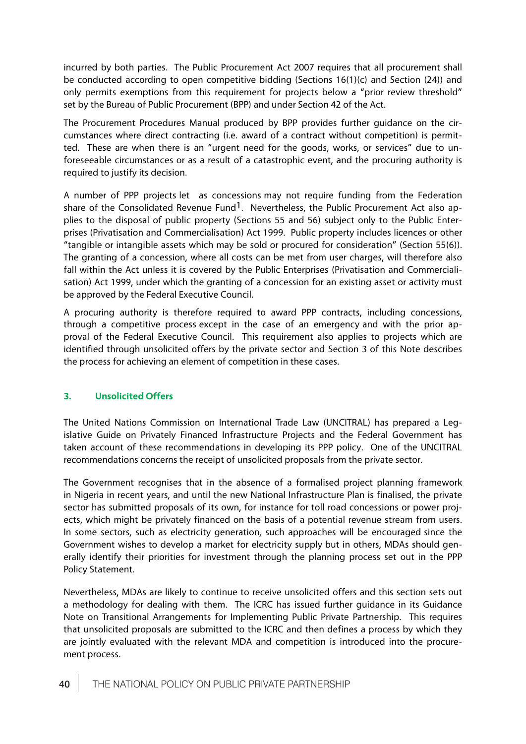incurred by both parties. The Public Procurement Act 2007 requires that all procurement shall be conducted according to open competitive bidding (Sections 16(1)(c) and Section (24)) and only permits exemptions from this requirement for projects below a "prior review threshold" set by the Bureau of Public Procurement (BPP) and under Section 42 of the Act.

The Procurement Procedures Manual produced by BPP provides further guidance on the circumstances where direct contracting (i.e. award of a contract without competition) is permitted. These are when there is an "urgent need for the goods, works, or services" due to unforeseeable circumstances or as a result of a catastrophic event, and the procuring authority is required to justify its decision.

A number of PPP projects let as concessions may not require funding from the Federation share of the Consolidated Revenue Fund[1]. Nevertheless, the Public Procurement Act also applies to the disposal of public property (Sections 55 and 56) subject only to the Public Enterprises (Privatisation and Commercialisation) Act 1999. Public property includes licences or other "tangible or intangible assets which may be sold or procured for consideration" (Section 55(6)). The granting of a concession, where all costs can be met from user charges, will therefore also fall within the Act unless it is covered by the Public Enterprises (Privatisation and Commercialisation) Act 1999, under which the granting of a concession for an existing asset or activity must be approved by the Federal Executive Council.

A procuring authority is therefore required to award PPP contracts, including concessions, through a competitive process except in the case of an emergency and with the prior approval of the Federal Executive Council. This requirement also applies to projects which are identified through unsolicited offers by the private sector and Section 3 of this Note describes the process for achieving an element of competition in these cases.

## 3. Unsolicited Offers

The United Nations Commission on International Trade Law (UNCITRAL) has prepared a Legislative Guide on Privately Financed Infrastructure Projects and the Federal Government has taken account of these recommendations in developing its PPP policy. One of the UNCITRAL recommendations concerns the receipt of unsolicited proposals from the private sector.

The Government recognises that in the absence of a formalised project planning framework in Nigeria in recent years, and until the new National Infrastructure Plan is finalised, the private sector has submitted proposals of its own, for instance for toll road concessions or power projects, which might be privately financed on the basis of a potential revenue stream from users. In some sectors, such as electricity generation, such approaches will be encouraged since the Government wishes to develop a market for electricity supply but in others, MDAs should generally identify their priorities for investment through the planning process set out in the PPP Policy Statement.

Nevertheless, MDAs are likely to continue to receive unsolicited offers and this section sets out a methodology for dealing with them. The ICRC has issued further guidance in its Guidance Note on Transitional Arrangements for Implementing Public Private Partnership. This requires that unsolicited proposals are submitted to the ICRC and then defines a process by which they are jointly evaluated with the relevant MDA and competition is introduced into the procurement process.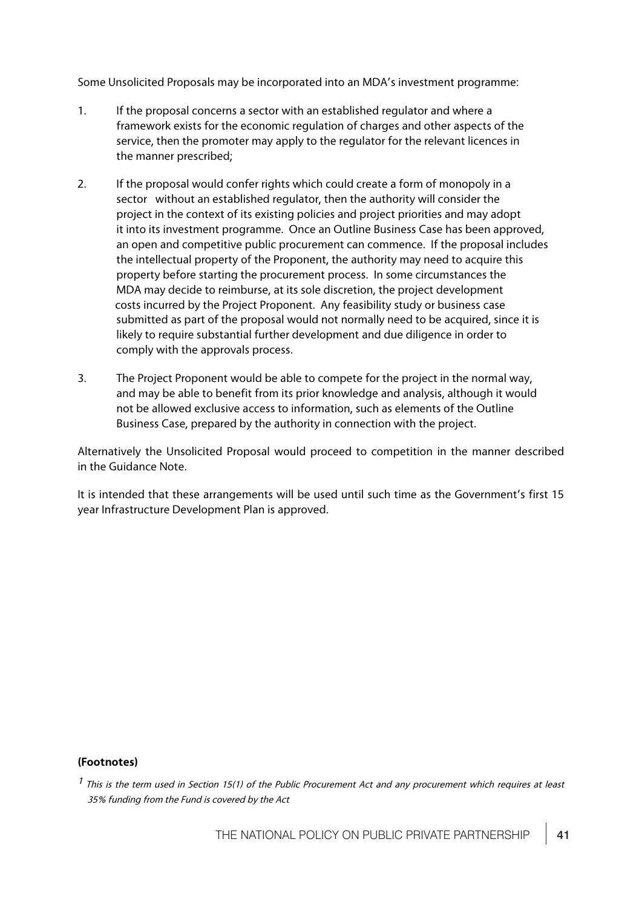Some Unsolicited Proposals may be incorporated into an MDA's investment programme:

1. If the proposal concerns a sector with an established regulator and where a framework exists for the economic regulation of charges and other aspects of the service, then the promoter may apply to the regulator for the relevant licences in the manner prescribed;

2. If the proposal would confer rights which could create a form of monopoly in a sector without an established regulator, then the authority will consider the project in the context of its existing policies and project priorities and may adopt it into its investment programme. Once an Outline Business Case has been approved, an open and competitive public procurement can commence. If the proposal includes the intellectual property of the Proponent, the authority may need to acquire this property before starting the procurement process. In some circumstances the MDA may decide to reimburse, at its sole discretion, the project development costs incurred by the Project Proponent. Any feasibility study or business case submitted as part of the proposal would not normally need to be acquired, since it is likely to require substantial further development and due diligence in order to comply with the approvals process.

3. The Project Proponent would be able to compete for the project in the normal way, and may be able to benefit from its prior knowledge and analysis, although it would not be allowed exclusive access to information, such as elements of the Outline Business Case, prepared by the authority in connection with the project.

Alternatively the Unsolicited Proposal would proceed to competition in the manner described in the Guidance Note.

It is intended that these arrangements will be used until such time as the Government's first 15 year Infrastructure Development Plan is approved.

**(Footnotes)**

[1] *This is the term used in Section 15(1) of the Public Procurement Act and any procurement which requires at least 35% funding from the Fund is covered by the Act*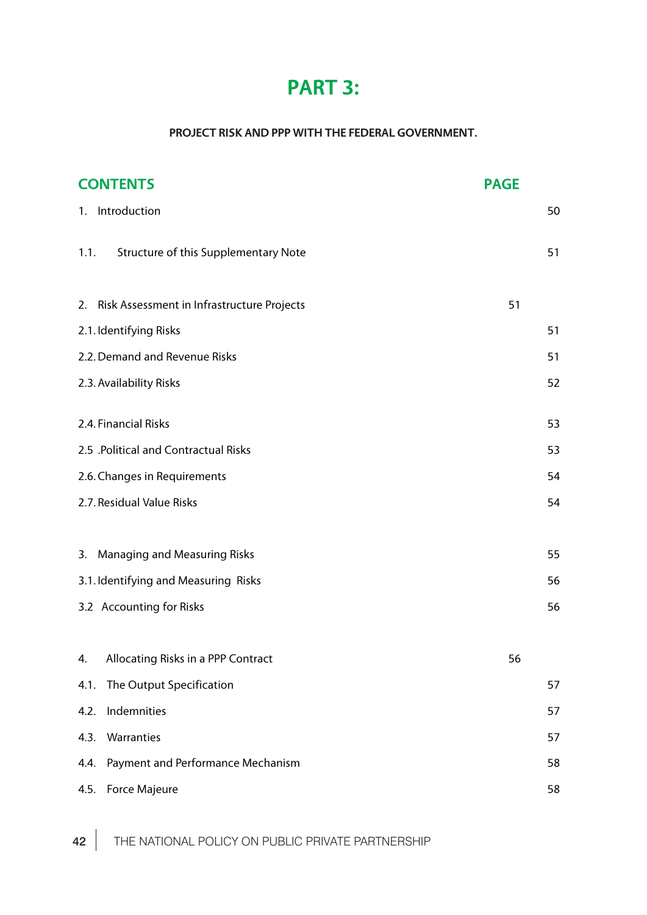# PART 3:

**PROJECT RISK AND PPP WITH THE FEDERAL GOVERNMENT.**

| CONTENTS | PAGE |
|---|---|
| 1. Introduction | 50 |
| 1.1. Structure of this Supplementary Note | 51 |
| 2. Risk Assessment in Infrastructure Projects | 51 |
| 2.1. Identifying Risks | 51 |
| 2.2. Demand and Revenue Risks | 51 |
| 2.3. Availability Risks | 52 |
| 2.4. Financial Risks | 53 |
| 2.5 .Political and Contractual Risks | 53 |
| 2.6. Changes in Requirements | 54 |
| 2.7. Residual Value Risks | 54 |
| 3. Managing and Measuring Risks | 55 |
| 3.1. Identifying and Measuring Risks | 56 |
| 3.2 Accounting for Risks | 56 |
| 4. Allocating Risks in a PPP Contract | 56 |
| 4.1. The Output Specification | 57 |
| 4.2. Indemnities | 57 |
| 4.3. Warranties | 57 |
| 4.4. Payment and Performance Mechanism | 58 |
| 4.5. Force Majeure | 58 |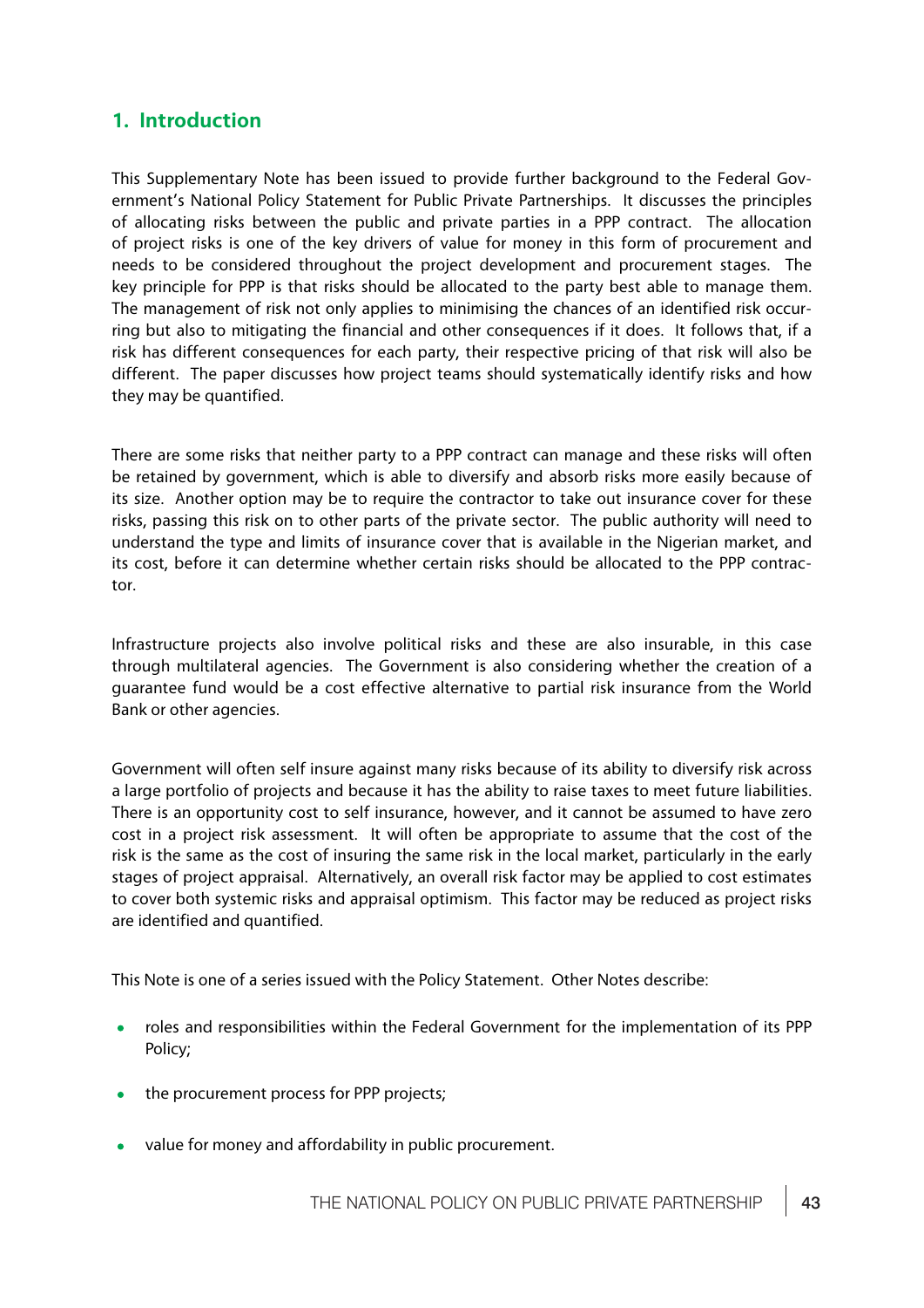## 1. Introduction

This Supplementary Note has been issued to provide further background to the Federal Government's National Policy Statement for Public Private Partnerships. It discusses the principles of allocating risks between the public and private parties in a PPP contract. The allocation of project risks is one of the key drivers of value for money in this form of procurement and needs to be considered throughout the project development and procurement stages. The key principle for PPP is that risks should be allocated to the party best able to manage them. The management of risk not only applies to minimising the chances of an identified risk occurring but also to mitigating the financial and other consequences if it does. It follows that, if a risk has different consequences for each party, their respective pricing of that risk will also be different. The paper discusses how project teams should systematically identify risks and how they may be quantified.

There are some risks that neither party to a PPP contract can manage and these risks will often be retained by government, which is able to diversify and absorb risks more easily because of its size. Another option may be to require the contractor to take out insurance cover for these risks, passing this risk on to other parts of the private sector. The public authority will need to understand the type and limits of insurance cover that is available in the Nigerian market, and its cost, before it can determine whether certain risks should be allocated to the PPP contractor.

Infrastructure projects also involve political risks and these are also insurable, in this case through multilateral agencies. The Government is also considering whether the creation of a guarantee fund would be a cost effective alternative to partial risk insurance from the World Bank or other agencies.

Government will often self insure against many risks because of its ability to diversify risk across a large portfolio of projects and because it has the ability to raise taxes to meet future liabilities. There is an opportunity cost to self insurance, however, and it cannot be assumed to have zero cost in a project risk assessment. It will often be appropriate to assume that the cost of the risk is the same as the cost of insuring the same risk in the local market, particularly in the early stages of project appraisal. Alternatively, an overall risk factor may be applied to cost estimates to cover both systemic risks and appraisal optimism. This factor may be reduced as project risks are identified and quantified.

This Note is one of a series issued with the Policy Statement. Other Notes describe:

- roles and responsibilities within the Federal Government for the implementation of its PPP Policy;
- the procurement process for PPP projects;
- value for money and affordability in public procurement.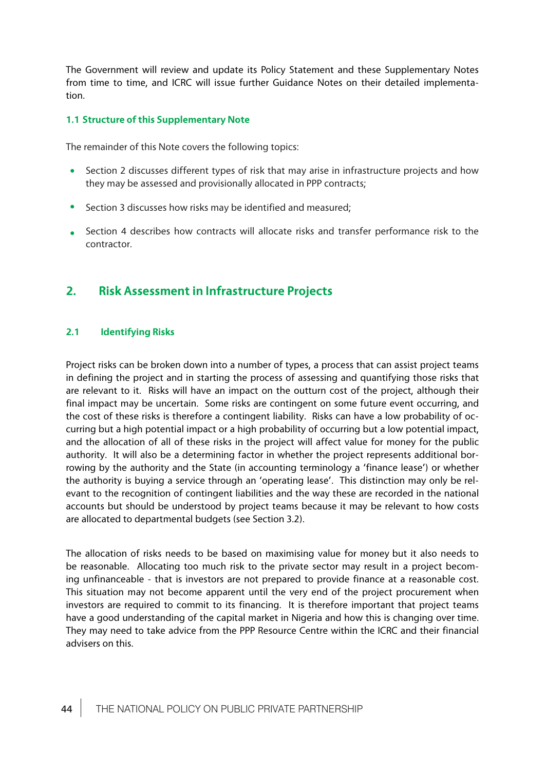The Government will review and update its Policy Statement and these Supplementary Notes from time to time, and ICRC will issue further Guidance Notes on their detailed implementation.

### 1.1 Structure of this Supplementary Note

The remainder of this Note covers the following topics:

- Section 2 discusses different types of risk that may arise in infrastructure projects and how they may be assessed and provisionally allocated in PPP contracts;
- Section 3 discusses how risks may be identified and measured;
- Section 4 describes how contracts will allocate risks and transfer performance risk to the contractor.

## 2. Risk Assessment in Infrastructure Projects

### 2.1 Identifying Risks

Project risks can be broken down into a number of types, a process that can assist project teams in defining the project and in starting the process of assessing and quantifying those risks that are relevant to it. Risks will have an impact on the outturn cost of the project, although their final impact may be uncertain. Some risks are contingent on some future event occurring, and the cost of these risks is therefore a contingent liability. Risks can have a low probability of occurring but a high potential impact or a high probability of occurring but a low potential impact, and the allocation of all of these risks in the project will affect value for money for the public authority. It will also be a determining factor in whether the project represents additional borrowing by the authority and the State (in accounting terminology a 'finance lease') or whether the authority is buying a service through an 'operating lease'. This distinction may only be relevant to the recognition of contingent liabilities and the way these are recorded in the national accounts but should be understood by project teams because it may be relevant to how costs are allocated to departmental budgets (see Section 3.2).

The allocation of risks needs to be based on maximising value for money but it also needs to be reasonable. Allocating too much risk to the private sector may result in a project becoming unfinanceable - that is investors are not prepared to provide finance at a reasonable cost. This situation may not become apparent until the very end of the project procurement when investors are required to commit to its financing. It is therefore important that project teams have a good understanding of the capital market in Nigeria and how this is changing over time. They may need to take advice from the PPP Resource Centre within the ICRC and their financial advisers on this.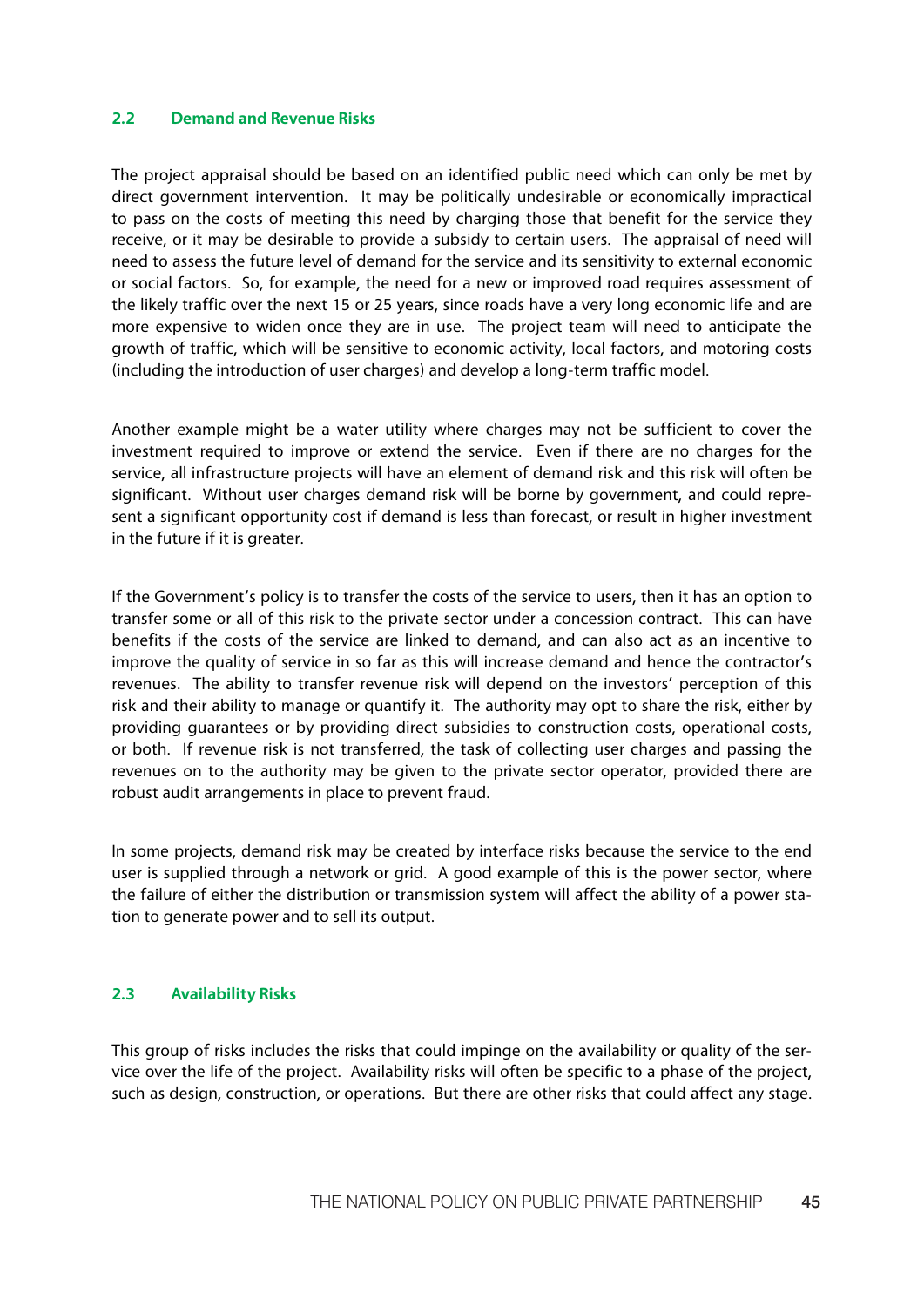### 2.2 Demand and Revenue Risks

The project appraisal should be based on an identified public need which can only be met by direct government intervention. It may be politically undesirable or economically impractical to pass on the costs of meeting this need by charging those that benefit for the service they receive, or it may be desirable to provide a subsidy to certain users. The appraisal of need will need to assess the future level of demand for the service and its sensitivity to external economic or social factors. So, for example, the need for a new or improved road requires assessment of the likely traffic over the next 15 or 25 years, since roads have a very long economic life and are more expensive to widen once they are in use. The project team will need to anticipate the growth of traffic, which will be sensitive to economic activity, local factors, and motoring costs (including the introduction of user charges) and develop a long-term traffic model.

Another example might be a water utility where charges may not be sufficient to cover the investment required to improve or extend the service. Even if there are no charges for the service, all infrastructure projects will have an element of demand risk and this risk will often be significant. Without user charges demand risk will be borne by government, and could represent a significant opportunity cost if demand is less than forecast, or result in higher investment in the future if it is greater.

If the Government's policy is to transfer the costs of the service to users, then it has an option to transfer some or all of this risk to the private sector under a concession contract. This can have benefits if the costs of the service are linked to demand, and can also act as an incentive to improve the quality of service in so far as this will increase demand and hence the contractor's revenues. The ability to transfer revenue risk will depend on the investors' perception of this risk and their ability to manage or quantify it. The authority may opt to share the risk, either by providing guarantees or by providing direct subsidies to construction costs, operational costs, or both. If revenue risk is not transferred, the task of collecting user charges and passing the revenues on to the authority may be given to the private sector operator, provided there are robust audit arrangements in place to prevent fraud.

In some projects, demand risk may be created by interface risks because the service to the end user is supplied through a network or grid. A good example of this is the power sector, where the failure of either the distribution or transmission system will affect the ability of a power station to generate power and to sell its output.

### 2.3 Availability Risks

This group of risks includes the risks that could impinge on the availability or quality of the service over the life of the project. Availability risks will often be specific to a phase of the project, such as design, construction, or operations. But there are other risks that could affect any stage.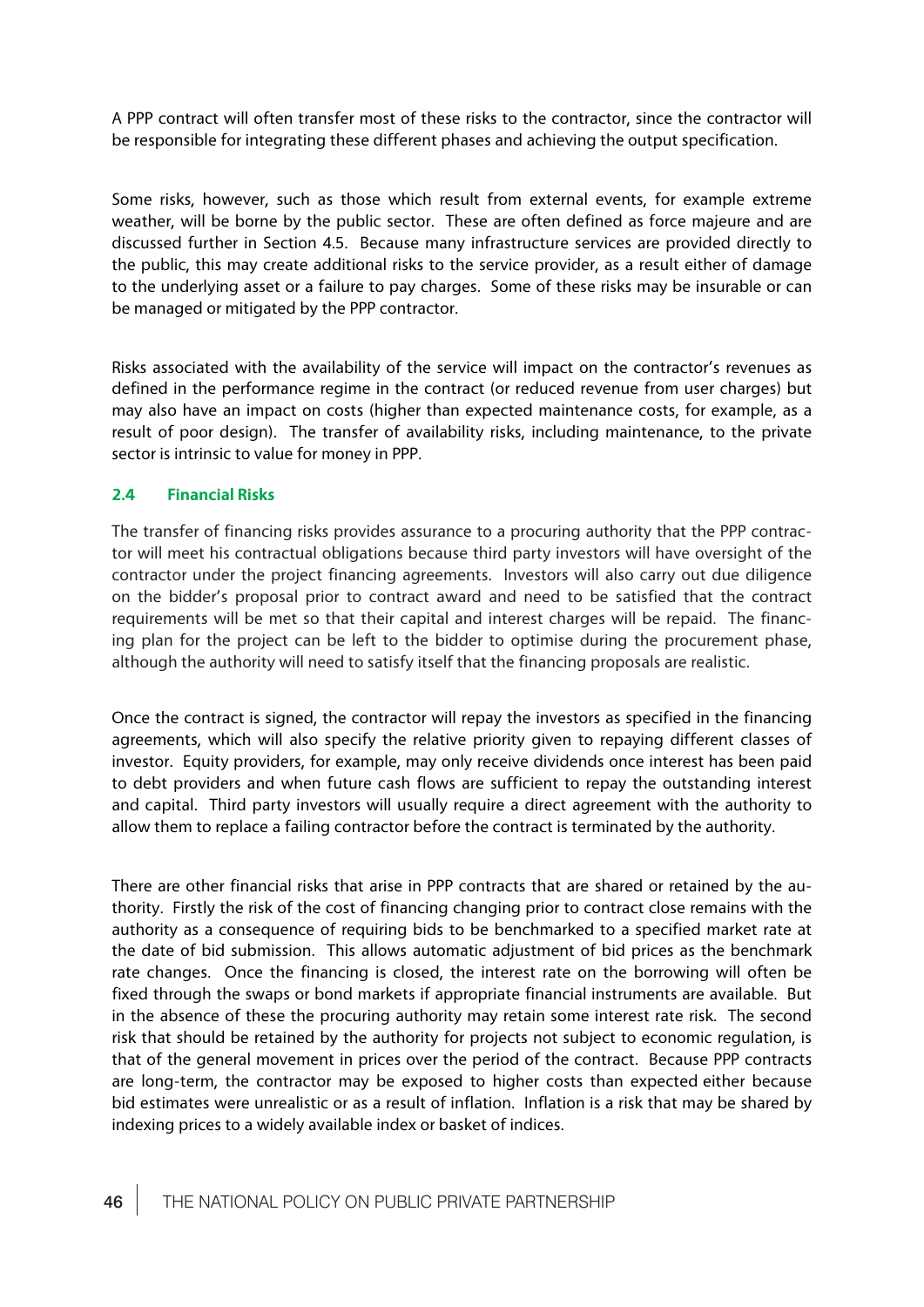A PPP contract will often transfer most of these risks to the contractor, since the contractor will be responsible for integrating these different phases and achieving the output specification.

Some risks, however, such as those which result from external events, for example extreme weather, will be borne by the public sector. These are often defined as force majeure and are discussed further in Section 4.5. Because many infrastructure services are provided directly to the public, this may create additional risks to the service provider, as a result either of damage to the underlying asset or a failure to pay charges. Some of these risks may be insurable or can be managed or mitigated by the PPP contractor.

Risks associated with the availability of the service will impact on the contractor's revenues as defined in the performance regime in the contract (or reduced revenue from user charges) but may also have an impact on costs (higher than expected maintenance costs, for example, as a result of poor design). The transfer of availability risks, including maintenance, to the private sector is intrinsic to value for money in PPP.

### 2.4 Financial Risks

The transfer of financing risks provides assurance to a procuring authority that the PPP contractor will meet his contractual obligations because third party investors will have oversight of the contractor under the project financing agreements. Investors will also carry out due diligence on the bidder's proposal prior to contract award and need to be satisfied that the contract requirements will be met so that their capital and interest charges will be repaid. The financing plan for the project can be left to the bidder to optimise during the procurement phase, although the authority will need to satisfy itself that the financing proposals are realistic.

Once the contract is signed, the contractor will repay the investors as specified in the financing agreements, which will also specify the relative priority given to repaying different classes of investor. Equity providers, for example, may only receive dividends once interest has been paid to debt providers and when future cash flows are sufficient to repay the outstanding interest and capital. Third party investors will usually require a direct agreement with the authority to allow them to replace a failing contractor before the contract is terminated by the authority.

There are other financial risks that arise in PPP contracts that are shared or retained by the authority. Firstly the risk of the cost of financing changing prior to contract close remains with the authority as a consequence of requiring bids to be benchmarked to a specified market rate at the date of bid submission. This allows automatic adjustment of bid prices as the benchmark rate changes. Once the financing is closed, the interest rate on the borrowing will often be fixed through the swaps or bond markets if appropriate financial instruments are available. But in the absence of these the procuring authority may retain some interest rate risk. The second risk that should be retained by the authority for projects not subject to economic regulation, is that of the general movement in prices over the period of the contract. Because PPP contracts are long-term, the contractor may be exposed to higher costs than expected either because bid estimates were unrealistic or as a result of inflation. Inflation is a risk that may be shared by indexing prices to a widely available index or basket of indices.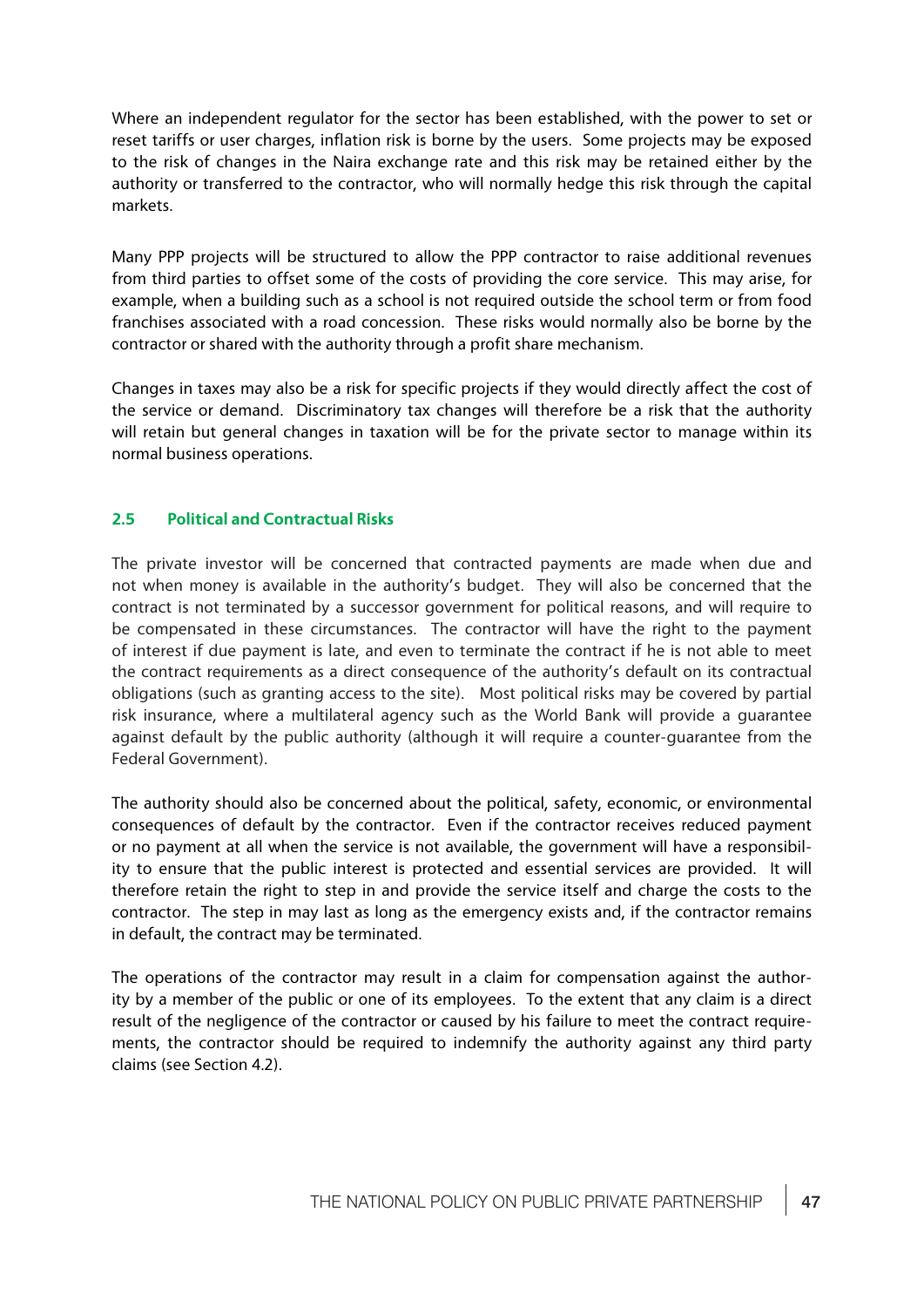Where an independent regulator for the sector has been established, with the power to set or reset tariffs or user charges, inflation risk is borne by the users. Some projects may be exposed to the risk of changes in the Naira exchange rate and this risk may be retained either by the authority or transferred to the contractor, who will normally hedge this risk through the capital markets.

Many PPP projects will be structured to allow the PPP contractor to raise additional revenues from third parties to offset some of the costs of providing the core service. This may arise, for example, when a building such as a school is not required outside the school term or from food franchises associated with a road concession. These risks would normally also be borne by the contractor or shared with the authority through a profit share mechanism.

Changes in taxes may also be a risk for specific projects if they would directly affect the cost of the service or demand. Discriminatory tax changes will therefore be a risk that the authority will retain but general changes in taxation will be for the private sector to manage within its normal business operations.

### 2.5 Political and Contractual Risks

The private investor will be concerned that contracted payments are made when due and not when money is available in the authority's budget. They will also be concerned that the contract is not terminated by a successor government for political reasons, and will require to be compensated in these circumstances. The contractor will have the right to the payment of interest if due payment is late, and even to terminate the contract if he is not able to meet the contract requirements as a direct consequence of the authority's default on its contractual obligations (such as granting access to the site). Most political risks may be covered by partial risk insurance, where a multilateral agency such as the World Bank will provide a guarantee against default by the public authority (although it will require a counter-guarantee from the Federal Government).

The authority should also be concerned about the political, safety, economic, or environmental consequences of default by the contractor. Even if the contractor receives reduced payment or no payment at all when the service is not available, the government will have a responsibility to ensure that the public interest is protected and essential services are provided. It will therefore retain the right to step in and provide the service itself and charge the costs to the contractor. The step in may last as long as the emergency exists and, if the contractor remains in default, the contract may be terminated.

The operations of the contractor may result in a claim for compensation against the authority by a member of the public or one of its employees. To the extent that any claim is a direct result of the negligence of the contractor or caused by his failure to meet the contract requirements, the contractor should be required to indemnify the authority against any third party claims (see Section 4.2).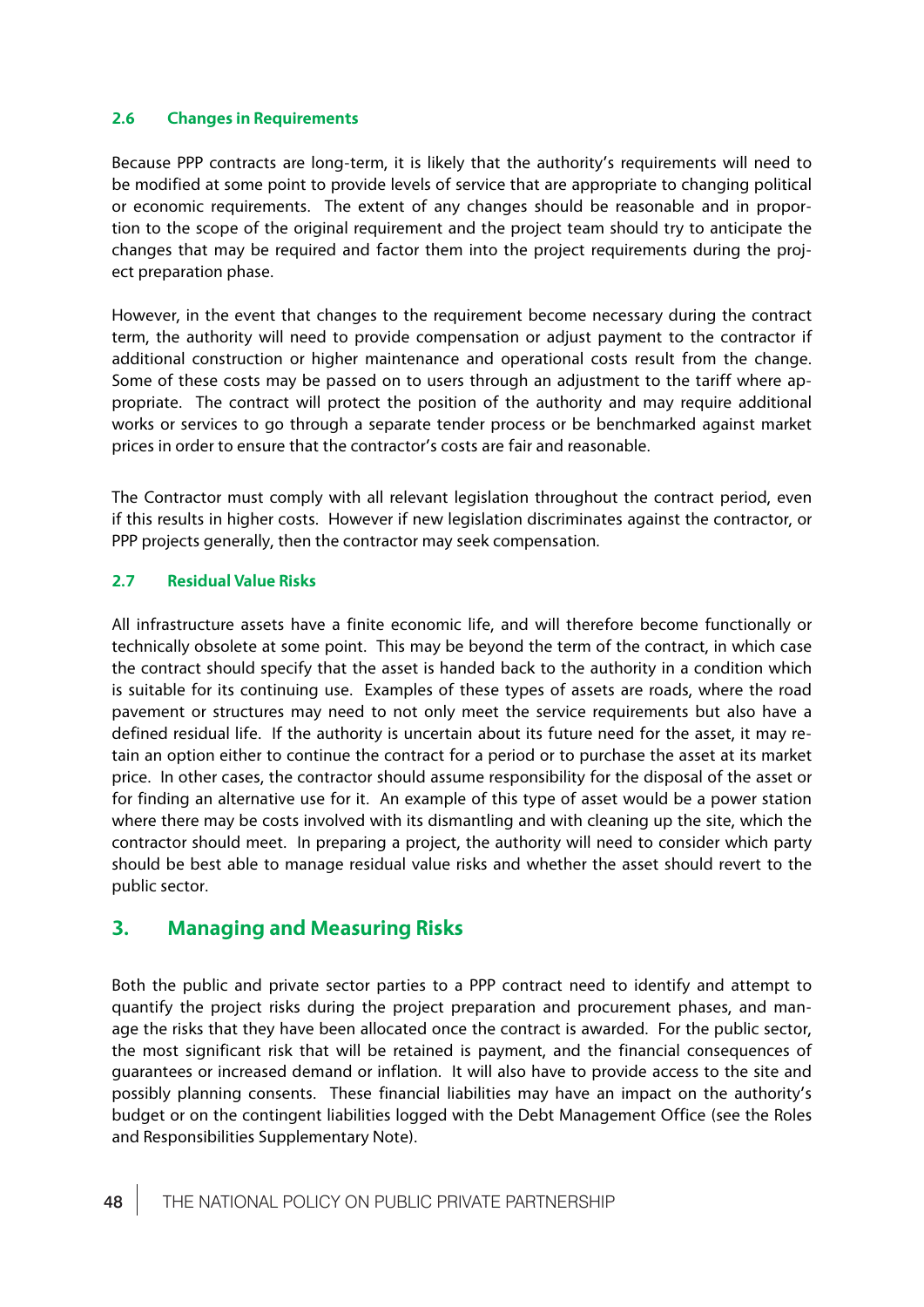### 2.6 Changes in Requirements

Because PPP contracts are long-term, it is likely that the authority's requirements will need to be modified at some point to provide levels of service that are appropriate to changing political or economic requirements. The extent of any changes should be reasonable and in proportion to the scope of the original requirement and the project team should try to anticipate the changes that may be required and factor them into the project requirements during the project preparation phase.

However, in the event that changes to the requirement become necessary during the contract term, the authority will need to provide compensation or adjust payment to the contractor if additional construction or higher maintenance and operational costs result from the change. Some of these costs may be passed on to users through an adjustment to the tariff where appropriate. The contract will protect the position of the authority and may require additional works or services to go through a separate tender process or be benchmarked against market prices in order to ensure that the contractor's costs are fair and reasonable.

The Contractor must comply with all relevant legislation throughout the contract period, even if this results in higher costs. However if new legislation discriminates against the contractor, or PPP projects generally, then the contractor may seek compensation.

### 2.7 Residual Value Risks

All infrastructure assets have a finite economic life, and will therefore become functionally or technically obsolete at some point. This may be beyond the term of the contract, in which case the contract should specify that the asset is handed back to the authority in a condition which is suitable for its continuing use. Examples of these types of assets are roads, where the road pavement or structures may need to not only meet the service requirements but also have a defined residual life. If the authority is uncertain about its future need for the asset, it may retain an option either to continue the contract for a period or to purchase the asset at its market price. In other cases, the contractor should assume responsibility for the disposal of the asset or for finding an alternative use for it. An example of this type of asset would be a power station where there may be costs involved with its dismantling and with cleaning up the site, which the contractor should meet. In preparing a project, the authority will need to consider which party should be best able to manage residual value risks and whether the asset should revert to the public sector.

## 3. Managing and Measuring Risks

Both the public and private sector parties to a PPP contract need to identify and attempt to quantify the project risks during the project preparation and procurement phases, and manage the risks that they have been allocated once the contract is awarded. For the public sector, the most significant risk that will be retained is payment, and the financial consequences of guarantees or increased demand or inflation. It will also have to provide access to the site and possibly planning consents. These financial liabilities may have an impact on the authority's budget or on the contingent liabilities logged with the Debt Management Office (see the Roles and Responsibilities Supplementary Note).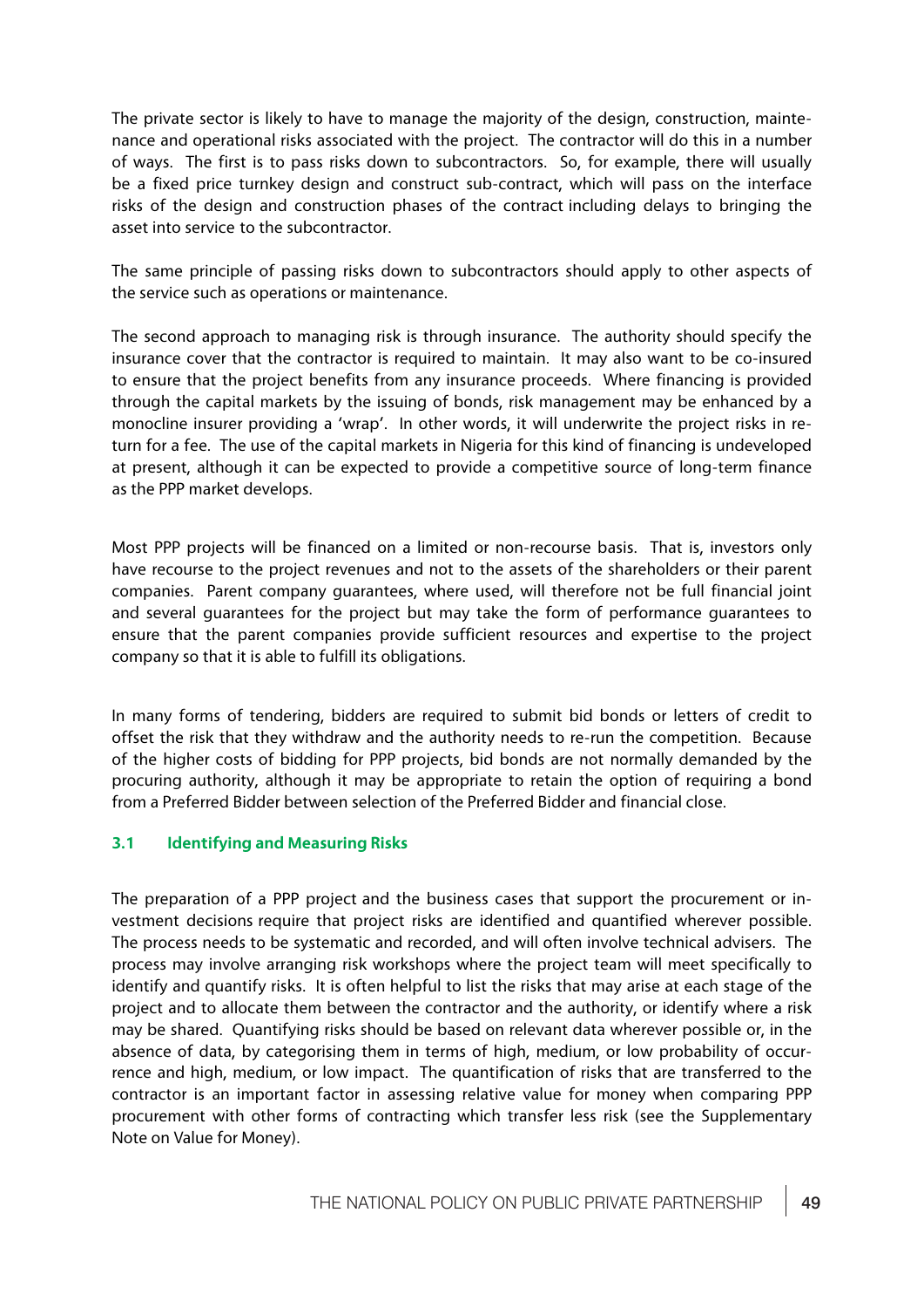The private sector is likely to have to manage the majority of the design, construction, maintenance and operational risks associated with the project. The contractor will do this in a number of ways. The first is to pass risks down to subcontractors. So, for example, there will usually be a fixed price turnkey design and construct sub-contract, which will pass on the interface risks of the design and construction phases of the contract including delays to bringing the asset into service to the subcontractor.

The same principle of passing risks down to subcontractors should apply to other aspects of the service such as operations or maintenance.

The second approach to managing risk is through insurance. The authority should specify the insurance cover that the contractor is required to maintain. It may also want to be co-insured to ensure that the project benefits from any insurance proceeds. Where financing is provided through the capital markets by the issuing of bonds, risk management may be enhanced by a monocline insurer providing a 'wrap'. In other words, it will underwrite the project risks in return for a fee. The use of the capital markets in Nigeria for this kind of financing is undeveloped at present, although it can be expected to provide a competitive source of long-term finance as the PPP market develops.

Most PPP projects will be financed on a limited or non-recourse basis. That is, investors only have recourse to the project revenues and not to the assets of the shareholders or their parent companies. Parent company guarantees, where used, will therefore not be full financial joint and several guarantees for the project but may take the form of performance guarantees to ensure that the parent companies provide sufficient resources and expertise to the project company so that it is able to fulfill its obligations.

In many forms of tendering, bidders are required to submit bid bonds or letters of credit to offset the risk that they withdraw and the authority needs to re-run the competition. Because of the higher costs of bidding for PPP projects, bid bonds are not normally demanded by the procuring authority, although it may be appropriate to retain the option of requiring a bond from a Preferred Bidder between selection of the Preferred Bidder and financial close.

### 3.1 Identifying and Measuring Risks

The preparation of a PPP project and the business cases that support the procurement or investment decisions require that project risks are identified and quantified wherever possible. The process needs to be systematic and recorded, and will often involve technical advisers. The process may involve arranging risk workshops where the project team will meet specifically to identify and quantify risks. It is often helpful to list the risks that may arise at each stage of the project and to allocate them between the contractor and the authority, or identify where a risk may be shared. Quantifying risks should be based on relevant data wherever possible or, in the absence of data, by categorising them in terms of high, medium, or low probability of occurrence and high, medium, or low impact. The quantification of risks that are transferred to the contractor is an important factor in assessing relative value for money when comparing PPP procurement with other forms of contracting which transfer less risk (see the Supplementary Note on Value for Money).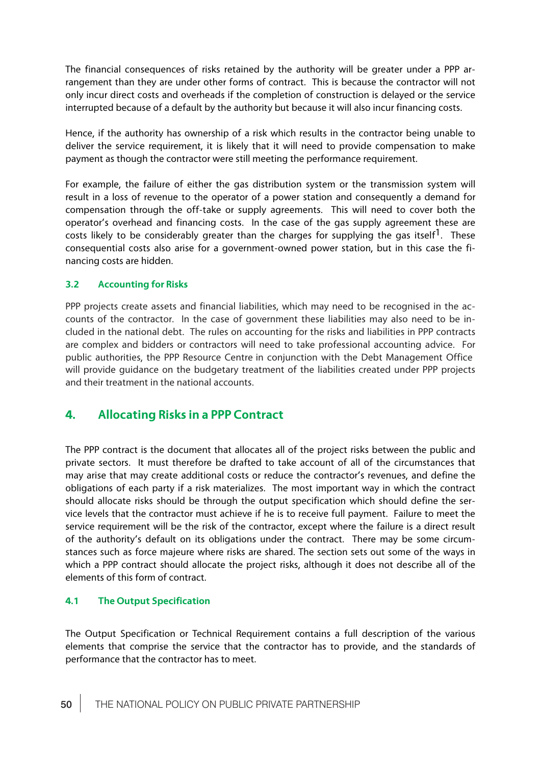The financial consequences of risks retained by the authority will be greater under a PPP arrangement than they are under other forms of contract. This is because the contractor will not only incur direct costs and overheads if the completion of construction is delayed or the service interrupted because of a default by the authority but because it will also incur financing costs.

Hence, if the authority has ownership of a risk which results in the contractor being unable to deliver the service requirement, it is likely that it will need to provide compensation to make payment as though the contractor were still meeting the performance requirement.

For example, the failure of either the gas distribution system or the transmission system will result in a loss of revenue to the operator of a power station and consequently a demand for compensation through the off-take or supply agreements. This will need to cover both the operator's overhead and financing costs. In the case of the gas supply agreement these are costs likely to be considerably greater than the charges for supplying the gas itself[1]. These consequential costs also arise for a government-owned power station, but in this case the financing costs are hidden.

### 3.2 Accounting for Risks

PPP projects create assets and financial liabilities, which may need to be recognised in the accounts of the contractor. In the case of government these liabilities may also need to be included in the national debt. The rules on accounting for the risks and liabilities in PPP contracts are complex and bidders or contractors will need to take professional accounting advice. For public authorities, the PPP Resource Centre in conjunction with the Debt Management Office will provide guidance on the budgetary treatment of the liabilities created under PPP projects and their treatment in the national accounts.

## 4. Allocating Risks in a PPP Contract

The PPP contract is the document that allocates all of the project risks between the public and private sectors. It must therefore be drafted to take account of all of the circumstances that may arise that may create additional costs or reduce the contractor's revenues, and define the obligations of each party if a risk materializes. The most important way in which the contract should allocate risks should be through the output specification which should define the service levels that the contractor must achieve if he is to receive full payment. Failure to meet the service requirement will be the risk of the contractor, except where the failure is a direct result of the authority's default on its obligations under the contract. There may be some circumstances such as force majeure where risks are shared. The section sets out some of the ways in which a PPP contract should allocate the project risks, although it does not describe all of the elements of this form of contract.

### 4.1 The Output Specification

The Output Specification or Technical Requirement contains a full description of the various elements that comprise the service that the contractor has to provide, and the standards of performance that the contractor has to meet.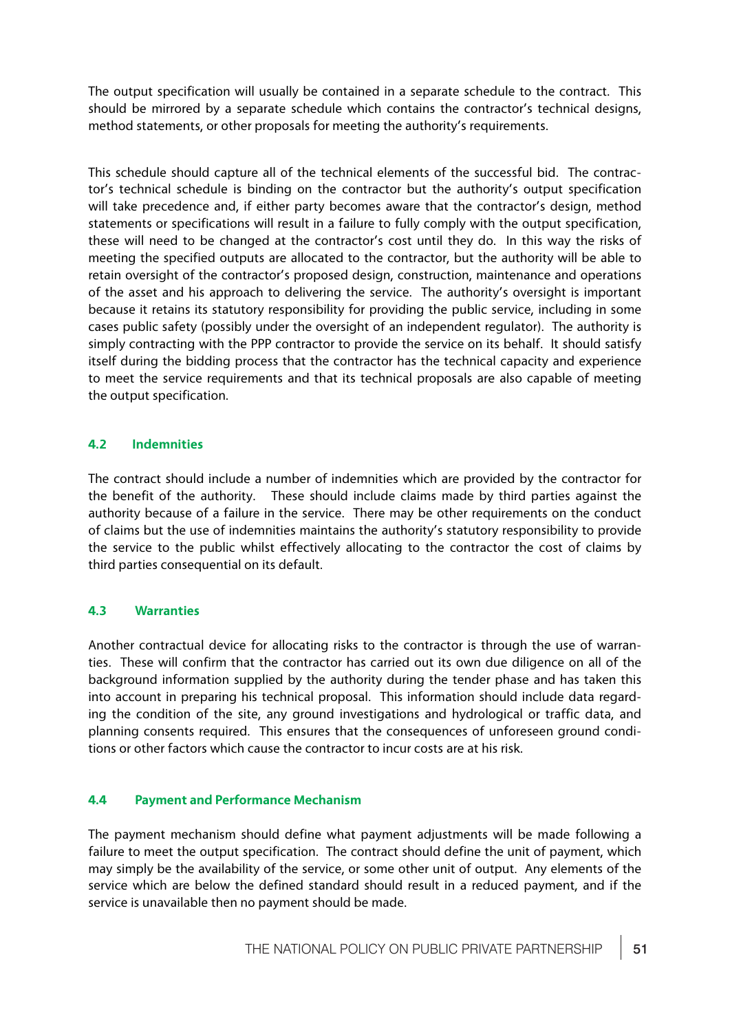The output specification will usually be contained in a separate schedule to the contract. This should be mirrored by a separate schedule which contains the contractor's technical designs, method statements, or other proposals for meeting the authority's requirements.

This schedule should capture all of the technical elements of the successful bid. The contractor's technical schedule is binding on the contractor but the authority's output specification will take precedence and, if either party becomes aware that the contractor's design, method statements or specifications will result in a failure to fully comply with the output specification, these will need to be changed at the contractor's cost until they do. In this way the risks of meeting the specified outputs are allocated to the contractor, but the authority will be able to retain oversight of the contractor's proposed design, construction, maintenance and operations of the asset and his approach to delivering the service. The authority's oversight is important because it retains its statutory responsibility for providing the public service, including in some cases public safety (possibly under the oversight of an independent regulator). The authority is simply contracting with the PPP contractor to provide the service on its behalf. It should satisfy itself during the bidding process that the contractor has the technical capacity and experience to meet the service requirements and that its technical proposals are also capable of meeting the output specification.

### 4.2 Indemnities

The contract should include a number of indemnities which are provided by the contractor for the benefit of the authority. These should include claims made by third parties against the authority because of a failure in the service. There may be other requirements on the conduct of claims but the use of indemnities maintains the authority's statutory responsibility to provide the service to the public whilst effectively allocating to the contractor the cost of claims by third parties consequential on its default.

### 4.3 Warranties

Another contractual device for allocating risks to the contractor is through the use of warranties. These will confirm that the contractor has carried out its own due diligence on all of the background information supplied by the authority during the tender phase and has taken this into account in preparing his technical proposal. This information should include data regarding the condition of the site, any ground investigations and hydrological or traffic data, and planning consents required. This ensures that the consequences of unforeseen ground conditions or other factors which cause the contractor to incur costs are at his risk.

### 4.4 Payment and Performance Mechanism

The payment mechanism should define what payment adjustments will be made following a failure to meet the output specification. The contract should define the unit of payment, which may simply be the availability of the service, or some other unit of output. Any elements of the service which are below the defined standard should result in a reduced payment, and if the service is unavailable then no payment should be made.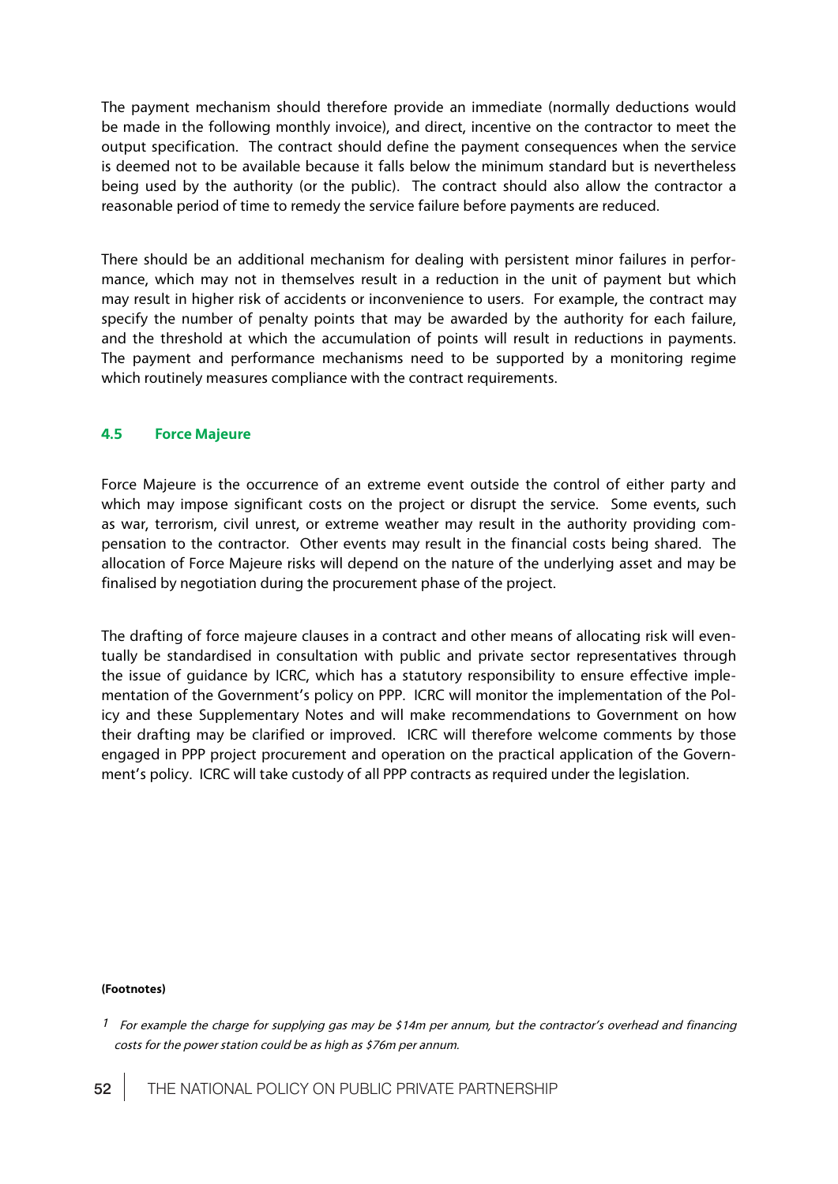The payment mechanism should therefore provide an immediate (normally deductions would be made in the following monthly invoice), and direct, incentive on the contractor to meet the output specification. The contract should define the payment consequences when the service is deemed not to be available because it falls below the minimum standard but is nevertheless being used by the authority (or the public). The contract should also allow the contractor a reasonable period of time to remedy the service failure before payments are reduced.

There should be an additional mechanism for dealing with persistent minor failures in performance, which may not in themselves result in a reduction in the unit of payment but which may result in higher risk of accidents or inconvenience to users. For example, the contract may specify the number of penalty points that may be awarded by the authority for each failure, and the threshold at which the accumulation of points will result in reductions in payments. The payment and performance mechanisms need to be supported by a monitoring regime which routinely measures compliance with the contract requirements.

### 4.5 Force Majeure

Force Majeure is the occurrence of an extreme event outside the control of either party and which may impose significant costs on the project or disrupt the service. Some events, such as war, terrorism, civil unrest, or extreme weather may result in the authority providing compensation to the contractor. Other events may result in the financial costs being shared. The allocation of Force Majeure risks will depend on the nature of the underlying asset and may be finalised by negotiation during the procurement phase of the project.

The drafting of force majeure clauses in a contract and other means of allocating risk will eventually be standardised in consultation with public and private sector representatives through the issue of guidance by ICRC, which has a statutory responsibility to ensure effective implementation of the Government's policy on PPP. ICRC will monitor the implementation of the Policy and these Supplementary Notes and will make recommendations to Government on how their drafting may be clarified or improved. ICRC will therefore welcome comments by those engaged in PPP project procurement and operation on the practical application of the Government's policy. ICRC will take custody of all PPP contracts as required under the legislation.

**(Footnotes)**

[1] *For example the charge for supplying gas may be $14m per annum, but the contractor's overhead and financing costs for the power station could be as high as $76m per annum.*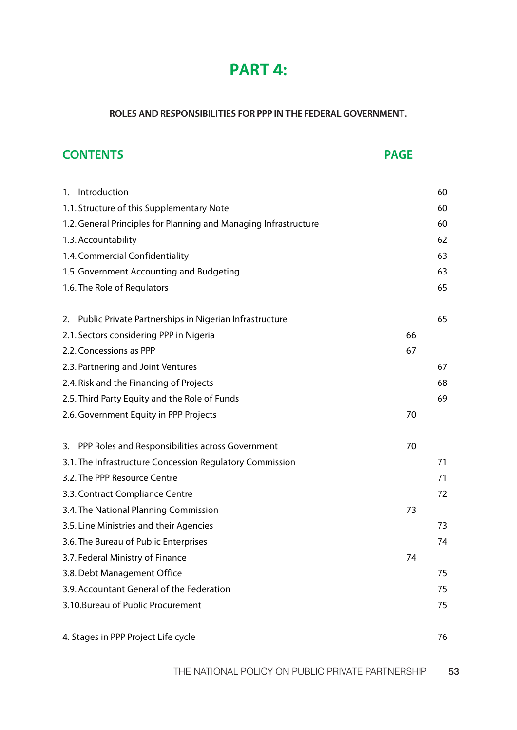# PART 4:

**ROLES AND RESPONSIBILITIES FOR PPP IN THE FEDERAL GOVERNMENT.**

| CONTENTS | PAGE |
|---|---|
| 1. Introduction | 60 |
| 1.1. Structure of this Supplementary Note | 60 |
| 1.2. General Principles for Planning and Managing Infrastructure | 60 |
| 1.3. Accountability | 62 |
| 1.4. Commercial Confidentiality | 63 |
| 1.5. Government Accounting and Budgeting | 63 |
| 1.6. The Role of Regulators | 65 |
| 2. Public Private Partnerships in Nigerian Infrastructure | 65 |
| 2.1. Sectors considering PPP in Nigeria | 66 |
| 2.2. Concessions as PPP | 67 |
| 2.3. Partnering and Joint Ventures | 67 |
| 2.4. Risk and the Financing of Projects | 68 |
| 2.5. Third Party Equity and the Role of Funds | 69 |
| 2.6. Government Equity in PPP Projects | 70 |
| 3. PPP Roles and Responsibilities across Government | 70 |
| 3.1. The Infrastructure Concession Regulatory Commission | 71 |
| 3.2. The PPP Resource Centre | 71 |
| 3.3. Contract Compliance Centre | 72 |
| 3.4. The National Planning Commission | 73 |
| 3.5. Line Ministries and their Agencies | 73 |
| 3.6. The Bureau of Public Enterprises | 74 |
| 3.7. Federal Ministry of Finance | 74 |
| 3.8. Debt Management Office | 75 |
| 3.9. Accountant General of the Federation | 75 |
| 3.10. Bureau of Public Procurement | 75 |
| 4. Stages in PPP Project Life cycle | 76 |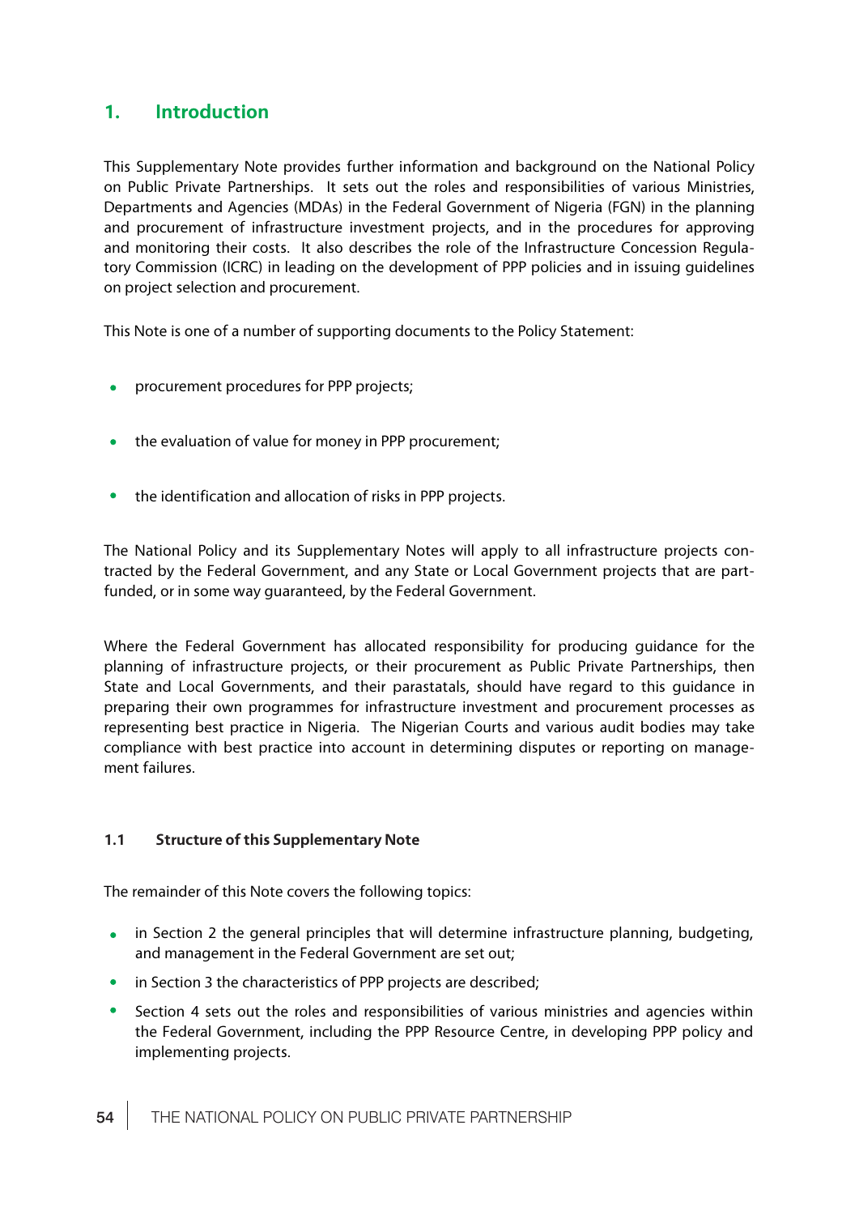## 1. Introduction

This Supplementary Note provides further information and background on the National Policy on Public Private Partnerships. It sets out the roles and responsibilities of various Ministries, Departments and Agencies (MDAs) in the Federal Government of Nigeria (FGN) in the planning and procurement of infrastructure investment projects, and in the procedures for approving and monitoring their costs. It also describes the role of the Infrastructure Concession Regulatory Commission (ICRC) in leading on the development of PPP policies and in issuing guidelines on project selection and procurement.

This Note is one of a number of supporting documents to the Policy Statement:

- procurement procedures for PPP projects;
- the evaluation of value for money in PPP procurement;
- the identification and allocation of risks in PPP projects.

The National Policy and its Supplementary Notes will apply to all infrastructure projects contracted by the Federal Government, and any State or Local Government projects that are part-funded, or in some way guaranteed, by the Federal Government.

Where the Federal Government has allocated responsibility for producing guidance for the planning of infrastructure projects, or their procurement as Public Private Partnerships, then State and Local Governments, and their parastatals, should have regard to this guidance in preparing their own programmes for infrastructure investment and procurement processes as representing best practice in Nigeria. The Nigerian Courts and various audit bodies may take compliance with best practice into account in determining disputes or reporting on management failures.

### 1.1 Structure of this Supplementary Note

The remainder of this Note covers the following topics:

- in Section 2 the general principles that will determine infrastructure planning, budgeting, and management in the Federal Government are set out;
- in Section 3 the characteristics of PPP projects are described;
- Section 4 sets out the roles and responsibilities of various ministries and agencies within the Federal Government, including the PPP Resource Centre, in developing PPP policy and implementing projects.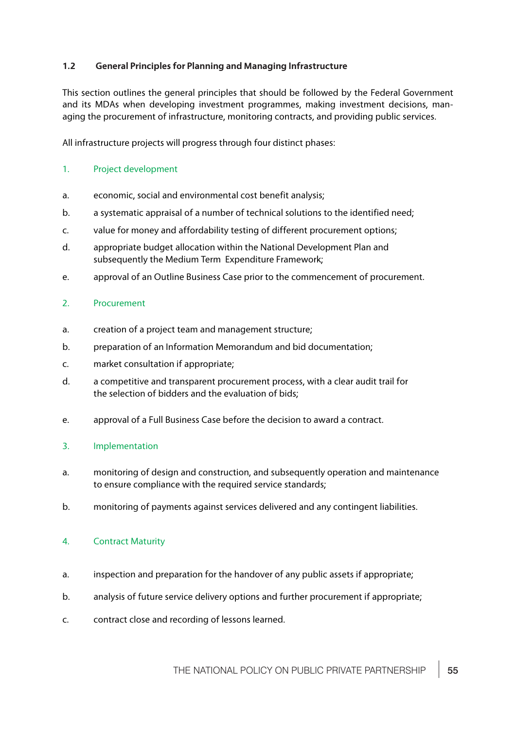### 1.2 General Principles for Planning and Managing Infrastructure

This section outlines the general principles that should be followed by the Federal Government and its MDAs when developing investment programmes, making investment decisions, managing the procurement of infrastructure, monitoring contracts, and providing public services.

All infrastructure projects will progress through four distinct phases:

1. Project development

a. economic, social and environmental cost benefit analysis;

b. a systematic appraisal of a number of technical solutions to the identified need;

c. value for money and affordability testing of different procurement options;

d. appropriate budget allocation within the National Development Plan and subsequently the Medium Term Expenditure Framework;

e. approval of an Outline Business Case prior to the commencement of procurement.

2. Procurement

a. creation of a project team and management structure;

b. preparation of an Information Memorandum and bid documentation;

c. market consultation if appropriate;

d. a competitive and transparent procurement process, with a clear audit trail for the selection of bidders and the evaluation of bids;

e. approval of a Full Business Case before the decision to award a contract.

3. Implementation

a. monitoring of design and construction, and subsequently operation and maintenance to ensure compliance with the required service standards;

b. monitoring of payments against services delivered and any contingent liabilities.

4. Contract Maturity

a. inspection and preparation for the handover of any public assets if appropriate;

b. analysis of future service delivery options and further procurement if appropriate;

c. contract close and recording of lessons learned.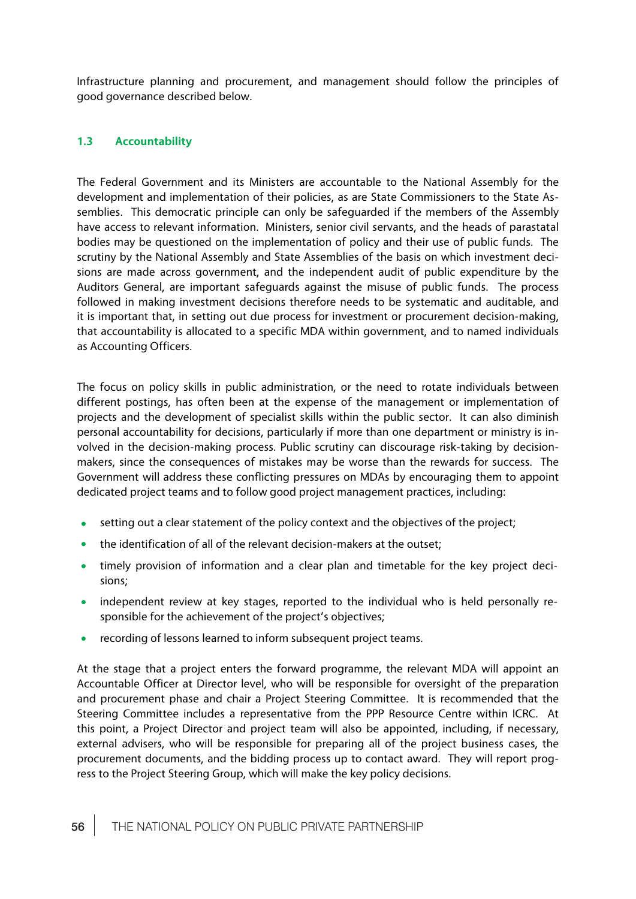Infrastructure planning and procurement, and management should follow the principles of good governance described below.

### 1.3 Accountability

The Federal Government and its Ministers are accountable to the National Assembly for the development and implementation of their policies, as are State Commissioners to the State Assemblies. This democratic principle can only be safeguarded if the members of the Assembly have access to relevant information. Ministers, senior civil servants, and the heads of parastatal bodies may be questioned on the implementation of policy and their use of public funds. The scrutiny by the National Assembly and State Assemblies of the basis on which investment decisions are made across government, and the independent audit of public expenditure by the Auditors General, are important safeguards against the misuse of public funds. The process followed in making investment decisions therefore needs to be systematic and auditable, and it is important that, in setting out due process for investment or procurement decision-making, that accountability is allocated to a specific MDA within government, and to named individuals as Accounting Officers.

The focus on policy skills in public administration, or the need to rotate individuals between different postings, has often been at the expense of the management or implementation of projects and the development of specialist skills within the public sector. It can also diminish personal accountability for decisions, particularly if more than one department or ministry is involved in the decision-making process. Public scrutiny can discourage risk-taking by decision-makers, since the consequences of mistakes may be worse than the rewards for success. The Government will address these conflicting pressures on MDAs by encouraging them to appoint dedicated project teams and to follow good project management practices, including:

- setting out a clear statement of the policy context and the objectives of the project;
- the identification of all of the relevant decision-makers at the outset;
- timely provision of information and a clear plan and timetable for the key project decisions;
- independent review at key stages, reported to the individual who is held personally responsible for the achievement of the project's objectives;
- recording of lessons learned to inform subsequent project teams.

At the stage that a project enters the forward programme, the relevant MDA will appoint an Accountable Officer at Director level, who will be responsible for oversight of the preparation and procurement phase and chair a Project Steering Committee. It is recommended that the Steering Committee includes a representative from the PPP Resource Centre within ICRC. At this point, a Project Director and project team will also be appointed, including, if necessary, external advisers, who will be responsible for preparing all of the project business cases, the procurement documents, and the bidding process up to contact award. They will report progress to the Project Steering Group, which will make the key policy decisions.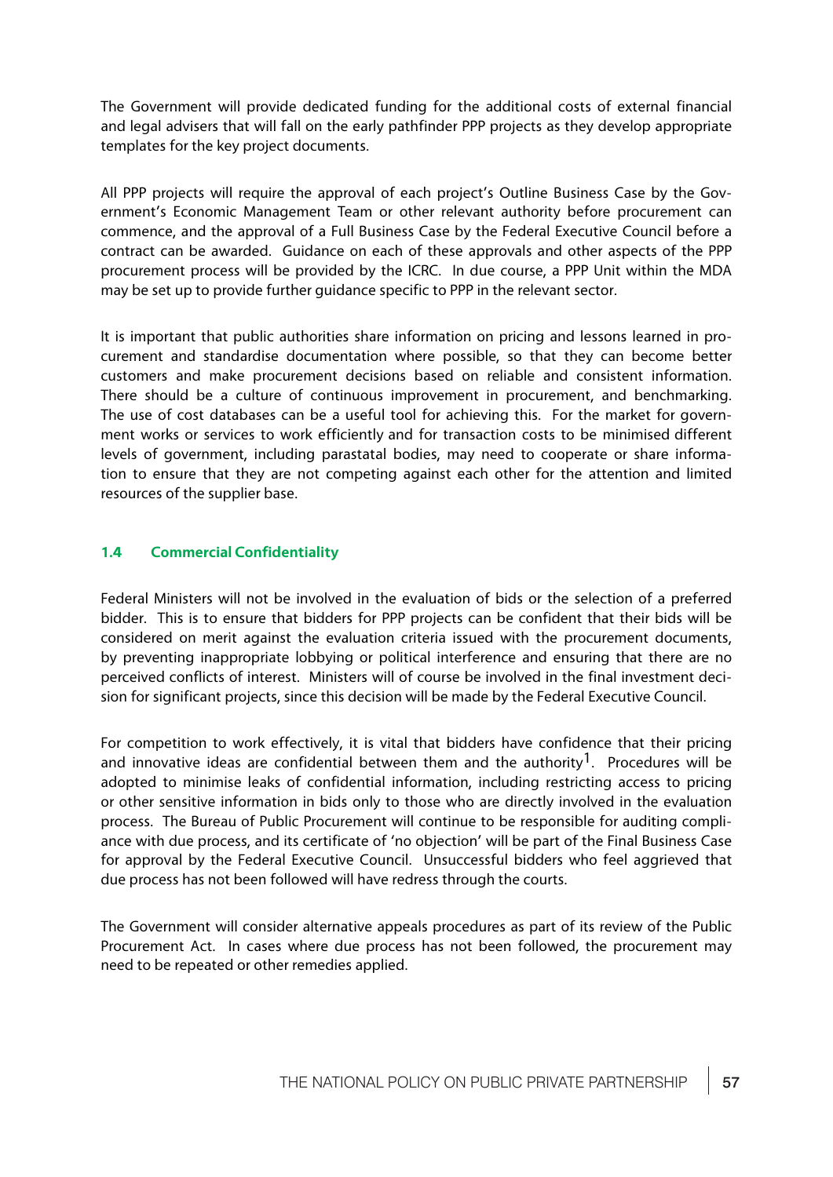The Government will provide dedicated funding for the additional costs of external financial and legal advisers that will fall on the early pathfinder PPP projects as they develop appropriate templates for the key project documents.

All PPP projects will require the approval of each project's Outline Business Case by the Government's Economic Management Team or other relevant authority before procurement can commence, and the approval of a Full Business Case by the Federal Executive Council before a contract can be awarded. Guidance on each of these approvals and other aspects of the PPP procurement process will be provided by the ICRC. In due course, a PPP Unit within the MDA may be set up to provide further guidance specific to PPP in the relevant sector.

It is important that public authorities share information on pricing and lessons learned in procurement and standardise documentation where possible, so that they can become better customers and make procurement decisions based on reliable and consistent information. There should be a culture of continuous improvement in procurement, and benchmarking. The use of cost databases can be a useful tool for achieving this. For the market for government works or services to work efficiently and for transaction costs to be minimised different levels of government, including parastatal bodies, may need to cooperate or share information to ensure that they are not competing against each other for the attention and limited resources of the supplier base.

### 1.4 Commercial Confidentiality

Federal Ministers will not be involved in the evaluation of bids or the selection of a preferred bidder. This is to ensure that bidders for PPP projects can be confident that their bids will be considered on merit against the evaluation criteria issued with the procurement documents, by preventing inappropriate lobbying or political interference and ensuring that there are no perceived conflicts of interest. Ministers will of course be involved in the final investment decision for significant projects, since this decision will be made by the Federal Executive Council.

For competition to work effectively, it is vital that bidders have confidence that their pricing and innovative ideas are confidential between them and the authority[1]. Procedures will be adopted to minimise leaks of confidential information, including restricting access to pricing or other sensitive information in bids only to those who are directly involved in the evaluation process. The Bureau of Public Procurement will continue to be responsible for auditing compliance with due process, and its certificate of 'no objection' will be part of the Final Business Case for approval by the Federal Executive Council. Unsuccessful bidders who feel aggrieved that due process has not been followed will have redress through the courts.

The Government will consider alternative appeals procedures as part of its review of the Public Procurement Act. In cases where due process has not been followed, the procurement may need to be repeated or other remedies applied.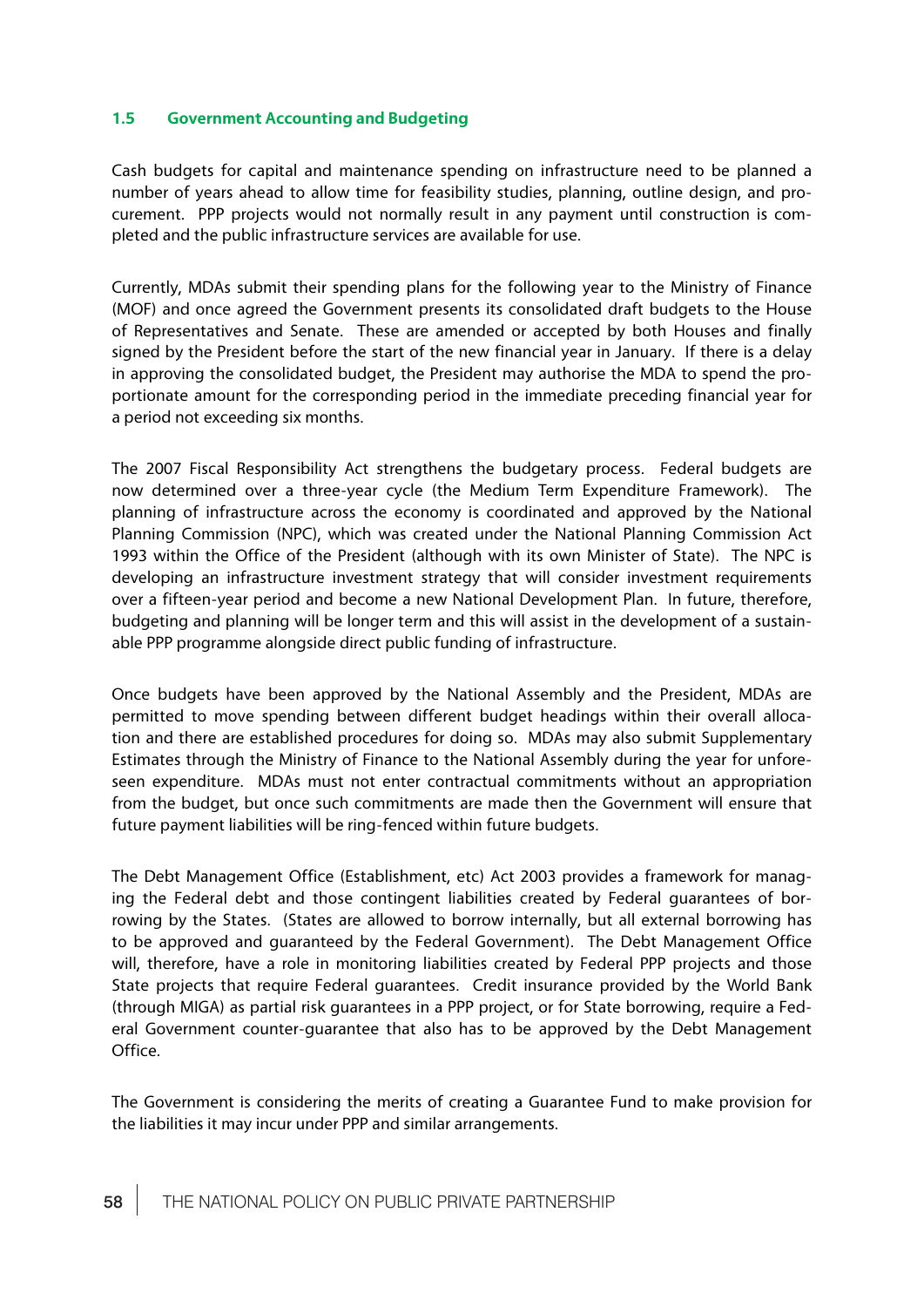### 1.5 Government Accounting and Budgeting

Cash budgets for capital and maintenance spending on infrastructure need to be planned a number of years ahead to allow time for feasibility studies, planning, outline design, and procurement. PPP projects would not normally result in any payment until construction is completed and the public infrastructure services are available for use.

Currently, MDAs submit their spending plans for the following year to the Ministry of Finance (MOF) and once agreed the Government presents its consolidated draft budgets to the House of Representatives and Senate. These are amended or accepted by both Houses and finally signed by the President before the start of the new financial year in January. If there is a delay in approving the consolidated budget, the President may authorise the MDA to spend the proportionate amount for the corresponding period in the immediate preceding financial year for a period not exceeding six months.

The 2007 Fiscal Responsibility Act strengthens the budgetary process. Federal budgets are now determined over a three-year cycle (the Medium Term Expenditure Framework). The planning of infrastructure across the economy is coordinated and approved by the National Planning Commission (NPC), which was created under the National Planning Commission Act 1993 within the Office of the President (although with its own Minister of State). The NPC is developing an infrastructure investment strategy that will consider investment requirements over a fifteen-year period and become a new National Development Plan. In future, therefore, budgeting and planning will be longer term and this will assist in the development of a sustainable PPP programme alongside direct public funding of infrastructure.

Once budgets have been approved by the National Assembly and the President, MDAs are permitted to move spending between different budget headings within their overall allocation and there are established procedures for doing so. MDAs may also submit Supplementary Estimates through the Ministry of Finance to the National Assembly during the year for unforeseen expenditure. MDAs must not enter contractual commitments without an appropriation from the budget, but once such commitments are made then the Government will ensure that future payment liabilities will be ring-fenced within future budgets.

The Debt Management Office (Establishment, etc) Act 2003 provides a framework for managing the Federal debt and those contingent liabilities created by Federal guarantees of borrowing by the States. (States are allowed to borrow internally, but all external borrowing has to be approved and guaranteed by the Federal Government). The Debt Management Office will, therefore, have a role in monitoring liabilities created by Federal PPP projects and those State projects that require Federal guarantees. Credit insurance provided by the World Bank (through MIGA) as partial risk guarantees in a PPP project, or for State borrowing, require a Federal Government counter-guarantee that also has to be approved by the Debt Management Office.

The Government is considering the merits of creating a Guarantee Fund to make provision for the liabilities it may incur under PPP and similar arrangements.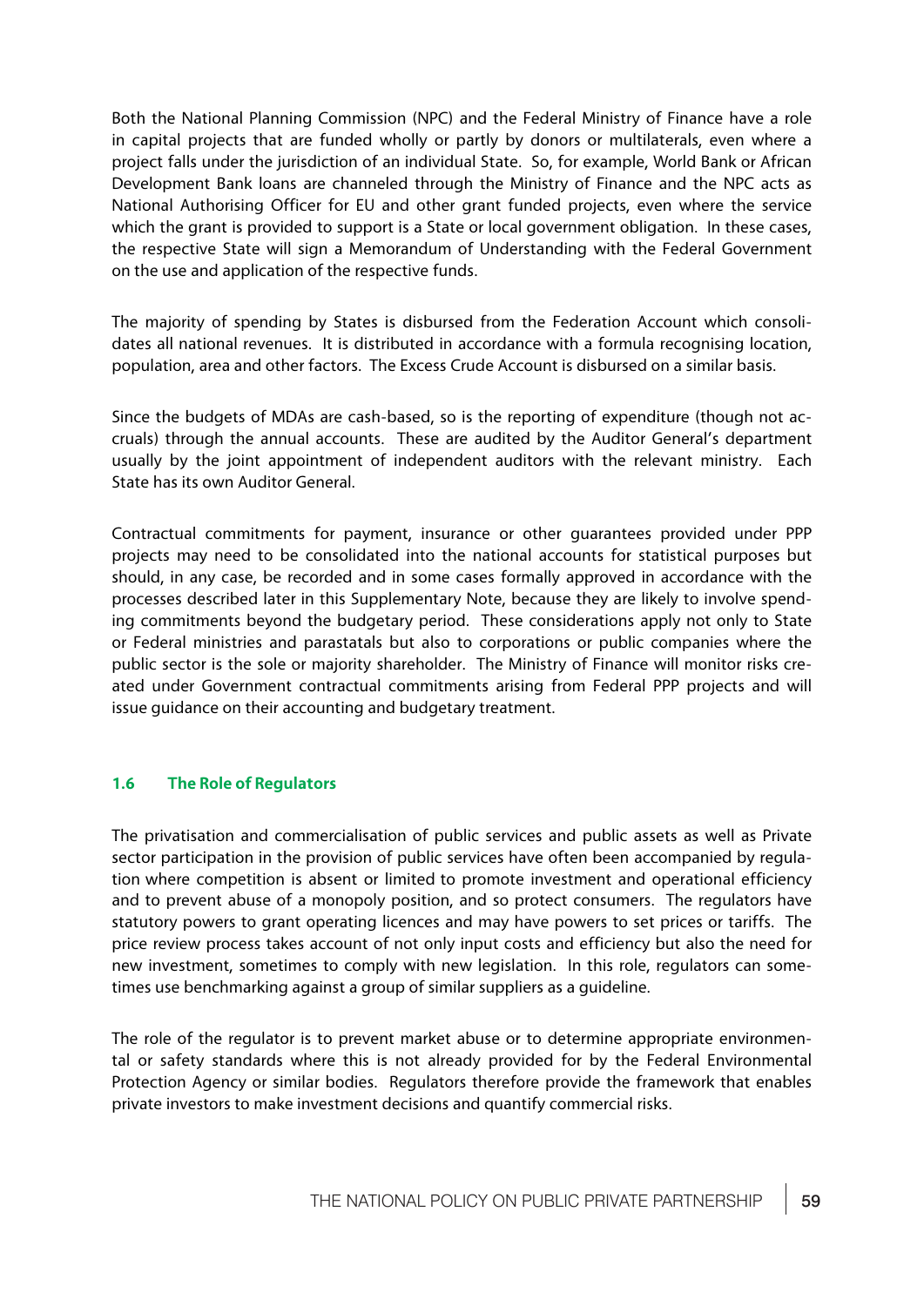Both the National Planning Commission (NPC) and the Federal Ministry of Finance have a role in capital projects that are funded wholly or partly by donors or multilaterals, even where a project falls under the jurisdiction of an individual State. So, for example, World Bank or African Development Bank loans are channeled through the Ministry of Finance and the NPC acts as National Authorising Officer for EU and other grant funded projects, even where the service which the grant is provided to support is a State or local government obligation. In these cases, the respective State will sign a Memorandum of Understanding with the Federal Government on the use and application of the respective funds.

The majority of spending by States is disbursed from the Federation Account which consolidates all national revenues. It is distributed in accordance with a formula recognising location, population, area and other factors. The Excess Crude Account is disbursed on a similar basis.

Since the budgets of MDAs are cash-based, so is the reporting of expenditure (though not accruals) through the annual accounts. These are audited by the Auditor General's department usually by the joint appointment of independent auditors with the relevant ministry. Each State has its own Auditor General.

Contractual commitments for payment, insurance or other guarantees provided under PPP projects may need to be consolidated into the national accounts for statistical purposes but should, in any case, be recorded and in some cases formally approved in accordance with the processes described later in this Supplementary Note, because they are likely to involve spending commitments beyond the budgetary period. These considerations apply not only to State or Federal ministries and parastatals but also to corporations or public companies where the public sector is the sole or majority shareholder. The Ministry of Finance will monitor risks created under Government contractual commitments arising from Federal PPP projects and will issue guidance on their accounting and budgetary treatment.

### 1.6 The Role of Regulators

The privatisation and commercialisation of public services and public assets as well as Private sector participation in the provision of public services have often been accompanied by regulation where competition is absent or limited to promote investment and operational efficiency and to prevent abuse of a monopoly position, and so protect consumers. The regulators have statutory powers to grant operating licences and may have powers to set prices or tariffs. The price review process takes account of not only input costs and efficiency but also the need for new investment, sometimes to comply with new legislation. In this role, regulators can sometimes use benchmarking against a group of similar suppliers as a guideline.

The role of the regulator is to prevent market abuse or to determine appropriate environmental or safety standards where this is not already provided for by the Federal Environmental Protection Agency or similar bodies. Regulators therefore provide the framework that enables private investors to make investment decisions and quantify commercial risks.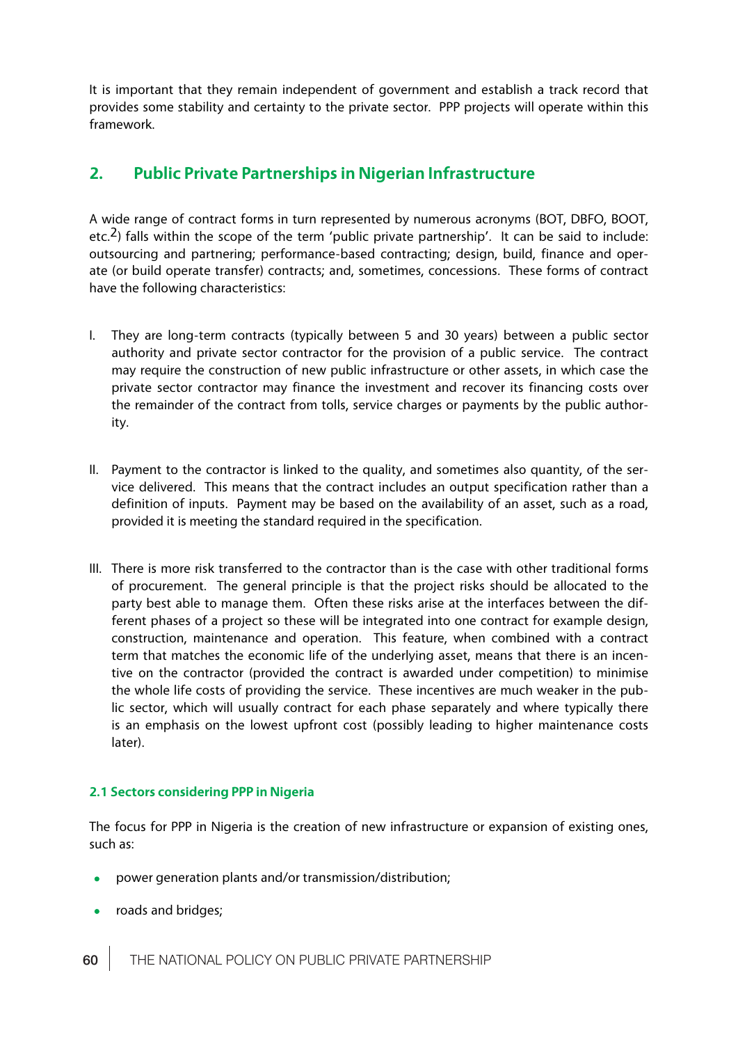It is important that they remain independent of government and establish a track record that provides some stability and certainty to the private sector. PPP projects will operate within this framework.

## 2. Public Private Partnerships in Nigerian Infrastructure

A wide range of contract forms in turn represented by numerous acronyms (BOT, DBFO, BOOT, etc.[2]) falls within the scope of the term 'public private partnership'. It can be said to include: outsourcing and partnering; performance-based contracting; design, build, finance and operate (or build operate transfer) contracts; and, sometimes, concessions. These forms of contract have the following characteristics:

I. They are long-term contracts (typically between 5 and 30 years) between a public sector authority and private sector contractor for the provision of a public service. The contract may require the construction of new public infrastructure or other assets, in which case the private sector contractor may finance the investment and recover its financing costs over the remainder of the contract from tolls, service charges or payments by the public authority.

II. Payment to the contractor is linked to the quality, and sometimes also quantity, of the service delivered. This means that the contract includes an output specification rather than a definition of inputs. Payment may be based on the availability of an asset, such as a road, provided it is meeting the standard required in the specification.

III. There is more risk transferred to the contractor than is the case with other traditional forms of procurement. The general principle is that the project risks should be allocated to the party best able to manage them. Often these risks arise at the interfaces between the different phases of a project so these will be integrated into one contract for example design, construction, maintenance and operation. This feature, when combined with a contract term that matches the economic life of the underlying asset, means that there is an incentive on the contractor (provided the contract is awarded under competition) to minimise the whole life costs of providing the service. These incentives are much weaker in the public sector, which will usually contract for each phase separately and where typically there is an emphasis on the lowest upfront cost (possibly leading to higher maintenance costs later).

#### 2.1 Sectors considering PPP in Nigeria

The focus for PPP in Nigeria is the creation of new infrastructure or expansion of existing ones, such as:

- power generation plants and/or transmission/distribution;
- roads and bridges;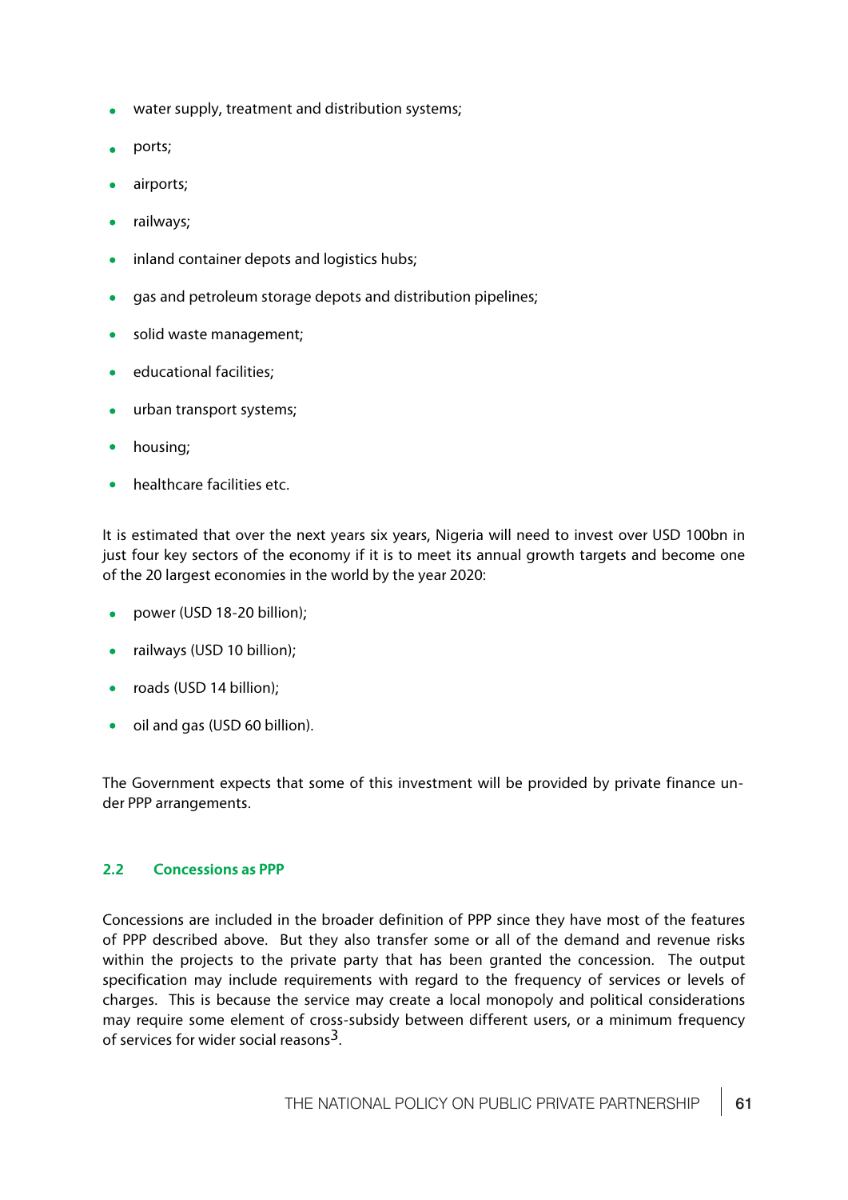- water supply, treatment and distribution systems;
- ports;
- airports;
- railways;
- inland container depots and logistics hubs;
- gas and petroleum storage depots and distribution pipelines;
- solid waste management;
- educational facilities;
- urban transport systems;
- housing;
- healthcare facilities etc.

It is estimated that over the next years six years, Nigeria will need to invest over USD 100bn in just four key sectors of the economy if it is to meet its annual growth targets and become one of the 20 largest economies in the world by the year 2020:

- power (USD 18-20 billion);
- railways (USD 10 billion);
- roads (USD 14 billion);
- oil and gas (USD 60 billion).

The Government expects that some of this investment will be provided by private finance under PPP arrangements.

### 2.2 Concessions as PPP

Concessions are included in the broader definition of PPP since they have most of the features of PPP described above. But they also transfer some or all of the demand and revenue risks within the projects to the private party that has been granted the concession. The output specification may include requirements with regard to the frequency of services or levels of charges. This is because the service may create a local monopoly and political considerations may require some element of cross-subsidy between different users, or a minimum frequency of services for wider social reasons[3].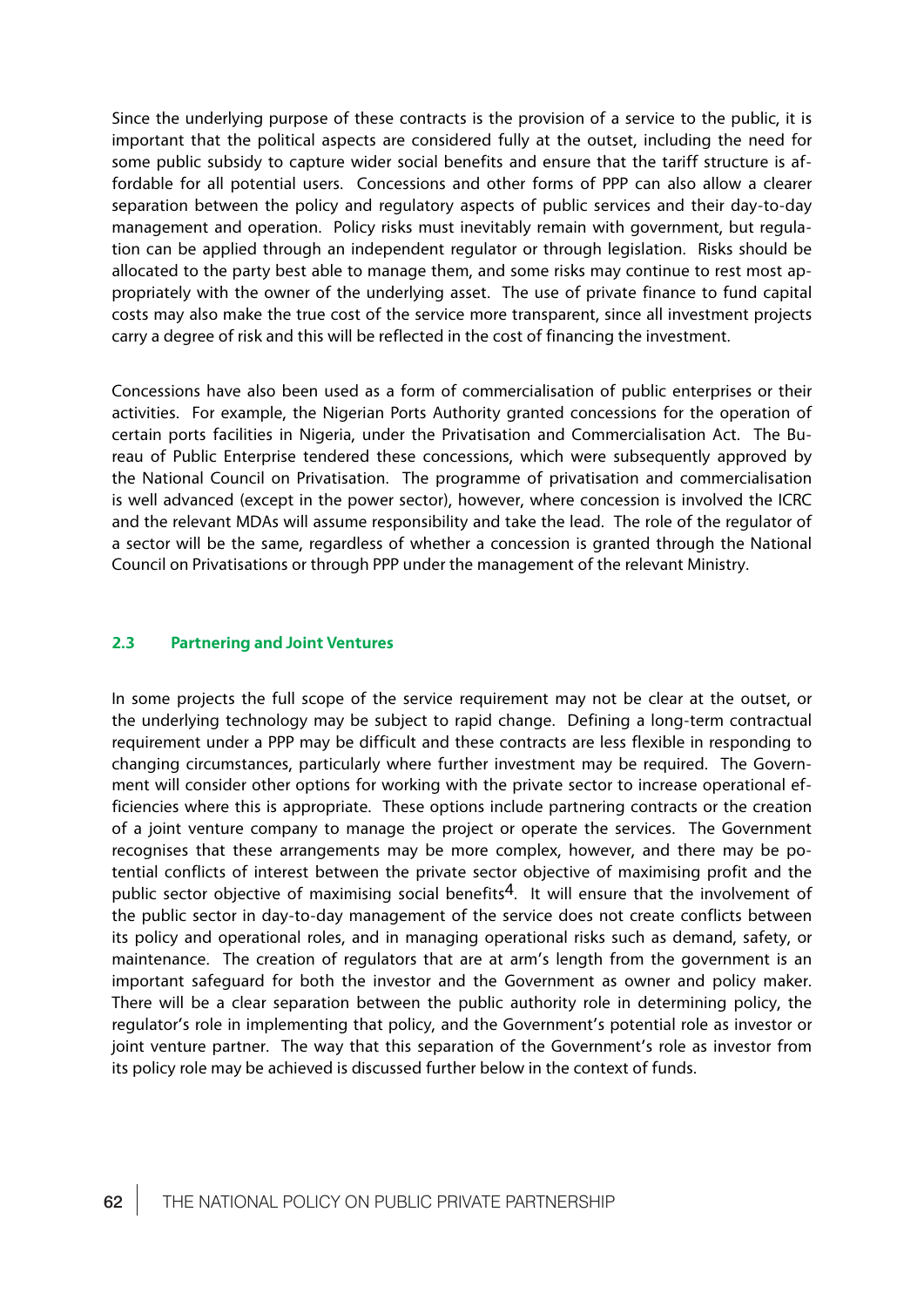Since the underlying purpose of these contracts is the provision of a service to the public, it is important that the political aspects are considered fully at the outset, including the need for some public subsidy to capture wider social benefits and ensure that the tariff structure is affordable for all potential users. Concessions and other forms of PPP can also allow a clearer separation between the policy and regulatory aspects of public services and their day-to-day management and operation. Policy risks must inevitably remain with government, but regulation can be applied through an independent regulator or through legislation. Risks should be allocated to the party best able to manage them, and some risks may continue to rest most appropriately with the owner of the underlying asset. The use of private finance to fund capital costs may also make the true cost of the service more transparent, since all investment projects carry a degree of risk and this will be reflected in the cost of financing the investment.

Concessions have also been used as a form of commercialisation of public enterprises or their activities. For example, the Nigerian Ports Authority granted concessions for the operation of certain ports facilities in Nigeria, under the Privatisation and Commercialisation Act. The Bureau of Public Enterprise tendered these concessions, which were subsequently approved by the National Council on Privatisation. The programme of privatisation and commercialisation is well advanced (except in the power sector), however, where concession is involved the ICRC and the relevant MDAs will assume responsibility and take the lead. The role of the regulator of a sector will be the same, regardless of whether a concession is granted through the National Council on Privatisations or through PPP under the management of the relevant Ministry.

### 2.3 Partnering and Joint Ventures

In some projects the full scope of the service requirement may not be clear at the outset, or the underlying technology may be subject to rapid change. Defining a long-term contractual requirement under a PPP may be difficult and these contracts are less flexible in responding to changing circumstances, particularly where further investment may be required. The Government will consider other options for working with the private sector to increase operational efficiencies where this is appropriate. These options include partnering contracts or the creation of a joint venture company to manage the project or operate the services. The Government recognises that these arrangements may be more complex, however, and there may be potential conflicts of interest between the private sector objective of maximising profit and the public sector objective of maximising social benefits[4]. It will ensure that the involvement of the public sector in day-to-day management of the service does not create conflicts between its policy and operational roles, and in managing operational risks such as demand, safety, or maintenance. The creation of regulators that are at arm's length from the government is an important safeguard for both the investor and the Government as owner and policy maker. There will be a clear separation between the public authority role in determining policy, the regulator's role in implementing that policy, and the Government's potential role as investor or joint venture partner. The way that this separation of the Government's role as investor from its policy role may be achieved is discussed further below in the context of funds.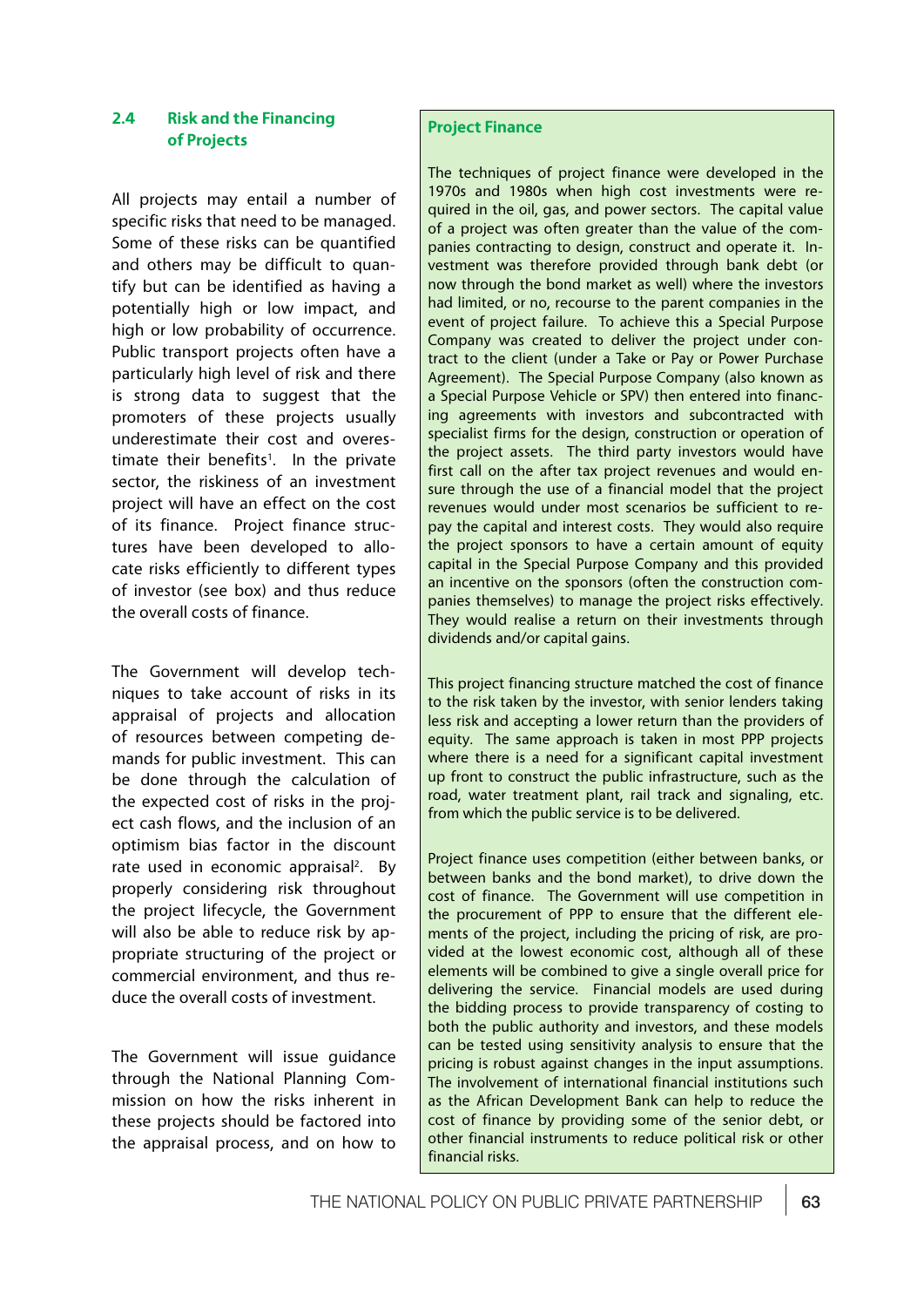## 2.4 Risk and the Financing of Projects

All projects may entail a number of specific risks that need to be managed. Some of these risks can be quantified and others may be difficult to quantify but can be identified as having a potentially high or low impact, and high or low probability of occurrence. Public transport projects often have a particularly high level of risk and there is strong data to suggest that the promoters of these projects usually underestimate their cost and overestimate their benefits[1]. In the private sector, the riskiness of an investment project will have an effect on the cost of its finance. Project finance structures have been developed to allocate risks efficiently to different types of investor (see box) and thus reduce the overall costs of finance.

The Government will develop techniques to take account of risks in its appraisal of projects and allocation of resources between competing demands for public investment. This can be done through the calculation of the expected cost of risks in the project cash flows, and the inclusion of an optimism bias factor in the discount rate used in economic appraisal[2]. By properly considering risk throughout the project lifecycle, the Government will also be able to reduce risk by appropriate structuring of the project or commercial environment, and thus reduce the overall costs of investment.

The Government will issue guidance through the National Planning Commission on how the risks inherent in these projects should be factored into the appraisal process, and on how to

**Project Finance**

The techniques of project finance were developed in the 1970s and 1980s when high cost investments were required in the oil, gas, and power sectors. The capital value of a project was often greater than the value of the companies contracting to design, construct and operate it. Investment was therefore provided through bank debt (or now through the bond market as well) where the investors had limited, or no, recourse to the parent companies in the event of project failure. To achieve this a Special Purpose Company was created to deliver the project under contract to the client (under a Take or Pay or Power Purchase Agreement). The Special Purpose Company (also known as a Special Purpose Vehicle or SPV) then entered into financing agreements with investors and subcontracted with specialist firms for the design, construction or operation of the project assets. The third party investors would have first call on the after tax project revenues and would ensure through the use of a financial model that the project revenues would under most scenarios be sufficient to repay the capital and interest costs. They would also require the project sponsors to have a certain amount of equity capital in the Special Purpose Company and this provided an incentive on the sponsors (often the construction companies themselves) to manage the project risks effectively. They would realise a return on their investments through dividends and/or capital gains.

This project financing structure matched the cost of finance to the risk taken by the investor, with senior lenders taking less risk and accepting a lower return than the providers of equity. The same approach is taken in most PPP projects where there is a need for a significant capital investment up front to construct the public infrastructure, such as the road, water treatment plant, rail track and signaling, etc. from which the public service is to be delivered.

Project finance uses competition (either between banks, or between banks and the bond market), to drive down the cost of finance. The Government will use competition in the procurement of PPP to ensure that the different elements of the project, including the pricing of risk, are provided at the lowest economic cost, although all of these elements will be combined to give a single overall price for delivering the service. Financial models are used during the bidding process to provide transparency of costing to both the public authority and investors, and these models can be tested using sensitivity analysis to ensure that the pricing is robust against changes in the input assumptions. The involvement of international financial institutions such as the African Development Bank can help to reduce the cost of finance by providing some of the senior debt, or other financial instruments to reduce political risk or other financial risks.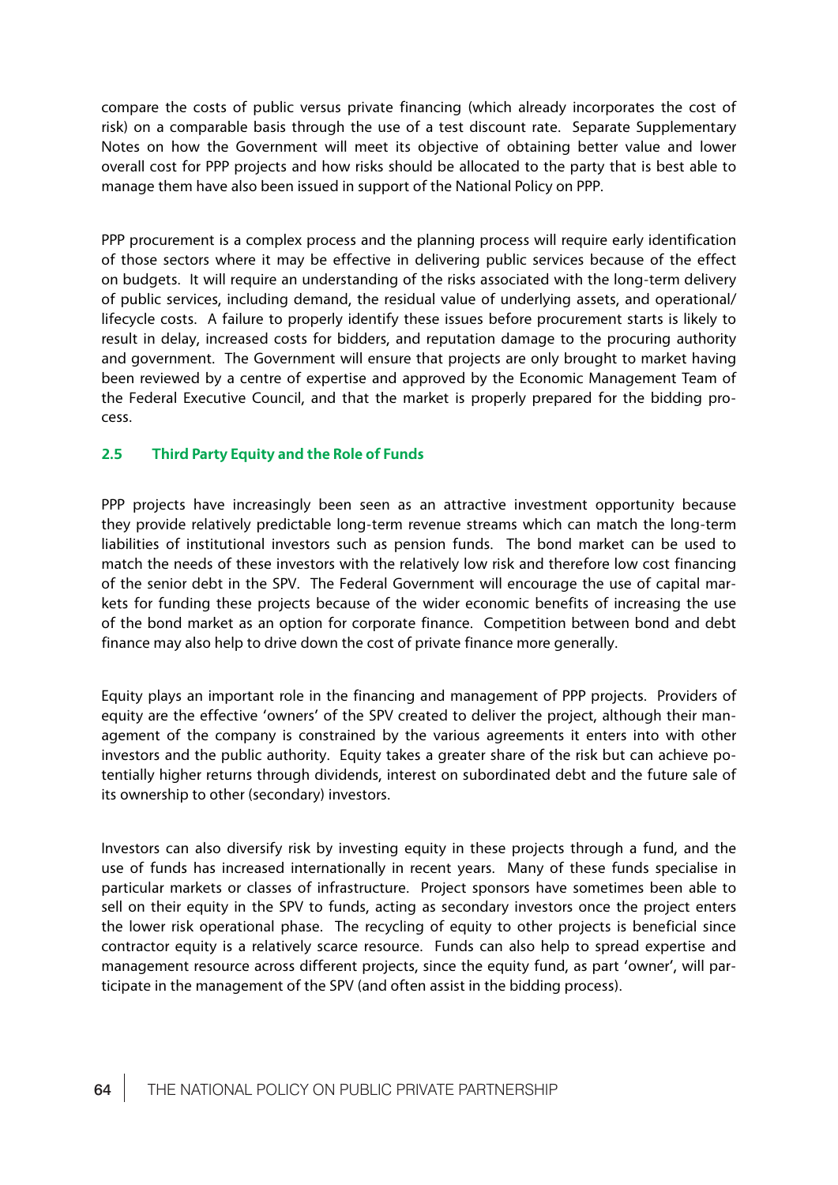compare the costs of public versus private financing (which already incorporates the cost of risk) on a comparable basis through the use of a test discount rate. Separate Supplementary Notes on how the Government will meet its objective of obtaining better value and lower overall cost for PPP projects and how risks should be allocated to the party that is best able to manage them have also been issued in support of the National Policy on PPP.

PPP procurement is a complex process and the planning process will require early identification of those sectors where it may be effective in delivering public services because of the effect on budgets. It will require an understanding of the risks associated with the long-term delivery of public services, including demand, the residual value of underlying assets, and operational/ lifecycle costs. A failure to properly identify these issues before procurement starts is likely to result in delay, increased costs for bidders, and reputation damage to the procuring authority and government. The Government will ensure that projects are only brought to market having been reviewed by a centre of expertise and approved by the Economic Management Team of the Federal Executive Council, and that the market is properly prepared for the bidding process.

### 2.5 Third Party Equity and the Role of Funds

PPP projects have increasingly been seen as an attractive investment opportunity because they provide relatively predictable long-term revenue streams which can match the long-term liabilities of institutional investors such as pension funds. The bond market can be used to match the needs of these investors with the relatively low risk and therefore low cost financing of the senior debt in the SPV. The Federal Government will encourage the use of capital markets for funding these projects because of the wider economic benefits of increasing the use of the bond market as an option for corporate finance. Competition between bond and debt finance may also help to drive down the cost of private finance more generally.

Equity plays an important role in the financing and management of PPP projects. Providers of equity are the effective 'owners' of the SPV created to deliver the project, although their management of the company is constrained by the various agreements it enters into with other investors and the public authority. Equity takes a greater share of the risk but can achieve potentially higher returns through dividends, interest on subordinated debt and the future sale of its ownership to other (secondary) investors.

Investors can also diversify risk by investing equity in these projects through a fund, and the use of funds has increased internationally in recent years. Many of these funds specialise in particular markets or classes of infrastructure. Project sponsors have sometimes been able to sell on their equity in the SPV to funds, acting as secondary investors once the project enters the lower risk operational phase. The recycling of equity to other projects is beneficial since contractor equity is a relatively scarce resource. Funds can also help to spread expertise and management resource across different projects, since the equity fund, as part 'owner', will participate in the management of the SPV (and often assist in the bidding process).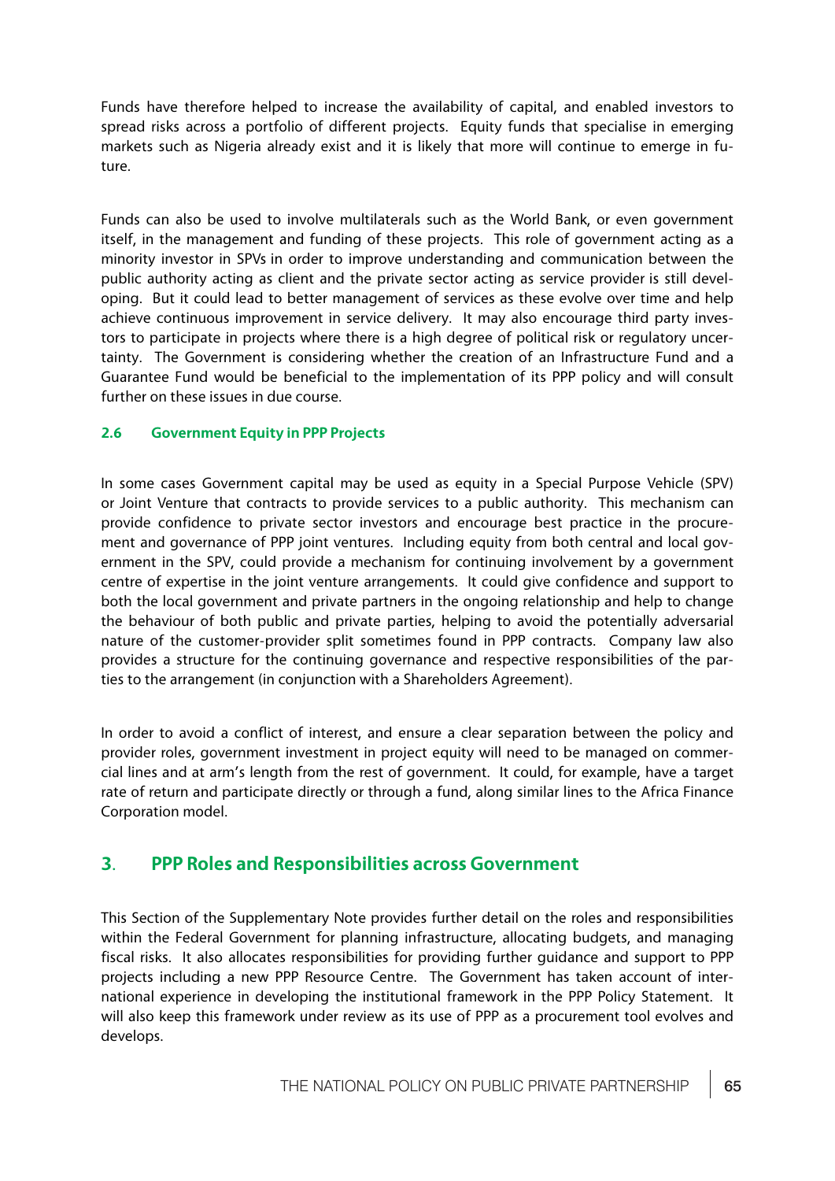Funds have therefore helped to increase the availability of capital, and enabled investors to spread risks across a portfolio of different projects. Equity funds that specialise in emerging markets such as Nigeria already exist and it is likely that more will continue to emerge in future.

Funds can also be used to involve multilaterals such as the World Bank, or even government itself, in the management and funding of these projects. This role of government acting as a minority investor in SPVs in order to improve understanding and communication between the public authority acting as client and the private sector acting as service provider is still developing. But it could lead to better management of services as these evolve over time and help achieve continuous improvement in service delivery. It may also encourage third party investors to participate in projects where there is a high degree of political risk or regulatory uncertainty. The Government is considering whether the creation of an Infrastructure Fund and a Guarantee Fund would be beneficial to the implementation of its PPP policy and will consult further on these issues in due course.

### 2.6 Government Equity in PPP Projects

In some cases Government capital may be used as equity in a Special Purpose Vehicle (SPV) or Joint Venture that contracts to provide services to a public authority. This mechanism can provide confidence to private sector investors and encourage best practice in the procurement and governance of PPP joint ventures. Including equity from both central and local government in the SPV, could provide a mechanism for continuing involvement by a government centre of expertise in the joint venture arrangements. It could give confidence and support to both the local government and private partners in the ongoing relationship and help to change the behaviour of both public and private parties, helping to avoid the potentially adversarial nature of the customer-provider split sometimes found in PPP contracts. Company law also provides a structure for the continuing governance and respective responsibilities of the parties to the arrangement (in conjunction with a Shareholders Agreement).

In order to avoid a conflict of interest, and ensure a clear separation between the policy and provider roles, government investment in project equity will need to be managed on commercial lines and at arm's length from the rest of government. It could, for example, have a target rate of return and participate directly or through a fund, along similar lines to the Africa Finance Corporation model.

## 3. PPP Roles and Responsibilities across Government

This Section of the Supplementary Note provides further detail on the roles and responsibilities within the Federal Government for planning infrastructure, allocating budgets, and managing fiscal risks. It also allocates responsibilities for providing further guidance and support to PPP projects including a new PPP Resource Centre. The Government has taken account of international experience in developing the institutional framework in the PPP Policy Statement. It will also keep this framework under review as its use of PPP as a procurement tool evolves and develops.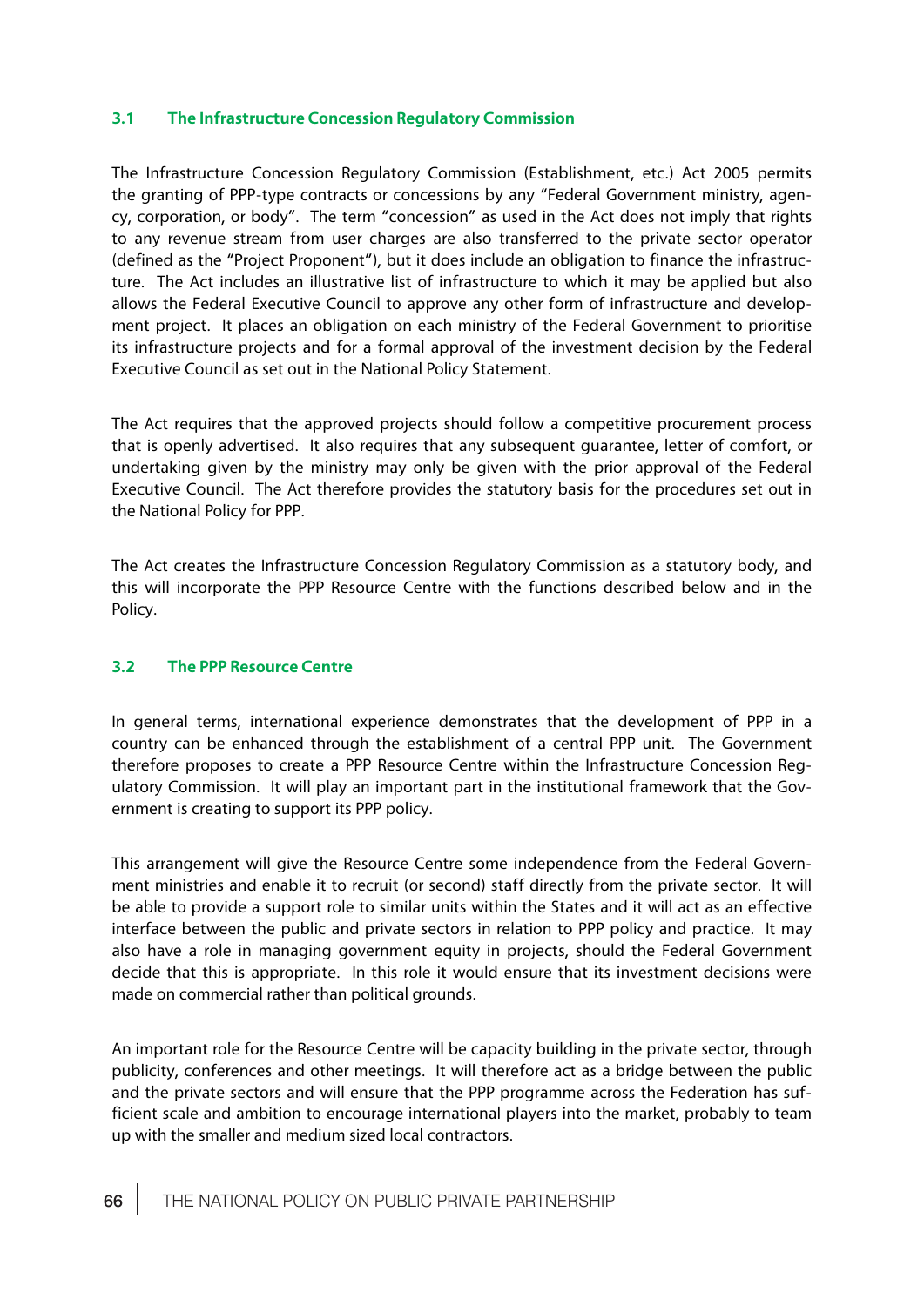### 3.1 The Infrastructure Concession Regulatory Commission

The Infrastructure Concession Regulatory Commission (Establishment, etc.) Act 2005 permits the granting of PPP-type contracts or concessions by any "Federal Government ministry, agency, corporation, or body". The term "concession" as used in the Act does not imply that rights to any revenue stream from user charges are also transferred to the private sector operator (defined as the "Project Proponent"), but it does include an obligation to finance the infrastructure. The Act includes an illustrative list of infrastructure to which it may be applied but also allows the Federal Executive Council to approve any other form of infrastructure and development project. It places an obligation on each ministry of the Federal Government to prioritise its infrastructure projects and for a formal approval of the investment decision by the Federal Executive Council as set out in the National Policy Statement.

The Act requires that the approved projects should follow a competitive procurement process that is openly advertised. It also requires that any subsequent guarantee, letter of comfort, or undertaking given by the ministry may only be given with the prior approval of the Federal Executive Council. The Act therefore provides the statutory basis for the procedures set out in the National Policy for PPP.

The Act creates the Infrastructure Concession Regulatory Commission as a statutory body, and this will incorporate the PPP Resource Centre with the functions described below and in the Policy.

### 3.2 The PPP Resource Centre

In general terms, international experience demonstrates that the development of PPP in a country can be enhanced through the establishment of a central PPP unit. The Government therefore proposes to create a PPP Resource Centre within the Infrastructure Concession Regulatory Commission. It will play an important part in the institutional framework that the Government is creating to support its PPP policy.

This arrangement will give the Resource Centre some independence from the Federal Government ministries and enable it to recruit (or second) staff directly from the private sector. It will be able to provide a support role to similar units within the States and it will act as an effective interface between the public and private sectors in relation to PPP policy and practice. It may also have a role in managing government equity in projects, should the Federal Government decide that this is appropriate. In this role it would ensure that its investment decisions were made on commercial rather than political grounds.

An important role for the Resource Centre will be capacity building in the private sector, through publicity, conferences and other meetings. It will therefore act as a bridge between the public and the private sectors and will ensure that the PPP programme across the Federation has sufficient scale and ambition to encourage international players into the market, probably to team up with the smaller and medium sized local contractors.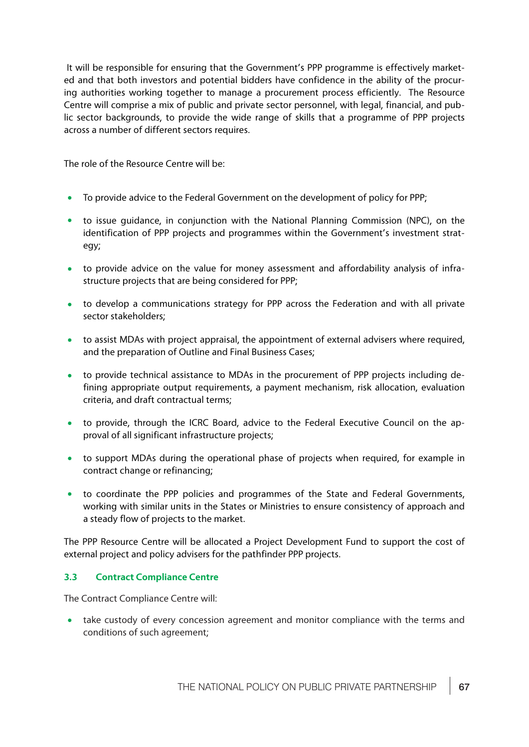It will be responsible for ensuring that the Government's PPP programme is effectively marketed and that both investors and potential bidders have confidence in the ability of the procuring authorities working together to manage a procurement process efficiently. The Resource Centre will comprise a mix of public and private sector personnel, with legal, financial, and public sector backgrounds, to provide the wide range of skills that a programme of PPP projects across a number of different sectors requires.

The role of the Resource Centre will be:

- To provide advice to the Federal Government on the development of policy for PPP;
- to issue guidance, in conjunction with the National Planning Commission (NPC), on the identification of PPP projects and programmes within the Government's investment strategy;
- to provide advice on the value for money assessment and affordability analysis of infrastructure projects that are being considered for PPP;
- to develop a communications strategy for PPP across the Federation and with all private sector stakeholders;
- to assist MDAs with project appraisal, the appointment of external advisers where required, and the preparation of Outline and Final Business Cases;
- to provide technical assistance to MDAs in the procurement of PPP projects including defining appropriate output requirements, a payment mechanism, risk allocation, evaluation criteria, and draft contractual terms;
- to provide, through the ICRC Board, advice to the Federal Executive Council on the approval of all significant infrastructure projects;
- to support MDAs during the operational phase of projects when required, for example in contract change or refinancing;
- to coordinate the PPP policies and programmes of the State and Federal Governments, working with similar units in the States or Ministries to ensure consistency of approach and a steady flow of projects to the market.

The PPP Resource Centre will be allocated a Project Development Fund to support the cost of external project and policy advisers for the pathfinder PPP projects.

### 3.3 Contract Compliance Centre

The Contract Compliance Centre will:

- take custody of every concession agreement and monitor compliance with the terms and conditions of such agreement;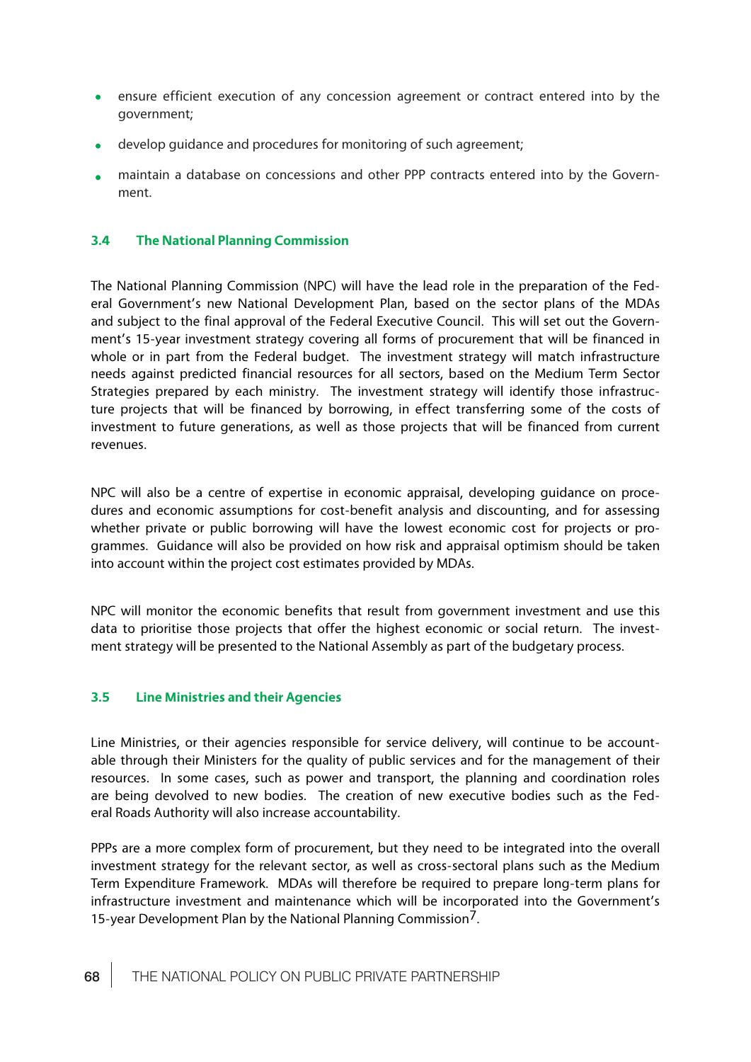- ensure efficient execution of any concession agreement or contract entered into by the government;
- develop guidance and procedures for monitoring of such agreement;
- maintain a database on concessions and other PPP contracts entered into by the Government.

### 3.4 The National Planning Commission

The National Planning Commission (NPC) will have the lead role in the preparation of the Federal Government's new National Development Plan, based on the sector plans of the MDAs and subject to the final approval of the Federal Executive Council. This will set out the Government's 15-year investment strategy covering all forms of procurement that will be financed in whole or in part from the Federal budget. The investment strategy will match infrastructure needs against predicted financial resources for all sectors, based on the Medium Term Sector Strategies prepared by each ministry. The investment strategy will identify those infrastructure projects that will be financed by borrowing, in effect transferring some of the costs of investment to future generations, as well as those projects that will be financed from current revenues.

NPC will also be a centre of expertise in economic appraisal, developing guidance on procedures and economic assumptions for cost-benefit analysis and discounting, and for assessing whether private or public borrowing will have the lowest economic cost for projects or programmes. Guidance will also be provided on how risk and appraisal optimism should be taken into account within the project cost estimates provided by MDAs.

NPC will monitor the economic benefits that result from government investment and use this data to prioritise those projects that offer the highest economic or social return. The investment strategy will be presented to the National Assembly as part of the budgetary process.

### 3.5 Line Ministries and their Agencies

Line Ministries, or their agencies responsible for service delivery, will continue to be accountable through their Ministers for the quality of public services and for the management of their resources. In some cases, such as power and transport, the planning and coordination roles are being devolved to new bodies. The creation of new executive bodies such as the Federal Roads Authority will also increase accountability.

PPPs are a more complex form of procurement, but they need to be integrated into the overall investment strategy for the relevant sector, as well as cross-sectoral plans such as the Medium Term Expenditure Framework. MDAs will therefore be required to prepare long-term plans for infrastructure investment and maintenance which will be incorporated into the Government's 15-year Development Plan by the National Planning Commission[7].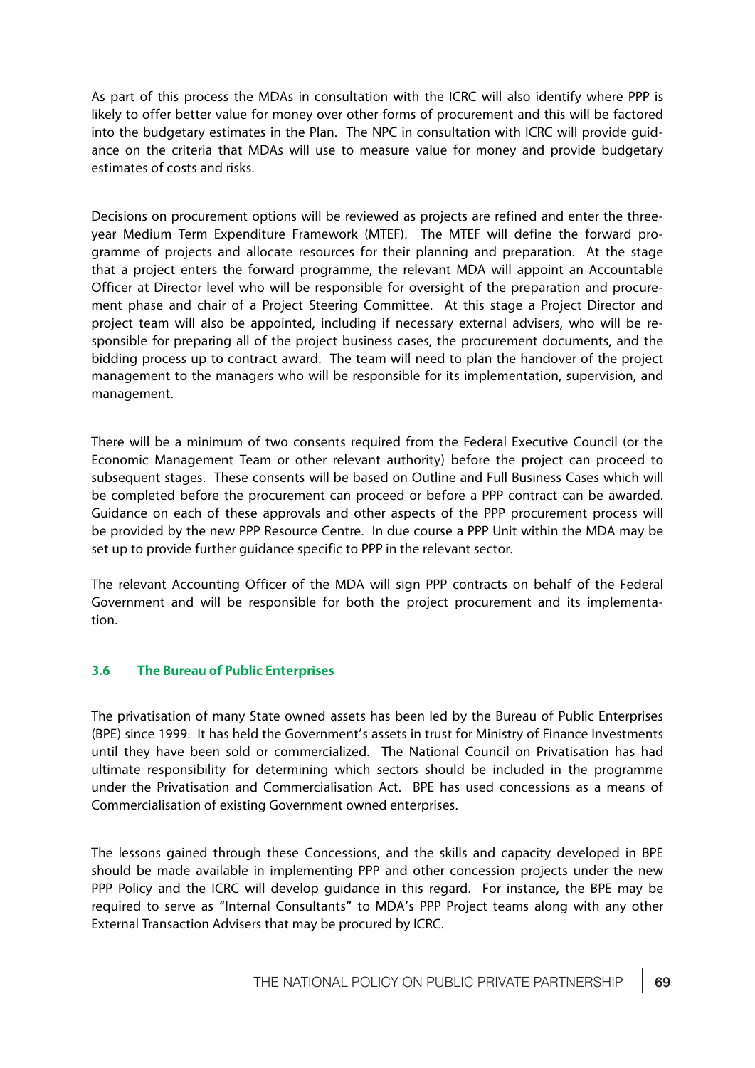As part of this process the MDAs in consultation with the ICRC will also identify where PPP is likely to offer better value for money over other forms of procurement and this will be factored into the budgetary estimates in the Plan. The NPC in consultation with ICRC will provide guidance on the criteria that MDAs will use to measure value for money and provide budgetary estimates of costs and risks.

Decisions on procurement options will be reviewed as projects are refined and enter the three-year Medium Term Expenditure Framework (MTEF). The MTEF will define the forward programme of projects and allocate resources for their planning and preparation. At the stage that a project enters the forward programme, the relevant MDA will appoint an Accountable Officer at Director level who will be responsible for oversight of the preparation and procurement phase and chair of a Project Steering Committee. At this stage a Project Director and project team will also be appointed, including if necessary external advisers, who will be responsible for preparing all of the project business cases, the procurement documents, and the bidding process up to contract award. The team will need to plan the handover of the project management to the managers who will be responsible for its implementation, supervision, and management.

There will be a minimum of two consents required from the Federal Executive Council (or the Economic Management Team or other relevant authority) before the project can proceed to subsequent stages. These consents will be based on Outline and Full Business Cases which will be completed before the procurement can proceed or before a PPP contract can be awarded. Guidance on each of these approvals and other aspects of the PPP procurement process will be provided by the new PPP Resource Centre. In due course a PPP Unit within the MDA may be set up to provide further guidance specific to PPP in the relevant sector.

The relevant Accounting Officer of the MDA will sign PPP contracts on behalf of the Federal Government and will be responsible for both the project procurement and its implementation.

### 3.6 The Bureau of Public Enterprises

The privatisation of many State owned assets has been led by the Bureau of Public Enterprises (BPE) since 1999. It has held the Government's assets in trust for Ministry of Finance Investments until they have been sold or commercialized. The National Council on Privatisation has had ultimate responsibility for determining which sectors should be included in the programme under the Privatisation and Commercialisation Act. BPE has used concessions as a means of Commercialisation of existing Government owned enterprises.

The lessons gained through these Concessions, and the skills and capacity developed in BPE should be made available in implementing PPP and other concession projects under the new PPP Policy and the ICRC will develop guidance in this regard. For instance, the BPE may be required to serve as "Internal Consultants" to MDA's PPP Project teams along with any other External Transaction Advisers that may be procured by ICRC.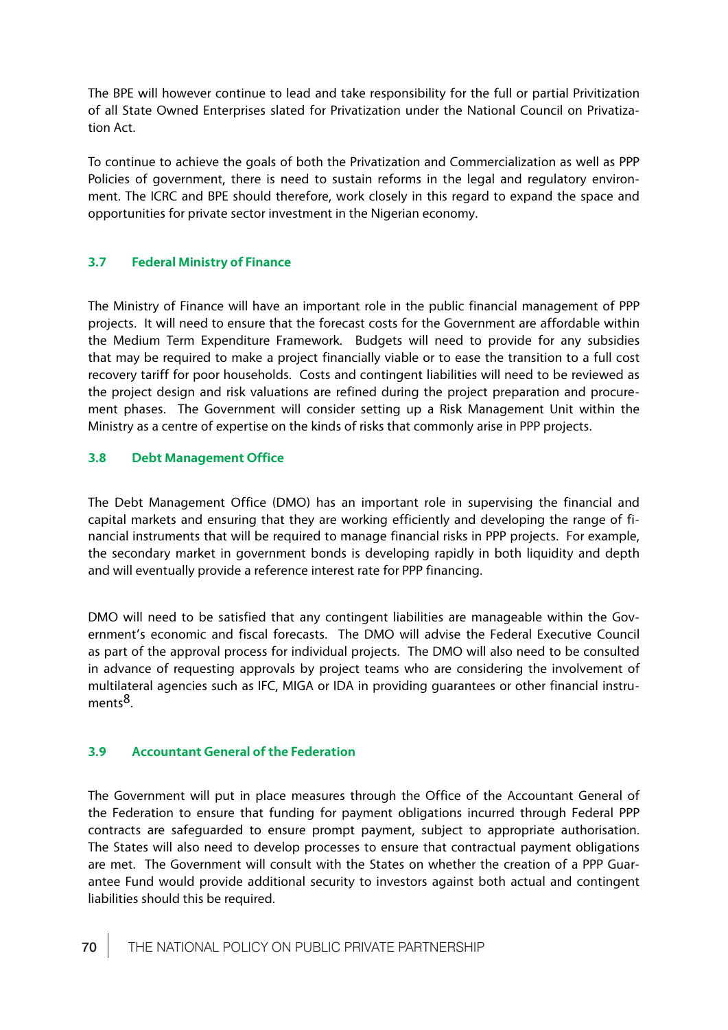The BPE will however continue to lead and take responsibility for the full or partial Privitization of all State Owned Enterprises slated for Privatization under the National Council on Privatization Act.

To continue to achieve the goals of both the Privatization and Commercialization as well as PPP Policies of government, there is need to sustain reforms in the legal and regulatory environment. The ICRC and BPE should therefore, work closely in this regard to expand the space and opportunities for private sector investment in the Nigerian economy.

### 3.7 Federal Ministry of Finance

The Ministry of Finance will have an important role in the public financial management of PPP projects. It will need to ensure that the forecast costs for the Government are affordable within the Medium Term Expenditure Framework. Budgets will need to provide for any subsidies that may be required to make a project financially viable or to ease the transition to a full cost recovery tariff for poor households. Costs and contingent liabilities will need to be reviewed as the project design and risk valuations are refined during the project preparation and procurement phases. The Government will consider setting up a Risk Management Unit within the Ministry as a centre of expertise on the kinds of risks that commonly arise in PPP projects.

### 3.8 Debt Management Office

The Debt Management Office (DMO) has an important role in supervising the financial and capital markets and ensuring that they are working efficiently and developing the range of financial instruments that will be required to manage financial risks in PPP projects. For example, the secondary market in government bonds is developing rapidly in both liquidity and depth and will eventually provide a reference interest rate for PPP financing.

DMO will need to be satisfied that any contingent liabilities are manageable within the Government's economic and fiscal forecasts. The DMO will advise the Federal Executive Council as part of the approval process for individual projects. The DMO will also need to be consulted in advance of requesting approvals by project teams who are considering the involvement of multilateral agencies such as IFC, MIGA or IDA in providing guarantees or other financial instruments[8].

### 3.9 Accountant General of the Federation

The Government will put in place measures through the Office of the Accountant General of the Federation to ensure that funding for payment obligations incurred through Federal PPP contracts are safeguarded to ensure prompt payment, subject to appropriate authorisation. The States will also need to develop processes to ensure that contractual payment obligations are met. The Government will consult with the States on whether the creation of a PPP Guarantee Fund would provide additional security to investors against both actual and contingent liabilities should this be required.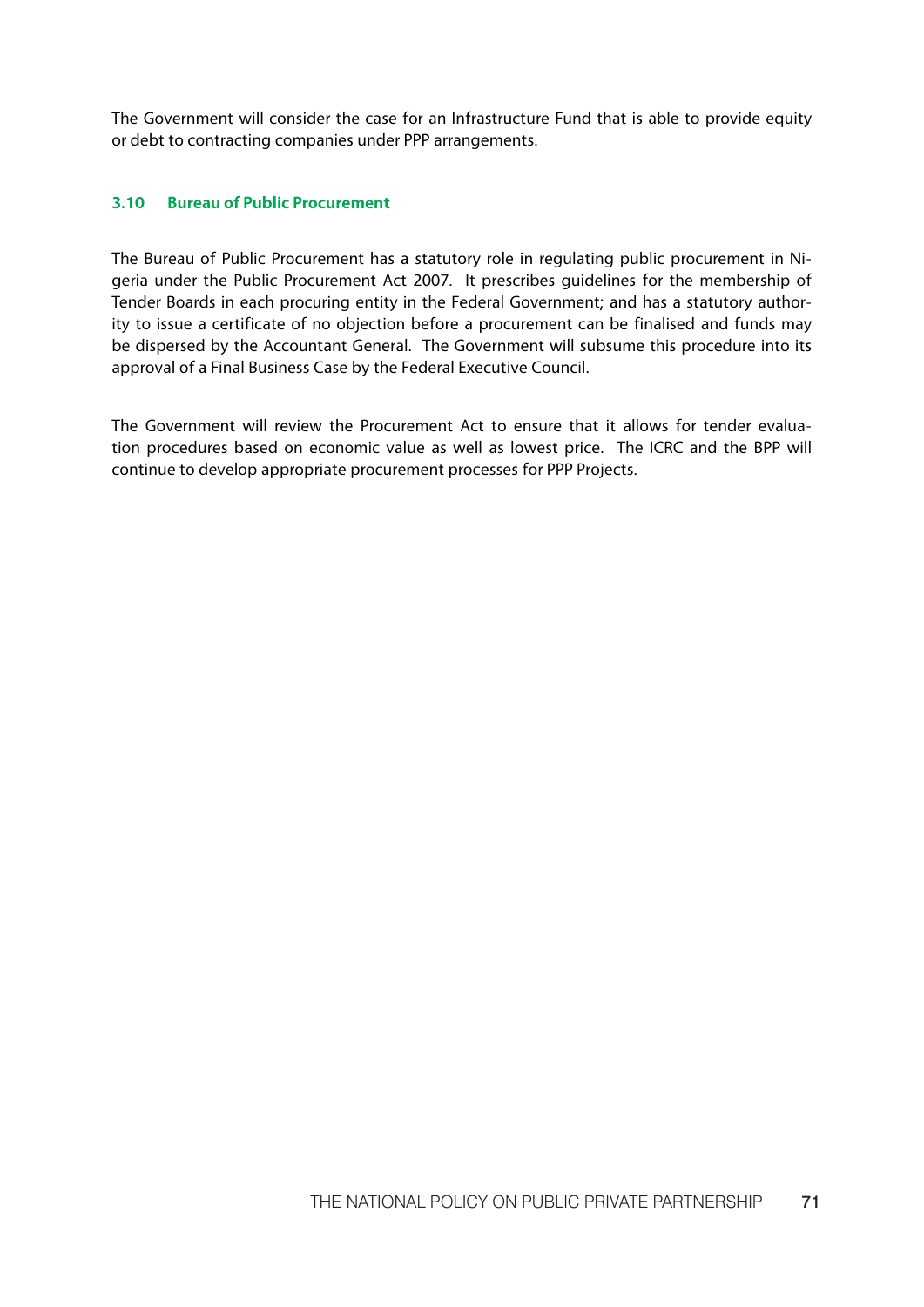The Government will consider the case for an Infrastructure Fund that is able to provide equity or debt to contracting companies under PPP arrangements.

### 3.10 Bureau of Public Procurement

The Bureau of Public Procurement has a statutory role in regulating public procurement in Nigeria under the Public Procurement Act 2007. It prescribes guidelines for the membership of Tender Boards in each procuring entity in the Federal Government; and has a statutory authority to issue a certificate of no objection before a procurement can be finalised and funds may be dispersed by the Accountant General. The Government will subsume this procedure into its approval of a Final Business Case by the Federal Executive Council.

The Government will review the Procurement Act to ensure that it allows for tender evaluation procedures based on economic value as well as lowest price. The ICRC and the BPP will continue to develop appropriate procurement processes for PPP Projects.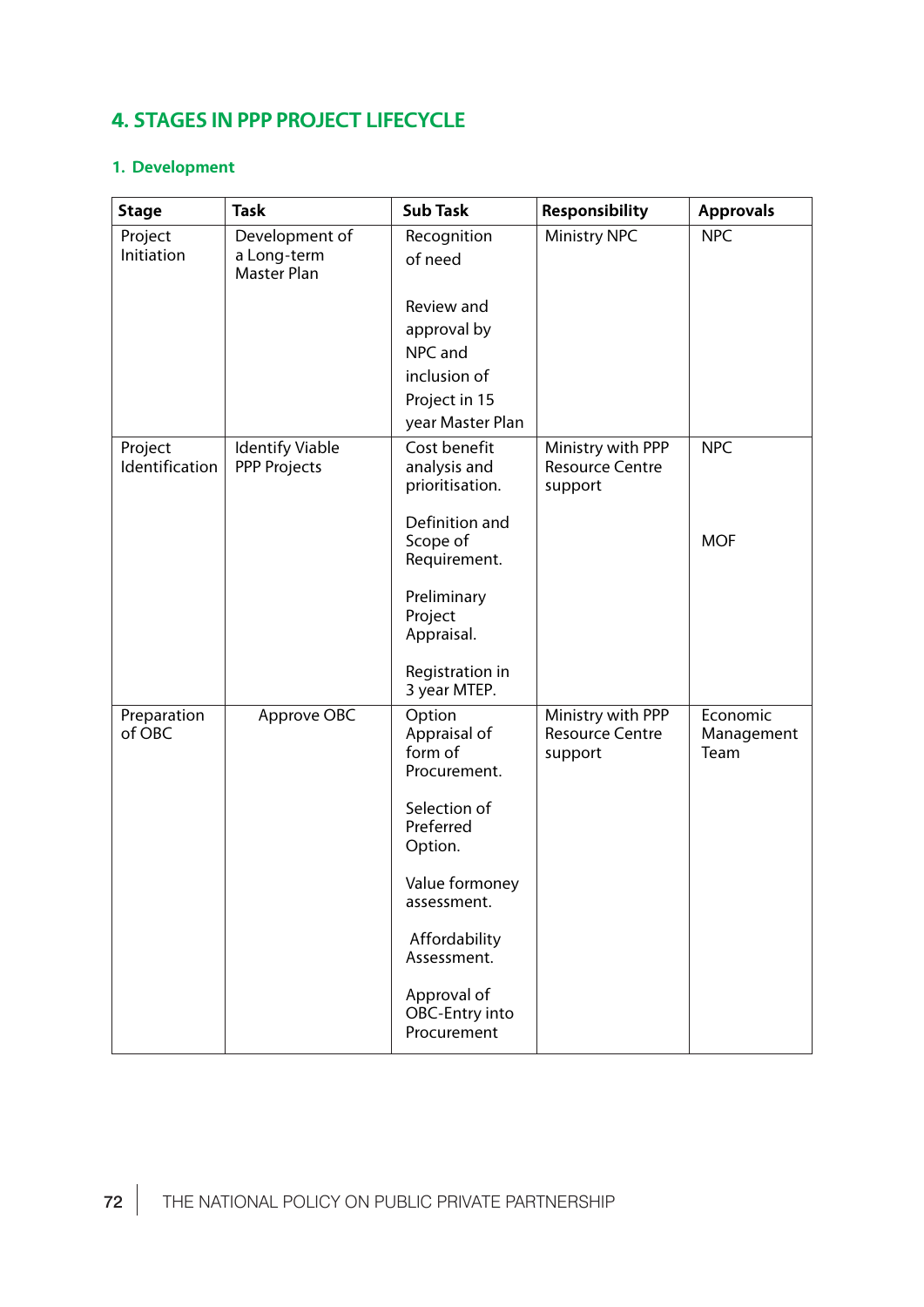## 4. STAGES IN PPP PROJECT LIFECYCLE

### 1. Development

| Stage | Task | Sub Task | Responsibility | Approvals |
|---|---|---|---|---|
| Project Initiation | Development of a Long-term Master Plan | Recognition of need<br><br>Review and approval by NPC and inclusion of Project in 15 year Master Plan | Ministry NPC | NPC |
| Project Identification | Identify Viable PPP Projects | Cost benefit analysis and prioritisation.<br><br>Definition and Scope of Requirement.<br><br>Preliminary Project Appraisal.<br><br>Registration in 3 year MTEP. | Ministry with PPP Resource Centre support | NPC<br><br>MOF |
| Preparation of OBC | Approve OBC | Option Appraisal of form of Procurement.<br><br>Selection of Preferred Option.<br><br>Value formoney assessment.<br><br>Affordability Assessment.<br><br>Approval of OBC-Entry into Procurement | Ministry with PPP Resource Centre support | Economic Management Team |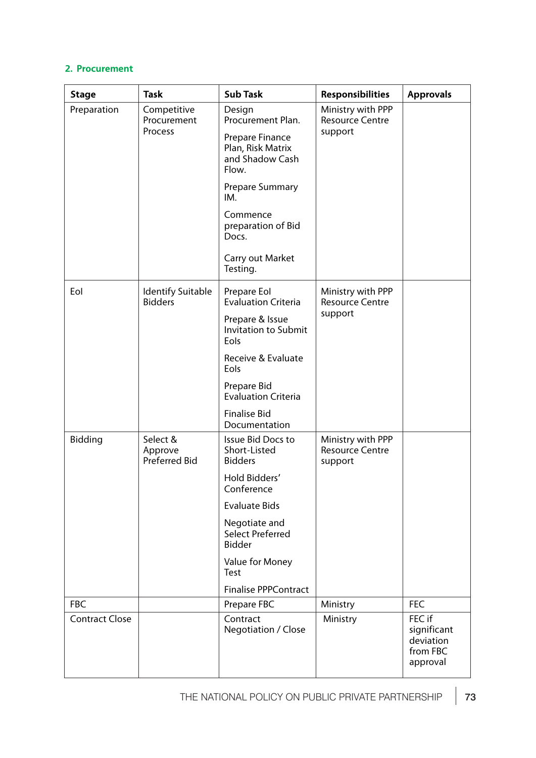## 2. Procurement

| Stage | Task | Sub Task | Responsibilities | Approvals |
|---|---|---|---|---|
| Preparation | Competitive Procurement Process | Design Procurement Plan.<br><br>Prepare Finance Plan, Risk Matrix and Shadow Cash Flow.<br><br>Prepare Summary IM.<br><br>Commence preparation of Bid Docs.<br><br>Carry out Market Testing. | Ministry with PPP Resource Centre support | |
| EoI | Identify Suitable Bidders | Prepare EoI Evaluation Criteria<br><br>Prepare & Issue Invitation to Submit EoIs<br><br>Receive & Evaluate EoIs<br><br>Prepare Bid Evaluation Criteria<br><br>Finalise Bid Documentation | Ministry with PPP Resource Centre support | |
| Bidding | Select & Approve Preferred Bid | Issue Bid Docs to Short-Listed Bidders<br><br>Hold Bidders' Conference<br><br>Evaluate Bids<br><br>Negotiate and Select Preferred Bidder<br><br>Value for Money Test<br><br>Finalise PPPContract | Ministry with PPP Resource Centre support | |
| FBC | | Prepare FBC | Ministry | FEC |
| Contract Close | | Contract Negotiation / Close | Ministry | FEC if significant deviation from FBC approval |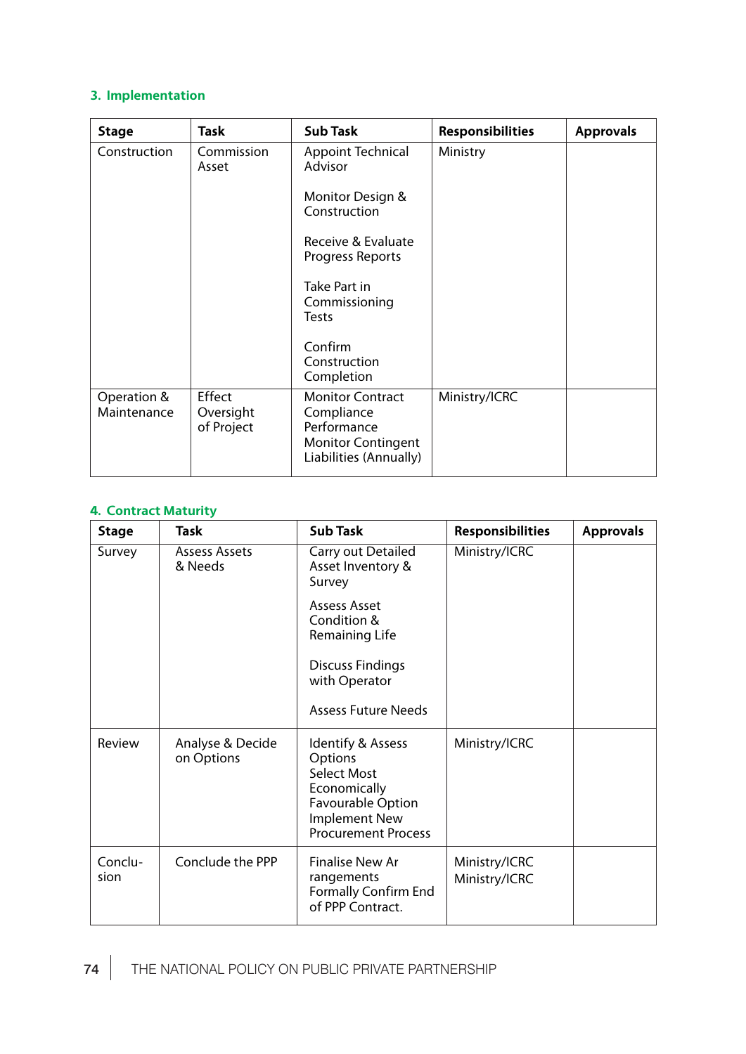### 3. Implementation

| Stage | Task | Sub Task | Responsibilities | Approvals |
|---|---|---|---|---|
| Construction | Commission Asset | Appoint Technical Advisor<br><br>Monitor Design & Construction<br><br>Receive & Evaluate Progress Reports<br><br>Take Part in Commissioning Tests<br><br>Confirm Construction Completion | Ministry | |
| Operation & Maintenance | Effect Oversight of Project | Monitor Contract Compliance Performance<br>Monitor Contingent Liabilities (Annually) | Ministry/ICRC | |

### 4. Contract Maturity

| Stage | Task | Sub Task | Responsibilities | Approvals |
|---|---|---|---|---|
| Survey | Assess Assets & Needs | Carry out Detailed Asset Inventory & Survey<br><br>Assess Asset Condition & Remaining Life<br><br>Discuss Findings with Operator<br><br>Assess Future Needs | Ministry/ICRC | |
| Review | Analyse & Decide on Options | Identify & Assess Options<br>Select Most Economically Favourable Option<br>Implement New Procurement Process | Ministry/ICRC | |
| Conclusion | Conclude the PPP | Finalise New Arrangements<br>Formally Confirm End of PPP Contract. | Ministry/ICRC<br>Ministry/ICRC | |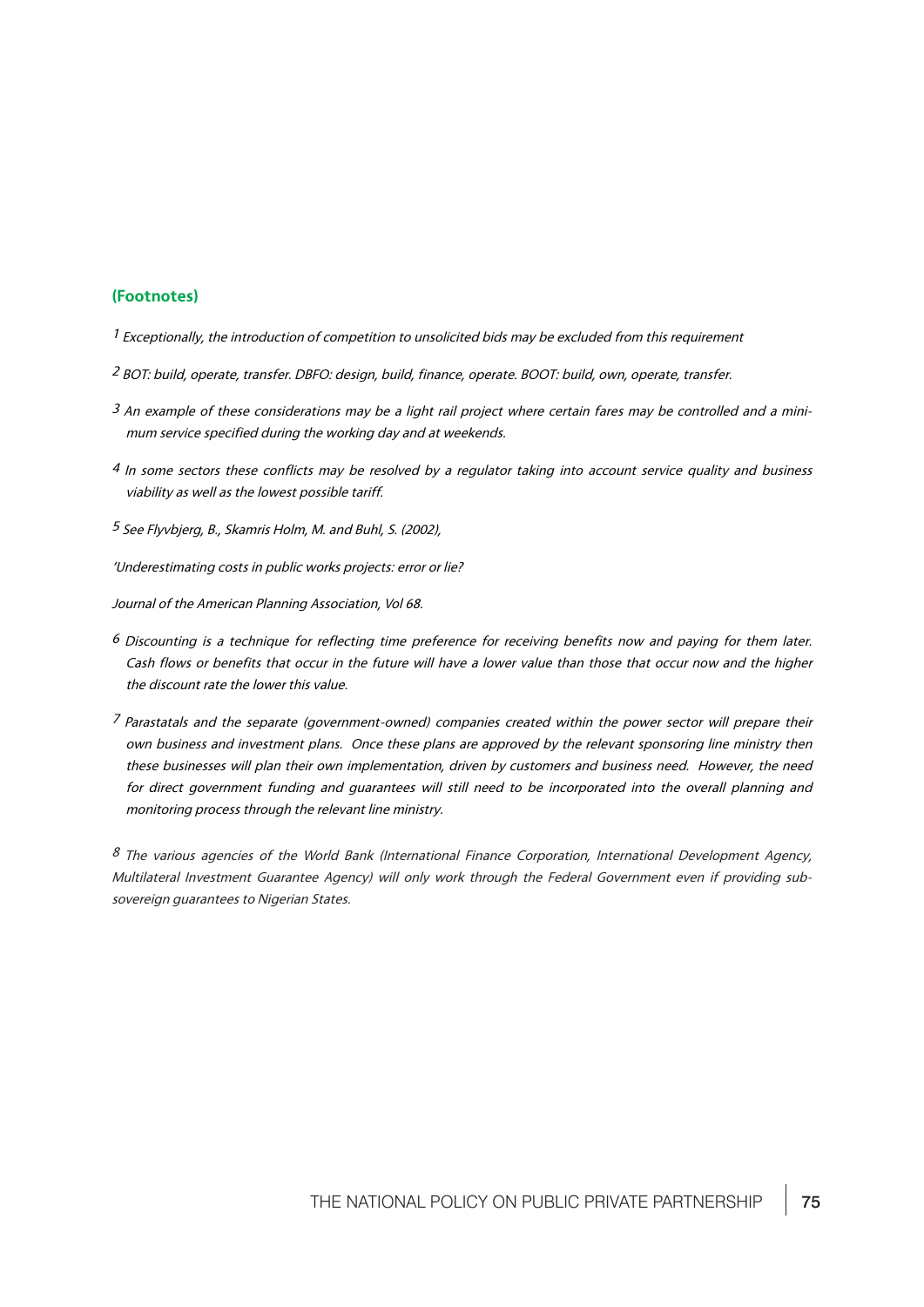**(Footnotes)**

[1] *Exceptionally, the introduction of competition to unsolicited bids may be excluded from this requirement*

[2] *BOT: build, operate, transfer. DBFO: design, build, finance, operate. BOOT: build, own, operate, transfer.*

[3] *An example of these considerations may be a light rail project where certain fares may be controlled and a minimum service specified during the working day and at weekends.*

[4] *In some sectors these conflicts may be resolved by a regulator taking into account service quality and business viability as well as the lowest possible tariff.*

[5] *See Flyvbjerg, B., Skamris Holm, M. and Buhl, S. (2002),*

*'Underestimating costs in public works projects: error or lie?*

*Journal of the American Planning Association, Vol 68.*

[6] *Discounting is a technique for reflecting time preference for receiving benefits now and paying for them later. Cash flows or benefits that occur in the future will have a lower value than those that occur now and the higher the discount rate the lower this value.*

[7] *Parastatals and the separate (government-owned) companies created within the power sector will prepare their own business and investment plans. Once these plans are approved by the relevant sponsoring line ministry then these businesses will plan their own implementation, driven by customers and business need. However, the need for direct government funding and guarantees will still need to be incorporated into the overall planning and monitoring process through the relevant line ministry.*

[8] *The various agencies of the World Bank (International Finance Corporation, International Development Agency, Multilateral Investment Guarantee Agency) will only work through the Federal Government even if providing sub-sovereign guarantees to Nigerian States.*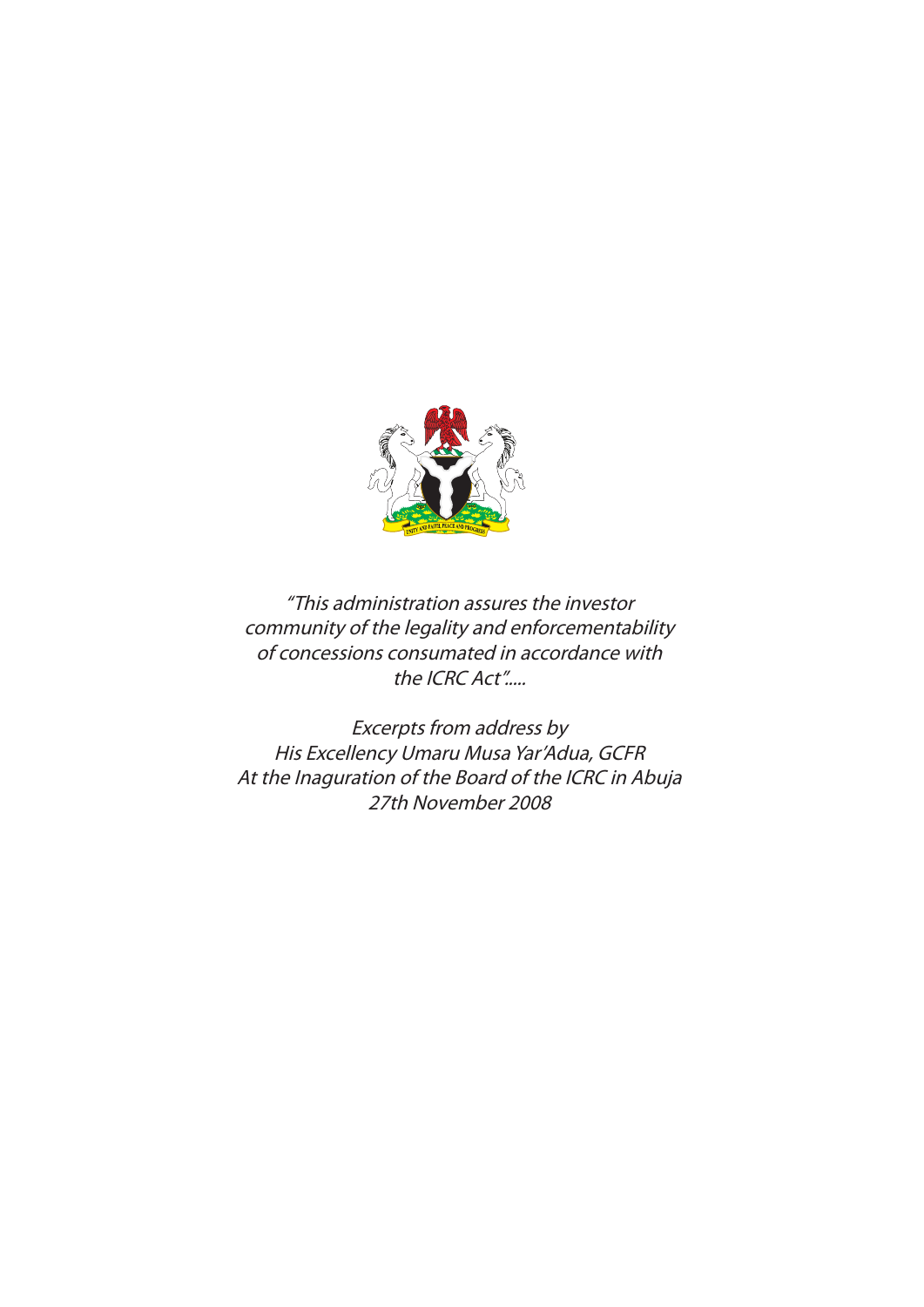*"This administration assures the investor community of the legality and enforcementability of concessions consumated in accordance with the ICRC Act"....*

*Excerpts from address by*
*His Excellency Umaru Musa Yar'Adua, GCFR*
*At the Inaguration of the Board of the ICRC in Abuja*
*27th November 2008*